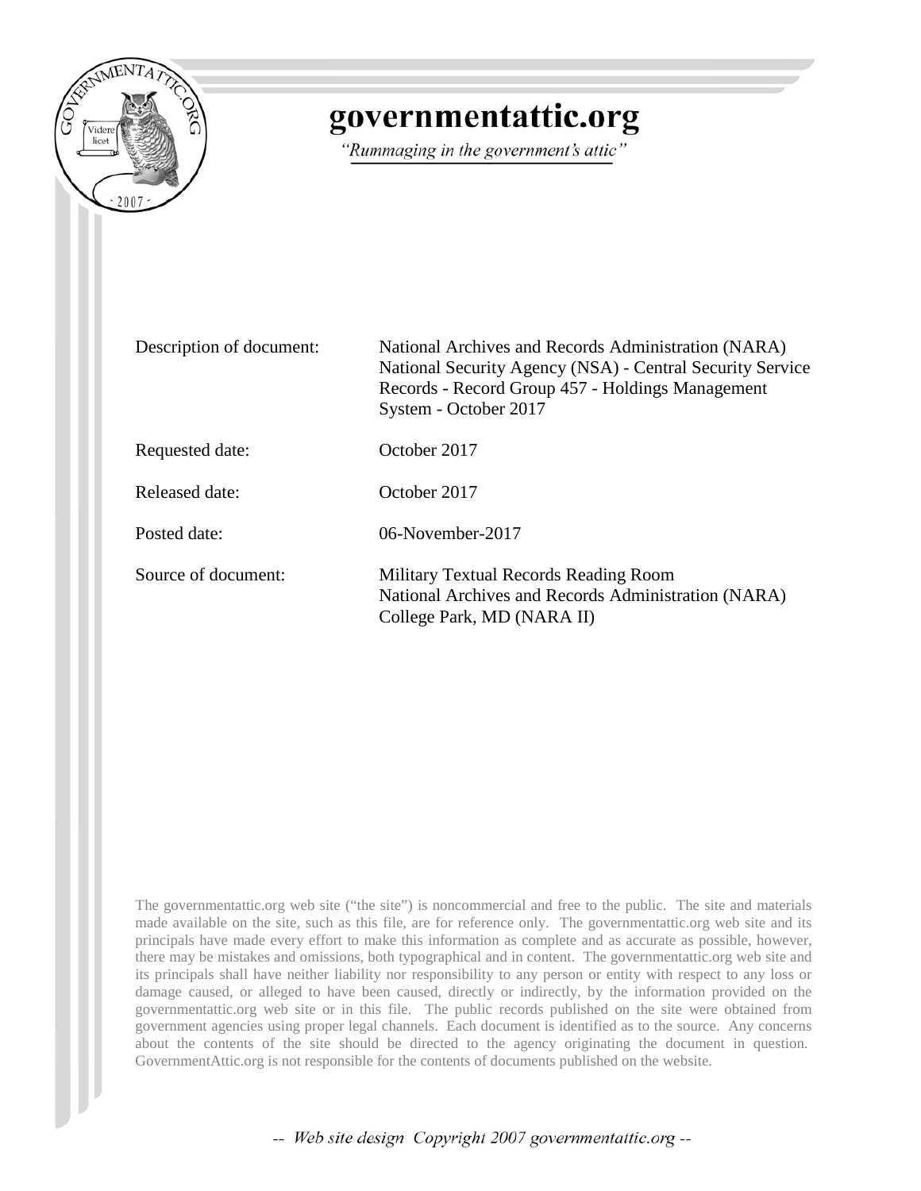# governmentattic.org

*"Rummaging in the government's attic"*

| | |
|---|---|
| Description of document: | National Archives and Records Administration (NARA) National Security Agency (NSA) - Central Security Service Records - Record Group 457 - Holdings Management System - October 2017 |
| Requested date: | October 2017 |
| Released date: | October 2017 |
| Posted date: | 06-November-2017 |
| Source of document: | Military Textual Records Reading Room<br>National Archives and Records Administration (NARA)<br>College Park, MD (NARA II) |

The governmentattic.org web site ("the site") is noncommercial and free to the public. The site and materials made available on the site, such as this file, are for reference only. The governmentattic.org web site and its principals have made every effort to make this information as complete and as accurate as possible, however, there may be mistakes and omissions, both typographical and in content. The governmentattic.org web site and its principals shall have neither liability nor responsibility to any person or entity with respect to any loss or damage caused, or alleged to have been caused, directly or indirectly, by the information provided on the governmentattic.org web site or in this file. The public records published on the site were obtained from government agencies using proper legal channels. Each document is identified as to the source. Any concerns about the contents of the site should be directed to the agency originating the document in question. GovernmentAttic.org is not responsible for the contents of documents published on the website.

*-- Web site design Copyright 2007 governmentattic.org --*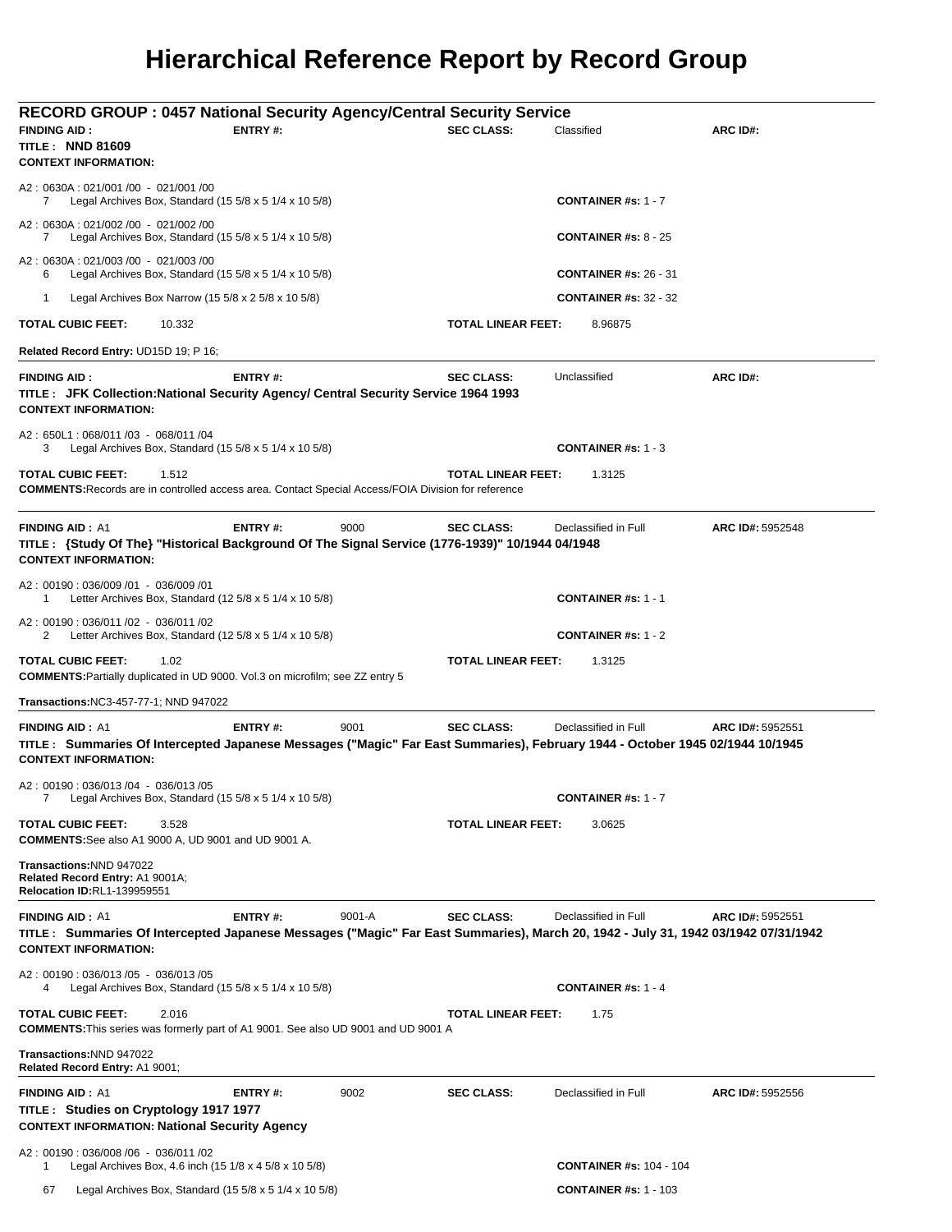# Hierarchical Reference Report by Record Group

**RECORD GROUP : 0457 National Security Agency/Central Security Service**

**FINDING AID :** | **ENTRY #:** | **SEC CLASS:** Classified | **ARC ID#:**

**TITLE : NND 81609**

**CONTEXT INFORMATION:**

A2 : 0630A : 021/001 /00 - 021/001 /00
7 Legal Archives Box, Standard (15 5/8 x 5 1/4 x 10 5/8) — **CONTAINER #s:** 1 - 7

A2 : 0630A : 021/002 /00 - 021/002 /00
7 Legal Archives Box, Standard (15 5/8 x 5 1/4 x 10 5/8) — **CONTAINER #s:** 8 - 25

A2 : 0630A : 021/003 /00 - 021/003 /00
6 Legal Archives Box, Standard (15 5/8 x 5 1/4 x 10 5/8) — **CONTAINER #s:** 26 - 31

1 Legal Archives Box Narrow (15 5/8 x 2 5/8 x 10 5/8) — **CONTAINER #s:** 32 - 32

**TOTAL CUBIC FEET:** 10.332 | **TOTAL LINEAR FEET:** 8.96875

**Related Record Entry:** UD15D 19; P 16;

---

**FINDING AID :** | **ENTRY #:** | **SEC CLASS:** Unclassified | **ARC ID#:**

**TITLE : JFK Collection:National Security Agency/ Central Security Service 1964 1993**

**CONTEXT INFORMATION:**

A2 : 650L1 : 068/011 /03 - 068/011 /04
3 Legal Archives Box, Standard (15 5/8 x 5 1/4 x 10 5/8) — **CONTAINER #s:** 1 - 3

**TOTAL CUBIC FEET:** 1.512 | **TOTAL LINEAR FEET:** 1.3125

**COMMENTS:** Records are in controlled access area. Contact Special Access/FOIA Division for reference

---

**FINDING AID :** A1 | **ENTRY #:** 9000 | **SEC CLASS:** Declassified in Full | **ARC ID#:** 5952548

**TITLE : {Study Of The} "Historical Background Of The Signal Service (1776-1939)" 10/1944 04/1948**

**CONTEXT INFORMATION:**

A2 : 00190 : 036/009 /01 - 036/009 /01
1 Letter Archives Box, Standard (12 5/8 x 5 1/4 x 10 5/8) — **CONTAINER #s:** 1 - 1

A2 : 00190 : 036/011 /02 - 036/011 /02
2 Letter Archives Box, Standard (12 5/8 x 5 1/4 x 10 5/8) — **CONTAINER #s:** 1 - 2

**TOTAL CUBIC FEET:** 1.02 | **TOTAL LINEAR FEET:** 1.3125

**COMMENTS:** Partially duplicated in UD 9000. Vol.3 on microfilm; see ZZ entry 5

**Transactions:** NC3-457-77-1; NND 947022

---

**FINDING AID :** A1 | **ENTRY #:** 9001 | **SEC CLASS:** Declassified in Full | **ARC ID#:** 5952551

**TITLE : Summaries Of Intercepted Japanese Messages ("Magic" Far East Summaries), February 1944 - October 1945 02/1944 10/1945**

**CONTEXT INFORMATION:**

A2 : 00190 : 036/013 /04 - 036/013 /05
7 Legal Archives Box, Standard (15 5/8 x 5 1/4 x 10 5/8) — **CONTAINER #s:** 1 - 7

**TOTAL CUBIC FEET:** 3.528 | **TOTAL LINEAR FEET:** 3.0625

**COMMENTS:** See also A1 9000 A, UD 9001 and UD 9001 A.

**Transactions:** NND 947022
**Related Record Entry:** A1 9001A;
**Relocation ID:** RL1-139959551

---

**FINDING AID :** A1 | **ENTRY #:** 9001-A | **SEC CLASS:** Declassified in Full | **ARC ID#:** 5952551

**TITLE : Summaries Of Intercepted Japanese Messages ("Magic" Far East Summaries), March 20, 1942 - July 31, 1942 03/1942 07/31/1942**

**CONTEXT INFORMATION:**

A2 : 00190 : 036/013 /05 - 036/013 /05
4 Legal Archives Box, Standard (15 5/8 x 5 1/4 x 10 5/8) — **CONTAINER #s:** 1 - 4

**TOTAL CUBIC FEET:** 2.016 | **TOTAL LINEAR FEET:** 1.75

**COMMENTS:** This series was formerly part of A1 9001. See also UD 9001 and UD 9001 A

**Transactions:** NND 947022
**Related Record Entry:** A1 9001;

---

**FINDING AID :** A1 | **ENTRY #:** 9002 | **SEC CLASS:** Declassified in Full | **ARC ID#:** 5952556

**TITLE : Studies on Cryptology 1917 1977**

**CONTEXT INFORMATION: National Security Agency**

A2 : 00190 : 036/008 /06 - 036/011 /02
1 Legal Archives Box, 4.6 inch (15 1/8 x 4 5/8 x 10 5/8) — **CONTAINER #s:** 104 - 104

67 Legal Archives Box, Standard (15 5/8 x 5 1/4 x 10 5/8) — **CONTAINER #s:** 1 - 103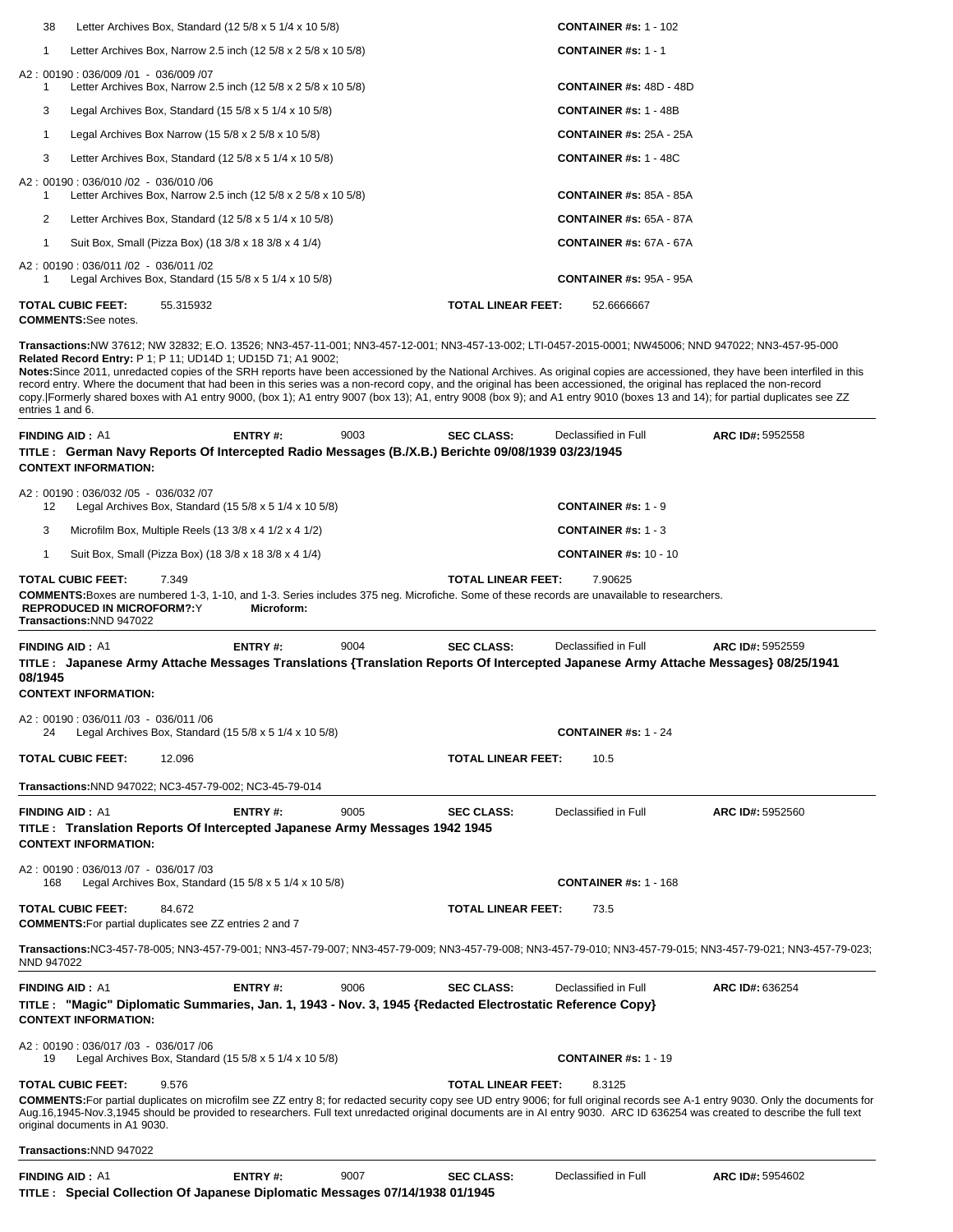38 Letter Archives Box, Standard (12 5/8 x 5 1/4 x 10 5/8) **CONTAINER #s:** 1 - 102

1 Letter Archives Box, Narrow 2.5 inch (12 5/8 x 2 5/8 x 10 5/8) **CONTAINER #s:** 1 - 1

A2 : 00190 : 036/009 /01 - 036/009 /07

1 Letter Archives Box, Narrow 2.5 inch (12 5/8 x 2 5/8 x 10 5/8) **CONTAINER #s:** 48D - 48D

3 Legal Archives Box, Standard (15 5/8 x 5 1/4 x 10 5/8) **CONTAINER #s:** 1 - 48B

1 Legal Archives Box Narrow (15 5/8 x 2 5/8 x 10 5/8) **CONTAINER #s:** 25A - 25A

3 Letter Archives Box, Standard (12 5/8 x 5 1/4 x 10 5/8) **CONTAINER #s:** 1 - 48C

A2 : 00190 : 036/010 /02 - 036/010 /06

1 Letter Archives Box, Narrow 2.5 inch (12 5/8 x 2 5/8 x 10 5/8) **CONTAINER #s:** 85A - 85A

2 Letter Archives Box, Standard (12 5/8 x 5 1/4 x 10 5/8) **CONTAINER #s:** 65A - 87A

1 Suit Box, Small (Pizza Box) (18 3/8 x 18 3/8 x 4 1/4) **CONTAINER #s:** 67A - 67A

A2 : 00190 : 036/011 /02 - 036/011 /02

1 Legal Archives Box, Standard (15 5/8 x 5 1/4 x 10 5/8) **CONTAINER #s:** 95A - 95A

**TOTAL CUBIC FEET:** 55.315932 **TOTAL LINEAR FEET:** 52.6666667

**COMMENTS:** See notes.

**Transactions:** NW 37612; NW 32832; E.O. 13526; NN3-457-11-001; NN3-457-12-001; NN3-457-13-002; LTI-0457-2015-0001; NW45006; NND 947022; NN3-457-95-000

**Related Record Entry:** P 1; P 11; UD14D 1; UD15D 71; A1 9002;

**Notes:** Since 2011, unredacted copies of the SRH reports have been accessioned by the National Archives. As original copies are accessioned, they have been interfiled in this record entry. Where the document that had been in this series was a non-record copy, and the original has been accessioned, the original has replaced the non-record copy.|Formerly shared boxes with A1 entry 9000, (box 1); A1 entry 9007 (box 13); A1, entry 9008 (box 9); and A1 entry 9010 (boxes 13 and 14); for partial duplicates see ZZ entries 1 and 6.

---

**FINDING AID :** A1 **ENTRY #:** 9003 **SEC CLASS:** Declassified in Full **ARC ID#:** 5952558

**TITLE : German Navy Reports Of Intercepted Radio Messages (B./X.B.) Berichte 09/08/1939 03/23/1945**

**CONTEXT INFORMATION:**

A2 : 00190 : 036/032 /05 - 036/032 /07

12 Legal Archives Box, Standard (15 5/8 x 5 1/4 x 10 5/8) **CONTAINER #s:** 1 - 9

3 Microfilm Box, Multiple Reels (13 3/8 x 4 1/2 x 4 1/2) **CONTAINER #s:** 1 - 3

1 Suit Box, Small (Pizza Box) (18 3/8 x 18 3/8 x 4 1/4) **CONTAINER #s:** 10 - 10

**TOTAL CUBIC FEET:** 7.349 **TOTAL LINEAR FEET:** 7.90625

**COMMENTS:** Boxes are numbered 1-3, 1-10, and 1-3. Series includes 375 neg. Microfiche. Some of these records are unavailable to researchers.

**REPRODUCED IN MICROFORM?:** Y **Microform:**

**Transactions:** NND 947022

---

**FINDING AID :** A1 **ENTRY #:** 9004 **SEC CLASS:** Declassified in Full **ARC ID#:** 5952559

**TITLE : Japanese Army Attache Messages Translations {Translation Reports Of Intercepted Japanese Army Attache Messages} 08/25/1941 08/1945**

**CONTEXT INFORMATION:**

A2 : 00190 : 036/011 /03 - 036/011 /06

24 Legal Archives Box, Standard (15 5/8 x 5 1/4 x 10 5/8) **CONTAINER #s:** 1 - 24

**TOTAL CUBIC FEET:** 12.096 **TOTAL LINEAR FEET:** 10.5

**Transactions:** NND 947022; NC3-457-79-002; NC3-45-79-014

---

**FINDING AID :** A1 **ENTRY #:** 9005 **SEC CLASS:** Declassified in Full **ARC ID#:** 5952560

**TITLE : Translation Reports Of Intercepted Japanese Army Messages 1942 1945**

**CONTEXT INFORMATION:**

A2 : 00190 : 036/013 /07 - 036/017 /03

168 Legal Archives Box, Standard (15 5/8 x 5 1/4 x 10 5/8) **CONTAINER #s:** 1 - 168

**TOTAL CUBIC FEET:** 84.672 **TOTAL LINEAR FEET:** 73.5

**COMMENTS:** For partial duplicates see ZZ entries 2 and 7

**Transactions:** NC3-457-78-005; NN3-457-79-001; NN3-457-79-007; NN3-457-79-009; NN3-457-79-008; NN3-457-79-010; NN3-457-79-015; NN3-457-79-021; NN3-457-79-023; NND 947022

---

**FINDING AID :** A1 **ENTRY #:** 9006 **SEC CLASS:** Declassified in Full **ARC ID#:** 636254

**TITLE : "Magic" Diplomatic Summaries, Jan. 1, 1943 - Nov. 3, 1945 {Redacted Electrostatic Reference Copy}**

**CONTEXT INFORMATION:**

A2 : 00190 : 036/017 /03 - 036/017 /06

19 Legal Archives Box, Standard (15 5/8 x 5 1/4 x 10 5/8) **CONTAINER #s:** 1 - 19

**TOTAL CUBIC FEET:** 9.576 **TOTAL LINEAR FEET:** 8.3125

**COMMENTS:** For partial duplicates on microfilm see ZZ entry 8; for redacted security copy see UD entry 9006; for full original records see A-1 entry 9030. Only the documents for Aug.16,1945-Nov.3,1945 should be provided to researchers. Full text unredacted original documents are in AI entry 9030. ARC ID 636254 was created to describe the full text original documents in A1 9030.

**Transactions:** NND 947022

---

**FINDING AID :** A1 **ENTRY #:** 9007 **SEC CLASS:** Declassified in Full **ARC ID#:** 5954602

**TITLE : Special Collection Of Japanese Diplomatic Messages 07/14/1938 01/1945**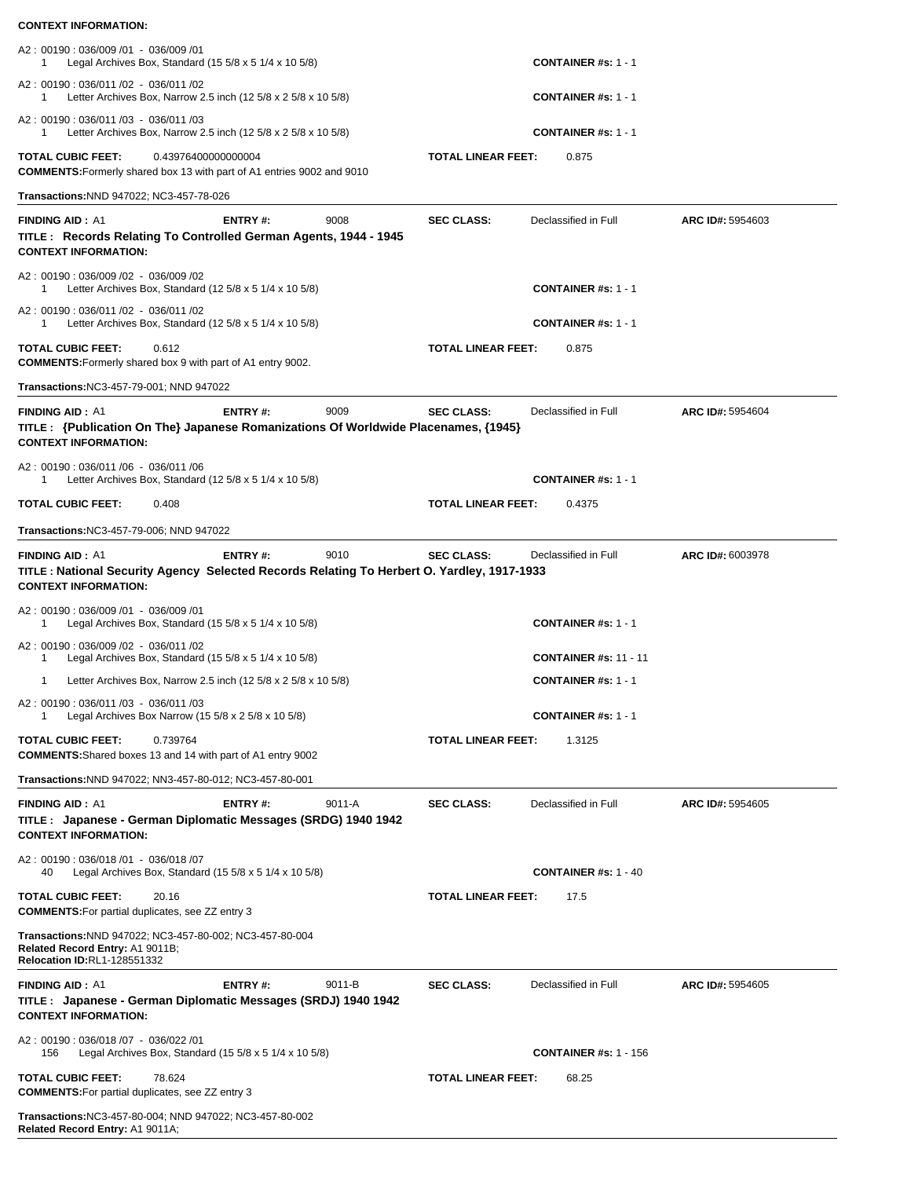**CONTEXT INFORMATION:**

A2 : 00190 : 036/009 /01 - 036/009 /01
1 Legal Archives Box, Standard (15 5/8 x 5 1/4 x 10 5/8) **CONTAINER #s:** 1 - 1

A2 : 00190 : 036/011 /02 - 036/011 /02
1 Letter Archives Box, Narrow 2.5 inch (12 5/8 x 2 5/8 x 10 5/8) **CONTAINER #s:** 1 - 1

A2 : 00190 : 036/011 /03 - 036/011 /03
1 Letter Archives Box, Narrow 2.5 inch (12 5/8 x 2 5/8 x 10 5/8) **CONTAINER #s:** 1 - 1

**TOTAL CUBIC FEET:** 0.43976400000000004 **TOTAL LINEAR FEET:** 0.875

**COMMENTS:** Formerly shared box 13 with part of A1 entries 9002 and 9010

**Transactions:** NND 947022; NC3-457-78-026

---

**FINDING AID :** A1 **ENTRY #:** 9008 **SEC CLASS:** Declassified in Full **ARC ID#:** 5954603

**TITLE : Records Relating To Controlled German Agents, 1944 - 1945**

**CONTEXT INFORMATION:**

A2 : 00190 : 036/009 /02 - 036/009 /02
1 Letter Archives Box, Standard (12 5/8 x 5 1/4 x 10 5/8) **CONTAINER #s:** 1 - 1

A2 : 00190 : 036/011 /02 - 036/011 /02
1 Letter Archives Box, Standard (12 5/8 x 5 1/4 x 10 5/8) **CONTAINER #s:** 1 - 1

**TOTAL CUBIC FEET:** 0.612 **TOTAL LINEAR FEET:** 0.875

**COMMENTS:** Formerly shared box 9 with part of A1 entry 9002.

**Transactions:** NC3-457-79-001; NND 947022

---

**FINDING AID :** A1 **ENTRY #:** 9009 **SEC CLASS:** Declassified in Full **ARC ID#:** 5954604

**TITLE : {Publication On The} Japanese Romanizations Of Worldwide Placenames, {1945}**

**CONTEXT INFORMATION:**

A2 : 00190 : 036/011 /06 - 036/011 /06
1 Letter Archives Box, Standard (12 5/8 x 5 1/4 x 10 5/8) **CONTAINER #s:** 1 - 1

**TOTAL CUBIC FEET:** 0.408 **TOTAL LINEAR FEET:** 0.4375

**Transactions:** NC3-457-79-006; NND 947022

---

**FINDING AID :** A1 **ENTRY #:** 9010 **SEC CLASS:** Declassified in Full **ARC ID#:** 6003978

**TITLE : National Security Agency Selected Records Relating To Herbert O. Yardley, 1917-1933**

**CONTEXT INFORMATION:**

A2 : 00190 : 036/009 /01 - 036/009 /01
1 Legal Archives Box, Standard (15 5/8 x 5 1/4 x 10 5/8) **CONTAINER #s:** 1 - 1

A2 : 00190 : 036/009 /02 - 036/011 /02
1 Legal Archives Box, Standard (15 5/8 x 5 1/4 x 10 5/8) **CONTAINER #s:** 11 - 11
1 Letter Archives Box, Narrow 2.5 inch (12 5/8 x 2 5/8 x 10 5/8) **CONTAINER #s:** 1 - 1

A2 : 00190 : 036/011 /03 - 036/011 /03
1 Legal Archives Box Narrow (15 5/8 x 2 5/8 x 10 5/8) **CONTAINER #s:** 1 - 1

**TOTAL CUBIC FEET:** 0.739764 **TOTAL LINEAR FEET:** 1.3125

**COMMENTS:** Shared boxes 13 and 14 with part of A1 entry 9002

**Transactions:** NND 947022; NN3-457-80-012; NC3-457-80-001

---

**FINDING AID :** A1 **ENTRY #:** 9011-A **SEC CLASS:** Declassified in Full **ARC ID#:** 5954605

**TITLE : Japanese - German Diplomatic Messages (SRDG) 1940 1942**

**CONTEXT INFORMATION:**

A2 : 00190 : 036/018 /01 - 036/018 /07
40 Legal Archives Box, Standard (15 5/8 x 5 1/4 x 10 5/8) **CONTAINER #s:** 1 - 40

**TOTAL CUBIC FEET:** 20.16 **TOTAL LINEAR FEET:** 17.5

**COMMENTS:** For partial duplicates, see ZZ entry 3

**Transactions:** NND 947022; NC3-457-80-002; NC3-457-80-004
**Related Record Entry:** A1 9011B;
**Relocation ID:** RL1-128551332

---

**FINDING AID :** A1 **ENTRY #:** 9011-B **SEC CLASS:** Declassified in Full **ARC ID#:** 5954605

**TITLE : Japanese - German Diplomatic Messages (SRDJ) 1940 1942**

**CONTEXT INFORMATION:**

A2 : 00190 : 036/018 /07 - 036/022 /01
156 Legal Archives Box, Standard (15 5/8 x 5 1/4 x 10 5/8) **CONTAINER #s:** 1 - 156

**TOTAL CUBIC FEET:** 78.624 **TOTAL LINEAR FEET:** 68.25

**COMMENTS:** For partial duplicates, see ZZ entry 3

**Transactions:** NC3-457-80-004; NND 947022; NC3-457-80-002
**Related Record Entry:** A1 9011A;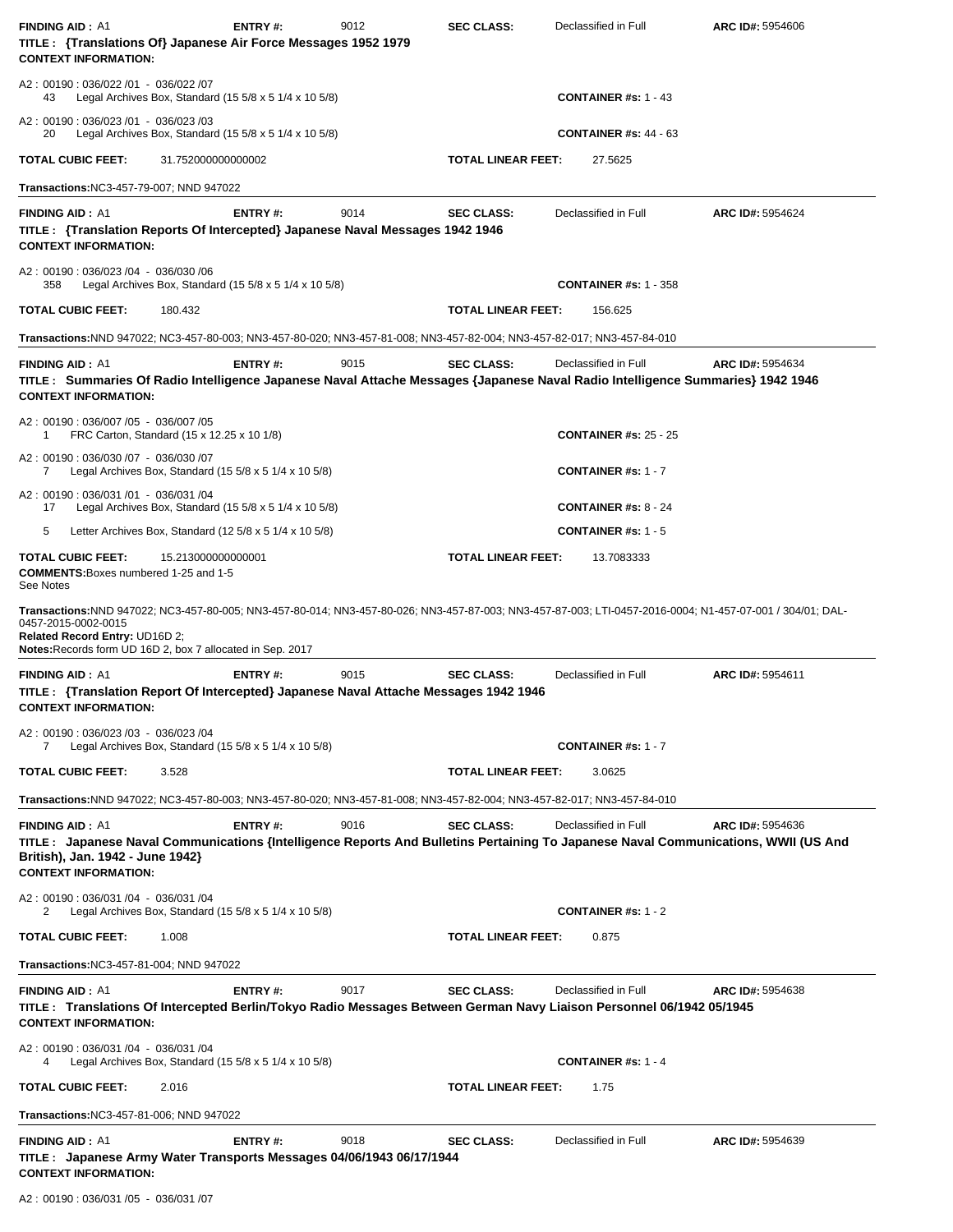**FINDING AID :** A1 **ENTRY #:** 9012 **SEC CLASS:** Declassified in Full **ARC ID#:** 5954606

**TITLE : {Translations Of} Japanese Air Force Messages 1952 1979**

**CONTEXT INFORMATION:**

A2 : 00190 : 036/022 /01 - 036/022 /07
43 Legal Archives Box, Standard (15 5/8 x 5 1/4 x 10 5/8) **CONTAINER #s:** 1 - 43

A2 : 00190 : 036/023 /01 - 036/023 /03
20 Legal Archives Box, Standard (15 5/8 x 5 1/4 x 10 5/8) **CONTAINER #s:** 44 - 63

**TOTAL CUBIC FEET:** 31.752000000000002 **TOTAL LINEAR FEET:** 27.5625

**Transactions:**NC3-457-79-007; NND 947022

---

**FINDING AID :** A1 **ENTRY #:** 9014 **SEC CLASS:** Declassified in Full **ARC ID#:** 5954624

**TITLE : {Translation Reports Of Intercepted} Japanese Naval Messages 1942 1946**

**CONTEXT INFORMATION:**

A2 : 00190 : 036/023 /04 - 036/030 /06
358 Legal Archives Box, Standard (15 5/8 x 5 1/4 x 10 5/8) **CONTAINER #s:** 1 - 358

**TOTAL CUBIC FEET:** 180.432 **TOTAL LINEAR FEET:** 156.625

**Transactions:**NND 947022; NC3-457-80-003; NN3-457-80-020; NN3-457-81-008; NN3-457-82-004; NN3-457-82-017; NN3-457-84-010

---

**FINDING AID :** A1 **ENTRY #:** 9015 **SEC CLASS:** Declassified in Full **ARC ID#:** 5954634

**TITLE : Summaries Of Radio Intelligence Japanese Naval Attache Messages {Japanese Naval Radio Intelligence Summaries} 1942 1946**

**CONTEXT INFORMATION:**

A2 : 00190 : 036/007 /05 - 036/007 /05
1 FRC Carton, Standard (15 x 12.25 x 10 1/8) **CONTAINER #s:** 25 - 25

A2 : 00190 : 036/030 /07 - 036/030 /07
7 Legal Archives Box, Standard (15 5/8 x 5 1/4 x 10 5/8) **CONTAINER #s:** 1 - 7

A2 : 00190 : 036/031 /01 - 036/031 /04
17 Legal Archives Box, Standard (15 5/8 x 5 1/4 x 10 5/8) **CONTAINER #s:** 8 - 24

5 Letter Archives Box, Standard (12 5/8 x 5 1/4 x 10 5/8) **CONTAINER #s:** 1 - 5

**TOTAL CUBIC FEET:** 15.213000000000001 **TOTAL LINEAR FEET:** 13.7083333

**COMMENTS:**Boxes numbered 1-25 and 1-5
See Notes

**Transactions:**NND 947022; NC3-457-80-005; NN3-457-80-014; NN3-457-80-026; NN3-457-87-003; NN3-457-87-003; LTI-0457-2016-0004; N1-457-07-001 / 304/01; DAL-0457-2015-0002-0015

**Related Record Entry:** UD16D 2;

**Notes:**Records form UD 16D 2, box 7 allocated in Sep. 2017

---

**FINDING AID :** A1 **ENTRY #:** 9015 **SEC CLASS:** Declassified in Full **ARC ID#:** 5954611

**TITLE : {Translation Report Of Intercepted} Japanese Naval Attache Messages 1942 1946**

**CONTEXT INFORMATION:**

A2 : 00190 : 036/023 /03 - 036/023 /04
7 Legal Archives Box, Standard (15 5/8 x 5 1/4 x 10 5/8) **CONTAINER #s:** 1 - 7

**TOTAL CUBIC FEET:** 3.528 **TOTAL LINEAR FEET:** 3.0625

**Transactions:**NND 947022; NC3-457-80-003; NN3-457-80-020; NN3-457-81-008; NN3-457-82-004; NN3-457-82-017; NN3-457-84-010

---

**FINDING AID :** A1 **ENTRY #:** 9016 **SEC CLASS:** Declassified in Full **ARC ID#:** 5954636

**TITLE : Japanese Naval Communications {Intelligence Reports And Bulletins Pertaining To Japanese Naval Communications, WWII (US And British), Jan. 1942 - June 1942}**

**CONTEXT INFORMATION:**

A2 : 00190 : 036/031 /04 - 036/031 /04
2 Legal Archives Box, Standard (15 5/8 x 5 1/4 x 10 5/8) **CONTAINER #s:** 1 - 2

**TOTAL CUBIC FEET:** 1.008 **TOTAL LINEAR FEET:** 0.875

**Transactions:**NC3-457-81-004; NND 947022

---

**FINDING AID :** A1 **ENTRY #:** 9017 **SEC CLASS:** Declassified in Full **ARC ID#:** 5954638

**TITLE : Translations Of Intercepted Berlin/Tokyo Radio Messages Between German Navy Liaison Personnel 06/1942 05/1945**

**CONTEXT INFORMATION:**

A2 : 00190 : 036/031 /04 - 036/031 /04
4 Legal Archives Box, Standard (15 5/8 x 5 1/4 x 10 5/8) **CONTAINER #s:** 1 - 4

**TOTAL CUBIC FEET:** 2.016 **TOTAL LINEAR FEET:** 1.75

**Transactions:**NC3-457-81-006; NND 947022

---

**FINDING AID :** A1 **ENTRY #:** 9018 **SEC CLASS:** Declassified in Full **ARC ID#:** 5954639

**TITLE : Japanese Army Water Transports Messages 04/06/1943 06/17/1944**

**CONTEXT INFORMATION:**

A2 : 00190 : 036/031 /05 - 036/031 /07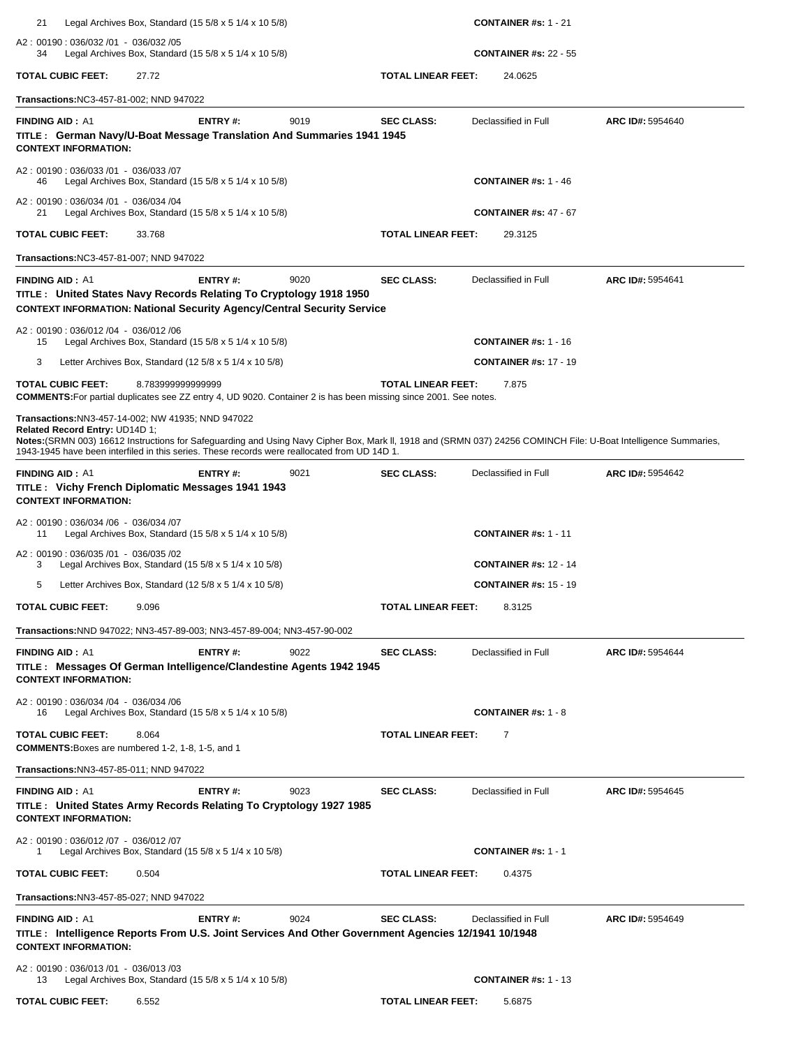21 Legal Archives Box, Standard (15 5/8 x 5 1/4 x 10 5/8) **CONTAINER #s:** 1 - 21

A2 : 00190 : 036/032 /01 - 036/032 /05
34 Legal Archives Box, Standard (15 5/8 x 5 1/4 x 10 5/8) **CONTAINER #s:** 22 - 55

**TOTAL CUBIC FEET:** 27.72 **TOTAL LINEAR FEET:** 24.0625

**Transactions:**NC3-457-81-002; NND 947022

---

**FINDING AID :** A1 **ENTRY #:** 9019 **SEC CLASS:** Declassified in Full **ARC ID#:** 5954640

**TITLE : German Navy/U-Boat Message Translation And Summaries 1941 1945**

**CONTEXT INFORMATION:**

A2 : 00190 : 036/033 /01 - 036/033 /07
46 Legal Archives Box, Standard (15 5/8 x 5 1/4 x 10 5/8) **CONTAINER #s:** 1 - 46

A2 : 00190 : 036/034 /01 - 036/034 /04
21 Legal Archives Box, Standard (15 5/8 x 5 1/4 x 10 5/8) **CONTAINER #s:** 47 - 67

**TOTAL CUBIC FEET:** 33.768 **TOTAL LINEAR FEET:** 29.3125

**Transactions:**NC3-457-81-007; NND 947022

---

**FINDING AID :** A1 **ENTRY #:** 9020 **SEC CLASS:** Declassified in Full **ARC ID#:** 5954641

**TITLE : United States Navy Records Relating To Cryptology 1918 1950**

**CONTEXT INFORMATION: National Security Agency/Central Security Service**

A2 : 00190 : 036/012 /04 - 036/012 /06
15 Legal Archives Box, Standard (15 5/8 x 5 1/4 x 10 5/8) **CONTAINER #s:** 1 - 16

3 Letter Archives Box, Standard (12 5/8 x 5 1/4 x 10 5/8) **CONTAINER #s:** 17 - 19

**TOTAL CUBIC FEET:** 8.783999999999999 **TOTAL LINEAR FEET:** 7.875

**COMMENTS:**For partial duplicates see ZZ entry 4, UD 9020. Container 2 is has been missing since 2001. See notes.

**Transactions:**NN3-457-14-002; NW 41935; NND 947022

**Related Record Entry:** UD14D 1;

**Notes:**(SRMN 003) 16612 Instructions for Safeguarding and Using Navy Cipher Box, Mark ll, 1918 and (SRMN 037) 24256 COMINCH File: U-Boat Intelligence Summaries, 1943-1945 have been interfiled in this series. These records were reallocated from UD 14D 1.

---

**FINDING AID :** A1 **ENTRY #:** 9021 **SEC CLASS:** Declassified in Full **ARC ID#:** 5954642

**TITLE : Vichy French Diplomatic Messages 1941 1943**

**CONTEXT INFORMATION:**

A2 : 00190 : 036/034 /06 - 036/034 /07
11 Legal Archives Box, Standard (15 5/8 x 5 1/4 x 10 5/8) **CONTAINER #s:** 1 - 11

A2 : 00190 : 036/035 /01 - 036/035 /02
3 Legal Archives Box, Standard (15 5/8 x 5 1/4 x 10 5/8) **CONTAINER #s:** 12 - 14

5 Letter Archives Box, Standard (12 5/8 x 5 1/4 x 10 5/8) **CONTAINER #s:** 15 - 19

**TOTAL CUBIC FEET:** 9.096 **TOTAL LINEAR FEET:** 8.3125

**Transactions:**NND 947022; NN3-457-89-003; NN3-457-89-004; NN3-457-90-002

---

**FINDING AID :** A1 **ENTRY #:** 9022 **SEC CLASS:** Declassified in Full **ARC ID#:** 5954644

**TITLE : Messages Of German Intelligence/Clandestine Agents 1942 1945**

**CONTEXT INFORMATION:**

A2 : 00190 : 036/034 /04 - 036/034 /06
16 Legal Archives Box, Standard (15 5/8 x 5 1/4 x 10 5/8) **CONTAINER #s:** 1 - 8

**TOTAL CUBIC FEET:** 8.064 **TOTAL LINEAR FEET:** 7

**COMMENTS:**Boxes are numbered 1-2, 1-8, 1-5, and 1

**Transactions:**NN3-457-85-011; NND 947022

---

**FINDING AID :** A1 **ENTRY #:** 9023 **SEC CLASS:** Declassified in Full **ARC ID#:** 5954645

**TITLE : United States Army Records Relating To Cryptology 1927 1985**

**CONTEXT INFORMATION:**

A2 : 00190 : 036/012 /07 - 036/012 /07
1 Legal Archives Box, Standard (15 5/8 x 5 1/4 x 10 5/8) **CONTAINER #s:** 1 - 1

**TOTAL CUBIC FEET:** 0.504 **TOTAL LINEAR FEET:** 0.4375

**Transactions:**NN3-457-85-027; NND 947022

---

**FINDING AID :** A1 **ENTRY #:** 9024 **SEC CLASS:** Declassified in Full **ARC ID#:** 5954649

**TITLE : Intelligence Reports From U.S. Joint Services And Other Government Agencies 12/1941 10/1948**

**CONTEXT INFORMATION:**

A2 : 00190 : 036/013 /01 - 036/013 /03
13 Legal Archives Box, Standard (15 5/8 x 5 1/4 x 10 5/8) **CONTAINER #s:** 1 - 13

**TOTAL CUBIC FEET:** 6.552 **TOTAL LINEAR FEET:** 5.6875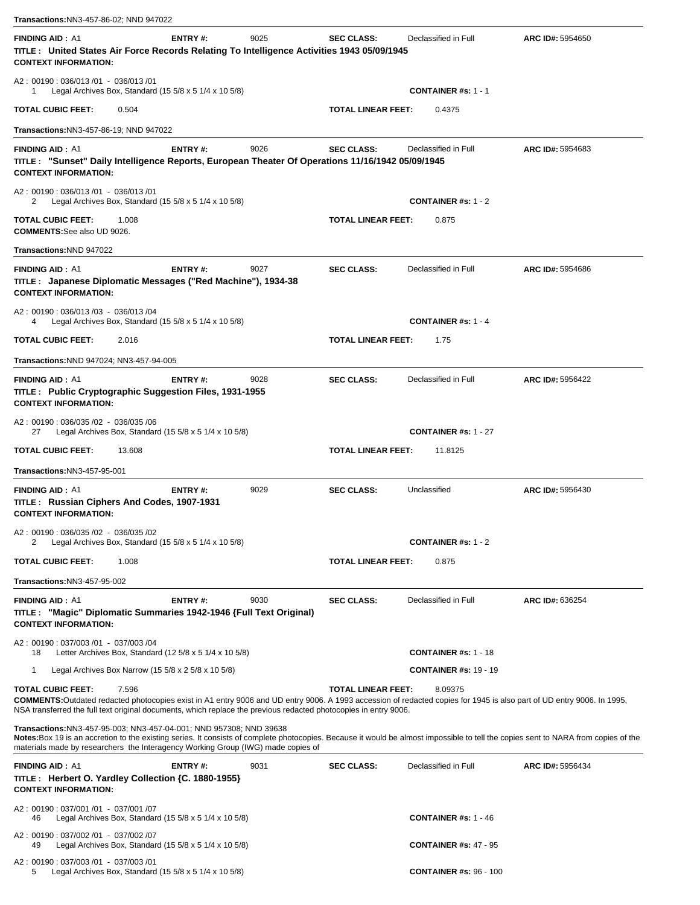**Transactions:** NN3-457-86-02; NND 947022

---

**FINDING AID :** A1 **ENTRY #:** 9025 **SEC CLASS:** Declassified in Full **ARC ID#:** 5954650

**TITLE : United States Air Force Records Relating To Intelligence Activities 1943 05/09/1945**

**CONTEXT INFORMATION:**

A2 : 00190 : 036/013 /01 - 036/013 /01
1 Legal Archives Box, Standard (15 5/8 x 5 1/4 x 10 5/8) **CONTAINER #s:** 1 - 1

**TOTAL CUBIC FEET:** 0.504 **TOTAL LINEAR FEET:** 0.4375

**Transactions:** NN3-457-86-19; NND 947022

---

**FINDING AID :** A1 **ENTRY #:** 9026 **SEC CLASS:** Declassified in Full **ARC ID#:** 5954683

**TITLE : "Sunset" Daily Intelligence Reports, European Theater Of Operations 11/16/1942 05/09/1945**

**CONTEXT INFORMATION:**

A2 : 00190 : 036/013 /01 - 036/013 /01
2 Legal Archives Box, Standard (15 5/8 x 5 1/4 x 10 5/8) **CONTAINER #s:** 1 - 2

**TOTAL CUBIC FEET:** 1.008 **TOTAL LINEAR FEET:** 0.875

**COMMENTS:** See also UD 9026.

**Transactions:** NND 947022

---

**FINDING AID :** A1 **ENTRY #:** 9027 **SEC CLASS:** Declassified in Full **ARC ID#:** 5954686

**TITLE : Japanese Diplomatic Messages ("Red Machine"), 1934-38**

**CONTEXT INFORMATION:**

A2 : 00190 : 036/013 /03 - 036/013 /04
4 Legal Archives Box, Standard (15 5/8 x 5 1/4 x 10 5/8) **CONTAINER #s:** 1 - 4

**TOTAL CUBIC FEET:** 2.016 **TOTAL LINEAR FEET:** 1.75

**Transactions:** NND 947024; NN3-457-94-005

---

**FINDING AID :** A1 **ENTRY #:** 9028 **SEC CLASS:** Declassified in Full **ARC ID#:** 5956422

**TITLE : Public Cryptographic Suggestion Files, 1931-1955**

**CONTEXT INFORMATION:**

A2 : 00190 : 036/035 /02 - 036/035 /06
27 Legal Archives Box, Standard (15 5/8 x 5 1/4 x 10 5/8) **CONTAINER #s:** 1 - 27

**TOTAL CUBIC FEET:** 13.608 **TOTAL LINEAR FEET:** 11.8125

**Transactions:** NN3-457-95-001

---

**FINDING AID :** A1 **ENTRY #:** 9029 **SEC CLASS:** Unclassified **ARC ID#:** 5956430

**TITLE : Russian Ciphers And Codes, 1907-1931**

**CONTEXT INFORMATION:**

A2 : 00190 : 036/035 /02 - 036/035 /02
2 Legal Archives Box, Standard (15 5/8 x 5 1/4 x 10 5/8) **CONTAINER #s:** 1 - 2

**TOTAL CUBIC FEET:** 1.008 **TOTAL LINEAR FEET:** 0.875

**Transactions:** NN3-457-95-002

---

**FINDING AID :** A1 **ENTRY #:** 9030 **SEC CLASS:** Declassified in Full **ARC ID#:** 636254

**TITLE : "Magic" Diplomatic Summaries 1942-1946 {Full Text Original)**

**CONTEXT INFORMATION:**

A2 : 00190 : 037/003 /01 - 037/003 /04
18 Letter Archives Box, Standard (12 5/8 x 5 1/4 x 10 5/8) **CONTAINER #s:** 1 - 18

1 Legal Archives Box Narrow (15 5/8 x 2 5/8 x 10 5/8) **CONTAINER #s:** 19 - 19

**TOTAL CUBIC FEET:** 7.596 **TOTAL LINEAR FEET:** 8.09375

**COMMENTS:** Outdated redacted photocopies exist in A1 entry 9006 and UD entry 9006. A 1993 accession of redacted copies for 1945 is also part of UD entry 9006. In 1995, NSA transferred the full text original documents, which replace the previous redacted photocopies in entry 9006.

**Transactions:** NN3-457-95-003; NN3-457-04-001; NND 957308; NND 39638

**Notes:** Box 19 is an accretion to the existing series. It consists of complete photocopies. Because it would be almost impossible to tell the copies sent to NARA from copies of the materials made by researchers the Interagency Working Group (IWG) made copies of

---

**FINDING AID :** A1 **ENTRY #:** 9031 **SEC CLASS:** Declassified in Full **ARC ID#:** 5956434

**TITLE : Herbert O. Yardley Collection {C. 1880-1955}**

**CONTEXT INFORMATION:**

A2 : 00190 : 037/001 /01 - 037/001 /07
46 Legal Archives Box, Standard (15 5/8 x 5 1/4 x 10 5/8) **CONTAINER #s:** 1 - 46

A2 : 00190 : 037/002 /01 - 037/002 /07
49 Legal Archives Box, Standard (15 5/8 x 5 1/4 x 10 5/8) **CONTAINER #s:** 47 - 95

A2 : 00190 : 037/003 /01 - 037/003 /01
5 Legal Archives Box, Standard (15 5/8 x 5 1/4 x 10 5/8) **CONTAINER #s:** 96 - 100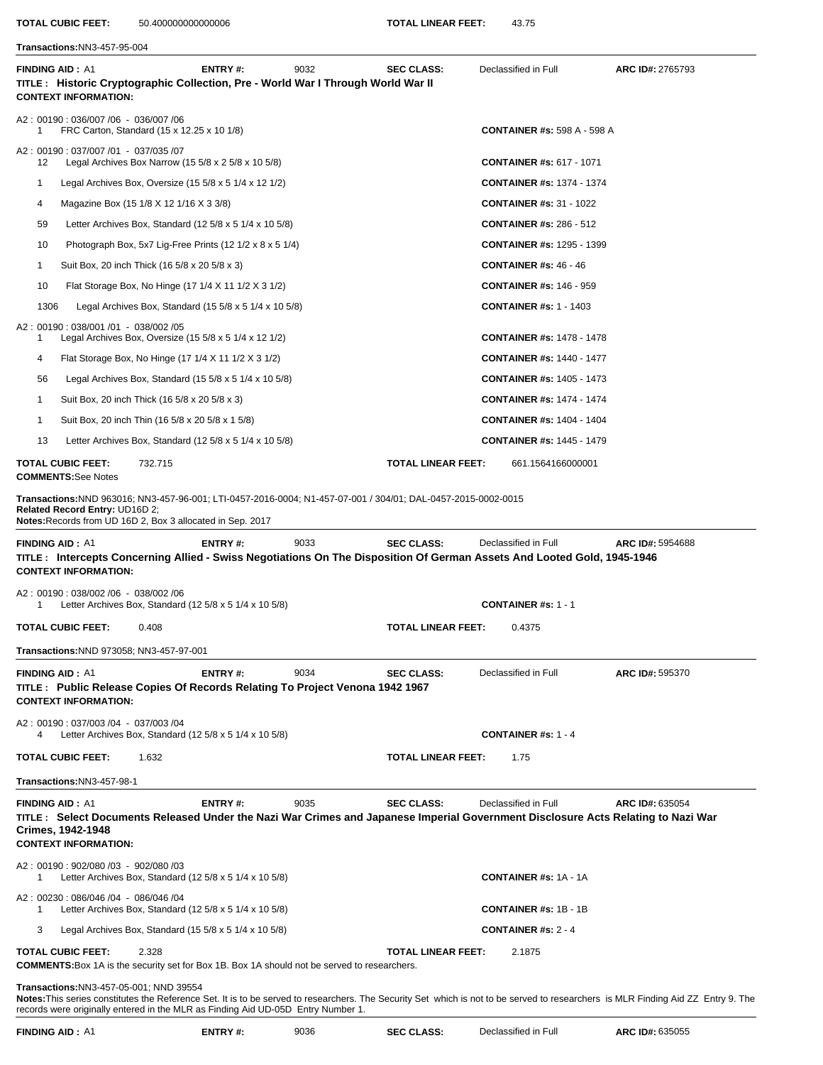**TOTAL CUBIC FEET:** 50.400000000000006 **TOTAL LINEAR FEET:** 43.75

**Transactions:** NN3-457-95-004

---

**FINDING AID :** A1 **ENTRY #:** 9032 **SEC CLASS:** Declassified in Full **ARC ID#:** 2765793

**TITLE : Historic Cryptographic Collection, Pre - World War I Through World War II**

**CONTEXT INFORMATION:**

A2 : 00190 : 036/007 /06 - 036/007 /06

| Qty | Container Type | Container #s |
|---|---|---|
| 1 | FRC Carton, Standard (15 x 12.25 x 10 1/8) | **CONTAINER #s:** 598 A - 598 A |

A2 : 00190 : 037/007 /01 - 037/035 /07

| Qty | Container Type | Container #s |
|---|---|---|
| 12 | Legal Archives Box Narrow (15 5/8 x 2 5/8 x 10 5/8) | **CONTAINER #s:** 617 - 1071 |
| 1 | Legal Archives Box, Oversize (15 5/8 x 5 1/4 x 12 1/2) | **CONTAINER #s:** 1374 - 1374 |
| 4 | Magazine Box (15 1/8 X 12 1/16 X 3 3/8) | **CONTAINER #s:** 31 - 1022 |
| 59 | Letter Archives Box, Standard (12 5/8 x 5 1/4 x 10 5/8) | **CONTAINER #s:** 286 - 512 |
| 10 | Photograph Box, 5x7 Lig-Free Prints (12 1/2 x 8 x 5 1/4) | **CONTAINER #s:** 1295 - 1399 |
| 1 | Suit Box, 20 inch Thick (16 5/8 x 20 5/8 x 3) | **CONTAINER #s:** 46 - 46 |
| 10 | Flat Storage Box, No Hinge (17 1/4 X 11 1/2 X 3 1/2) | **CONTAINER #s:** 146 - 959 |
| 1306 | Legal Archives Box, Standard (15 5/8 x 5 1/4 x 10 5/8) | **CONTAINER #s:** 1 - 1403 |

A2 : 00190 : 038/001 /01 - 038/002 /05

| Qty | Container Type | Container #s |
|---|---|---|
| 1 | Legal Archives Box, Oversize (15 5/8 x 5 1/4 x 12 1/2) | **CONTAINER #s:** 1478 - 1478 |
| 4 | Flat Storage Box, No Hinge (17 1/4 X 11 1/2 X 3 1/2) | **CONTAINER #s:** 1440 - 1477 |
| 56 | Legal Archives Box, Standard (15 5/8 x 5 1/4 x 10 5/8) | **CONTAINER #s:** 1405 - 1473 |
| 1 | Suit Box, 20 inch Thick (16 5/8 x 20 5/8 x 3) | **CONTAINER #s:** 1474 - 1474 |
| 1 | Suit Box, 20 inch Thin (16 5/8 x 20 5/8 x 1 5/8) | **CONTAINER #s:** 1404 - 1404 |
| 13 | Letter Archives Box, Standard (12 5/8 x 5 1/4 x 10 5/8) | **CONTAINER #s:** 1445 - 1479 |

**TOTAL CUBIC FEET:** 732.715 **TOTAL LINEAR FEET:** 661.1564166000001

**COMMENTS:** See Notes

**Transactions:** NND 963016; NN3-457-96-001; LTI-0457-2016-0004; N1-457-07-001 / 304/01; DAL-0457-2015-0002-0015

**Related Record Entry:** UD16D 2;

**Notes:** Records from UD 16D 2, Box 3 allocated in Sep. 2017

---

**FINDING AID :** A1 **ENTRY #:** 9033 **SEC CLASS:** Declassified in Full **ARC ID#:** 5954688

**TITLE : Intercepts Concerning Allied - Swiss Negotiations On The Disposition Of German Assets And Looted Gold, 1945-1946**

**CONTEXT INFORMATION:**

A2 : 00190 : 038/002 /06 - 038/002 /06

| Qty | Container Type | Container #s |
|---|---|---|
| 1 | Letter Archives Box, Standard (12 5/8 x 5 1/4 x 10 5/8) | **CONTAINER #s:** 1 - 1 |

**TOTAL CUBIC FEET:** 0.408 **TOTAL LINEAR FEET:** 0.4375

**Transactions:** NND 973058; NN3-457-97-001

---

**FINDING AID :** A1 **ENTRY #:** 9034 **SEC CLASS:** Declassified in Full **ARC ID#:** 595370

**TITLE : Public Release Copies Of Records Relating To Project Venona 1942 1967**

**CONTEXT INFORMATION:**

A2 : 00190 : 037/003 /04 - 037/003 /04

| Qty | Container Type | Container #s |
|---|---|---|
| 4 | Letter Archives Box, Standard (12 5/8 x 5 1/4 x 10 5/8) | **CONTAINER #s:** 1 - 4 |

**TOTAL CUBIC FEET:** 1.632 **TOTAL LINEAR FEET:** 1.75

**Transactions:** NN3-457-98-1

---

**FINDING AID :** A1 **ENTRY #:** 9035 **SEC CLASS:** Declassified in Full **ARC ID#:** 635054

**TITLE : Select Documents Released Under the Nazi War Crimes and Japanese Imperial Government Disclosure Acts Relating to Nazi War Crimes, 1942-1948**

**CONTEXT INFORMATION:**

A2 : 00190 : 902/080 /03 - 902/080 /03

| Qty | Container Type | Container #s |
|---|---|---|
| 1 | Letter Archives Box, Standard (12 5/8 x 5 1/4 x 10 5/8) | **CONTAINER #s:** 1A - 1A |

A2 : 00230 : 086/046 /04 - 086/046 /04

| Qty | Container Type | Container #s |
|---|---|---|
| 1 | Letter Archives Box, Standard (12 5/8 x 5 1/4 x 10 5/8) | **CONTAINER #s:** 1B - 1B |
| 3 | Legal Archives Box, Standard (15 5/8 x 5 1/4 x 10 5/8) | **CONTAINER #s:** 2 - 4 |

**TOTAL CUBIC FEET:** 2.328 **TOTAL LINEAR FEET:** 2.1875

**COMMENTS:** Box 1A is the security set for Box 1B. Box 1A should not be served to researchers.

**Transactions:** NN3-457-05-001; NND 39554

**Notes:** This series constitutes the Reference Set. It is to be served to researchers. The Security Set which is not to be served to researchers is MLR Finding Aid ZZ Entry 9. The records were originally entered in the MLR as Finding Aid UD-05D Entry Number 1.

---

**FINDING AID :** A1 **ENTRY #:** 9036 **SEC CLASS:** Declassified in Full **ARC ID#:** 635055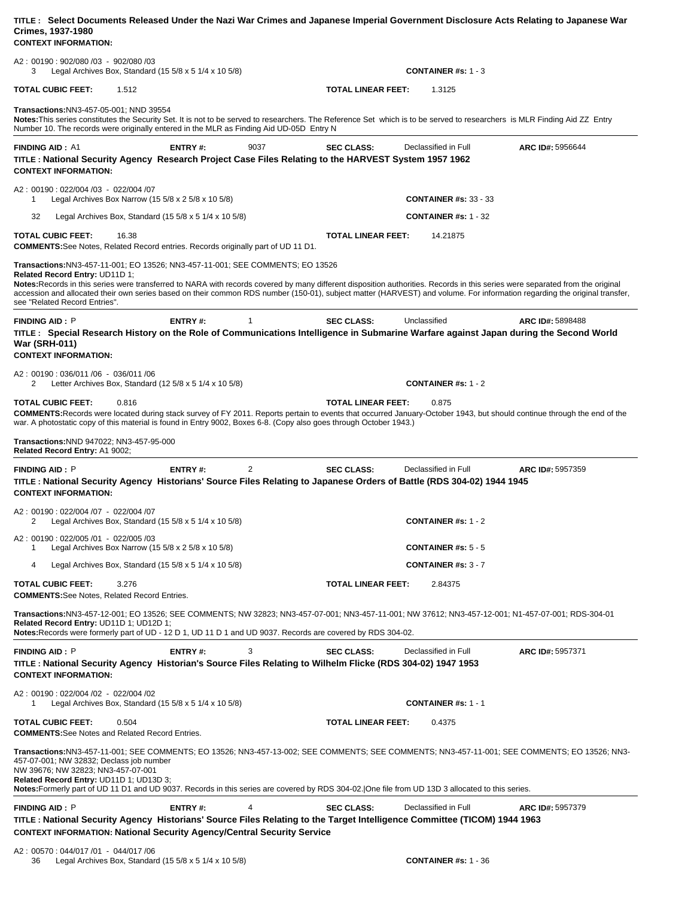**TITLE : Select Documents Released Under the Nazi War Crimes and Japanese Imperial Government Disclosure Acts Relating to Japanese War Crimes, 1937-1980**
**CONTEXT INFORMATION:**

A2 : 00190 : 902/080 /03 - 902/080 /03
3 Legal Archives Box, Standard (15 5/8 x 5 1/4 x 10 5/8) **CONTAINER #s:** 1 - 3

**TOTAL CUBIC FEET:** 1.512 **TOTAL LINEAR FEET:** 1.3125

**Transactions:**NN3-457-05-001; NND 39554
**Notes:**This series constitutes the Security Set. It is not to be served to researchers. The Reference Set which is to be served to researchers is MLR Finding Aid ZZ Entry Number 10. The records were originally entered in the MLR as Finding Aid UD-05D Entry N

---

**FINDING AID :** A1 **ENTRY #:** 9037 **SEC CLASS:** Declassified in Full **ARC ID#:** 5956644
**TITLE : National Security Agency Research Project Case Files Relating to the HARVEST System 1957 1962**
**CONTEXT INFORMATION:**

A2 : 00190 : 022/004 /03 - 022/004 /07
1 Legal Archives Box Narrow (15 5/8 x 2 5/8 x 10 5/8) **CONTAINER #s:** 33 - 33
32 Legal Archives Box, Standard (15 5/8 x 5 1/4 x 10 5/8) **CONTAINER #s:** 1 - 32

**TOTAL CUBIC FEET:** 16.38 **TOTAL LINEAR FEET:** 14.21875
**COMMENTS:**See Notes, Related Record entries. Records originally part of UD 11 D1.

**Transactions:**NN3-457-11-001; EO 13526; NN3-457-11-001; SEE COMMENTS; EO 13526
**Related Record Entry:** UD11D 1;
**Notes:**Records in this series were transferred to NARA with records covered by many different disposition authorities. Records in this series were separated from the original accession and allocated their own series based on their common RDS number (150-01), subject matter (HARVEST) and volume. For information regarding the original transfer, see "Related Record Entries".

---

**FINDING AID :** P **ENTRY #:** 1 **SEC CLASS:** Unclassified **ARC ID#:** 5898488
**TITLE : Special Research History on the Role of Communications Intelligence in Submarine Warfare against Japan during the Second World War (SRH-011)**
**CONTEXT INFORMATION:**

A2 : 00190 : 036/011 /06 - 036/011 /06
2 Letter Archives Box, Standard (12 5/8 x 5 1/4 x 10 5/8) **CONTAINER #s:** 1 - 2

**TOTAL CUBIC FEET:** 0.816 **TOTAL LINEAR FEET:** 0.875
**COMMENTS:**Records were located during stack survey of FY 2011. Reports pertain to events that occurred January-October 1943, but should continue through the end of the war. A photostatic copy of this material is found in Entry 9002, Boxes 6-8. (Copy also goes through October 1943.)

**Transactions:**NND 947022; NN3-457-95-000
**Related Record Entry:** A1 9002;

---

**FINDING AID :** P **ENTRY #:** 2 **SEC CLASS:** Declassified in Full **ARC ID#:** 5957359
**TITLE : National Security Agency Historians' Source Files Relating to Japanese Orders of Battle (RDS 304-02) 1944 1945**
**CONTEXT INFORMATION:**

A2 : 00190 : 022/004 /07 - 022/004 /07
2 Legal Archives Box, Standard (15 5/8 x 5 1/4 x 10 5/8) **CONTAINER #s:** 1 - 2

A2 : 00190 : 022/005 /01 - 022/005 /03
1 Legal Archives Box Narrow (15 5/8 x 2 5/8 x 10 5/8) **CONTAINER #s:** 5 - 5
4 Legal Archives Box, Standard (15 5/8 x 5 1/4 x 10 5/8) **CONTAINER #s:** 3 - 7

**TOTAL CUBIC FEET:** 3.276 **TOTAL LINEAR FEET:** 2.84375
**COMMENTS:**See Notes, Related Record Entries.

**Transactions:**NN3-457-12-001; EO 13526; SEE COMMENTS; NW 32823; NN3-457-07-001; NN3-457-11-001; NW 37612; NN3-457-12-001; N1-457-07-001; RDS-304-01
**Related Record Entry:** UD11D 1; UD12D 1;
**Notes:**Records were formerly part of UD - 12 D 1, UD 11 D 1 and UD 9037. Records are covered by RDS 304-02.

---

**FINDING AID :** P **ENTRY #:** 3 **SEC CLASS:** Declassified in Full **ARC ID#:** 5957371
**TITLE : National Security Agency Historian's Source Files Relating to Wilhelm Flicke (RDS 304-02) 1947 1953**
**CONTEXT INFORMATION:**

A2 : 00190 : 022/004 /02 - 022/004 /02
1 Legal Archives Box, Standard (15 5/8 x 5 1/4 x 10 5/8) **CONTAINER #s:** 1 - 1

**TOTAL CUBIC FEET:** 0.504 **TOTAL LINEAR FEET:** 0.4375
**COMMENTS:**See Notes and Related Record Entries.

**Transactions:**NN3-457-11-001; SEE COMMENTS; EO 13526; NN3-457-13-002; SEE COMMENTS; SEE COMMENTS; NN3-457-11-001; SEE COMMENTS; EO 13526; NN3-457-07-001; NW 32832; Declass job number
NW 39676; NW 32823; NN3-457-07-001
**Related Record Entry:** UD11D 1; UD13D 3;
**Notes:**Formerly part of UD 11 D1 and UD 9037. Records in this series are covered by RDS 304-02.|One file from UD 13D 3 allocated to this series.

---

**FINDING AID :** P **ENTRY #:** 4 **SEC CLASS:** Declassified in Full **ARC ID#:** 5957379
**TITLE : National Security Agency Historians' Source Files Relating to the Target Intelligence Committee (TICOM) 1944 1963**
**CONTEXT INFORMATION: National Security Agency/Central Security Service**

A2 : 00570 : 044/017 /01 - 044/017 /06
36 Legal Archives Box, Standard (15 5/8 x 5 1/4 x 10 5/8) **CONTAINER #s:** 1 - 36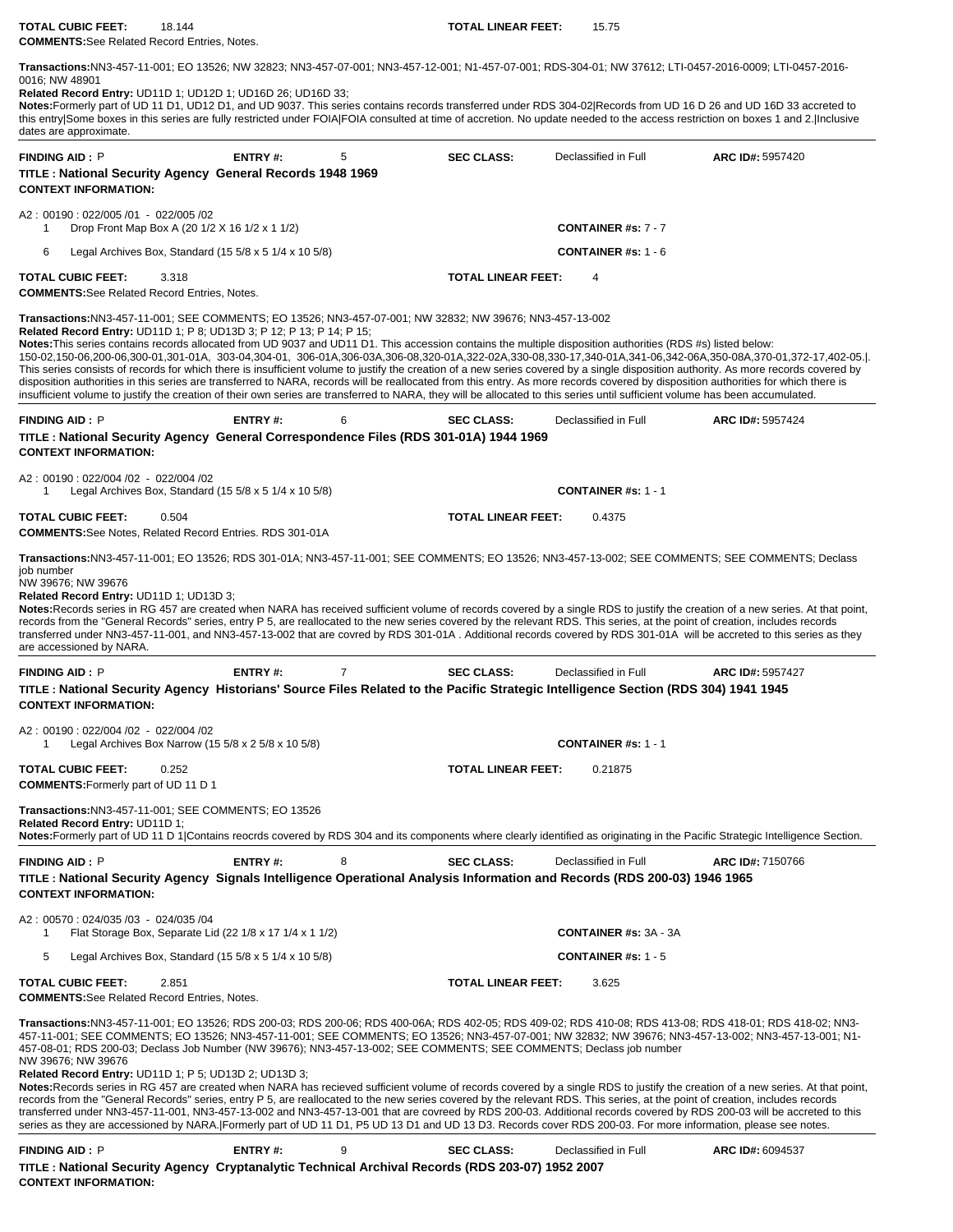**TOTAL CUBIC FEET:** 18.144 **TOTAL LINEAR FEET:** 15.75

**COMMENTS:** See Related Record Entries, Notes.

**Transactions:** NN3-457-11-001; EO 13526; NW 32823; NN3-457-07-001; NN3-457-12-001; N1-457-07-001; RDS-304-01; NW 37612; LTI-0457-2016-0009; LTI-0457-2016-0016; NW 48901

**Related Record Entry:** UD11D 1; UD12D 1; UD16D 26; UD16D 33;

**Notes:** Formerly part of UD 11 D1, UD12 D1, and UD 9037. This series contains records transferred under RDS 304-02|Records from UD 16 D 26 and UD16D 33 accreted to this entry|Some boxes in this series are fully restricted under FOIA|FOIA consulted at time of accretion. No update needed to the access restriction on boxes 1 and 2.|Inclusive dates are approximate.

---

**FINDING AID :** P **ENTRY #:** 5 **SEC CLASS:** Declassified in Full **ARC ID#:** 5957420

**TITLE : National Security Agency General Records 1948 1969**

**CONTEXT INFORMATION:**

A2 : 00190 : 022/005 /01 - 022/005 /02

| Qty | Container | Container #s |
|---|---|---|
| 1 | Drop Front Map Box A (20 1/2 X 16 1/2 x 1 1/2) | **CONTAINER #s:** 7 - 7 |
| 6 | Legal Archives Box, Standard (15 5/8 x 5 1/4 x 10 5/8) | **CONTAINER #s:** 1 - 6 |

**TOTAL CUBIC FEET:** 3.318 **TOTAL LINEAR FEET:** 4

**COMMENTS:** See Related Record Entries, Notes.

**Transactions:** NN3-457-11-001; SEE COMMENTS; EO 13526; NN3-457-07-001; NW 32832; NW 39676; NN3-457-13-002

**Related Record Entry:** UD11D 1; P 8; UD13D 3; P 12; P 13; P 14; P 15;

**Notes:** This series contains records allocated from UD 9037 and UD11 D1. This accession contains the multiple disposition authorities (RDS #s) listed below: 150-02,150-06,200-06,300-01,301-01A, 303-04,304-01, 306-01A,306-03A,306-08,320-01A,322-02A,330-08,330-17,340-01A,341-06,342-06A,350-08A,370-01,372-17,402-05.|. This series consists of records for which there is insufficient volume to justify the creation of a new series covered by a single disposition authority. As more records covered by disposition authorities in this series are transferred to NARA, records will be reallocated from this entry. As more records covered by disposition authorities for which there is insufficient volume to justify the creation of their own series are transferred to NARA, they will be allocated to this series until sufficient volume has been accumulated.

---

**FINDING AID :** P **ENTRY #:** 6 **SEC CLASS:** Declassified in Full **ARC ID#:** 5957424

**TITLE : National Security Agency General Correspondence Files (RDS 301-01A) 1944 1969**

**CONTEXT INFORMATION:**

A2 : 00190 : 022/004 /02 - 022/004 /02

| Qty | Container | Container #s |
|---|---|---|
| 1 | Legal Archives Box, Standard (15 5/8 x 5 1/4 x 10 5/8) | **CONTAINER #s:** 1 - 1 |

**TOTAL CUBIC FEET:** 0.504 **TOTAL LINEAR FEET:** 0.4375

**COMMENTS:** See Notes, Related Record Entries. RDS 301-01A

**Transactions:** NN3-457-11-001; EO 13526; RDS 301-01A; NN3-457-11-001; SEE COMMENTS; EO 13526; NN3-457-13-002; SEE COMMENTS; SEE COMMENTS; Declass job number
NW 39676; NW 39676

**Related Record Entry:** UD11D 1; UD13D 3;

**Notes:** Records series in RG 457 are created when NARA has received sufficient volume of records covered by a single RDS to justify the creation of a new series. At that point, records from the "General Records" series, entry P 5, are reallocated to the new series covered by the relevant RDS. This series, at the point of creation, includes records transferred under NN3-457-11-001, and NN3-457-13-002 that are covred by RDS 301-01A . Additional records covered by RDS 301-01A will be accreted to this series as they are accessioned by NARA.

---

**FINDING AID :** P **ENTRY #:** 7 **SEC CLASS:** Declassified in Full **ARC ID#:** 5957427

**TITLE : National Security Agency Historians' Source Files Related to the Pacific Strategic Intelligence Section (RDS 304) 1941 1945**

**CONTEXT INFORMATION:**

A2 : 00190 : 022/004 /02 - 022/004 /02

| Qty | Container | Container #s |
|---|---|---|
| 1 | Legal Archives Box Narrow (15 5/8 x 2 5/8 x 10 5/8) | **CONTAINER #s:** 1 - 1 |

**TOTAL CUBIC FEET:** 0.252 **TOTAL LINEAR FEET:** 0.21875

**COMMENTS:** Formerly part of UD 11 D 1

**Transactions:** NN3-457-11-001; SEE COMMENTS; EO 13526

**Related Record Entry:** UD11D 1;

**Notes:** Formerly part of UD 11 D 1|Contains reocrds covered by RDS 304 and its components where clearly identified as originating in the Pacific Strategic Intelligence Section.

---

**FINDING AID :** P **ENTRY #:** 8 **SEC CLASS:** Declassified in Full **ARC ID#:** 7150766

**TITLE : National Security Agency Signals Intelligence Operational Analysis Information and Records (RDS 200-03) 1946 1965**

**CONTEXT INFORMATION:**

A2 : 00570 : 024/035 /03 - 024/035 /04

| Qty | Container | Container #s |
|---|---|---|
| 1 | Flat Storage Box, Separate Lid (22 1/8 x 17 1/4 x 1 1/2) | **CONTAINER #s:** 3A - 3A |
| 5 | Legal Archives Box, Standard (15 5/8 x 5 1/4 x 10 5/8) | **CONTAINER #s:** 1 - 5 |

**TOTAL CUBIC FEET:** 2.851 **TOTAL LINEAR FEET:** 3.625

**COMMENTS:** See Related Record Entries, Notes.

**Transactions:** NN3-457-11-001; EO 13526; RDS 200-03; RDS 200-06; RDS 400-06A; RDS 402-05; RDS 409-02; RDS 410-08; RDS 413-08; RDS 418-01; RDS 418-02; NN3-457-11-001; SEE COMMENTS; EO 13526; NN3-457-11-001; SEE COMMENTS; EO 13526; NN3-457-07-001; NW 32832; NW 39676; NN3-457-13-002; NN3-457-13-001; N1-457-08-01; RDS 200-03; Declass Job Number (NW 39676); NN3-457-13-002; SEE COMMENTS; SEE COMMENTS; Declass job number
NW 39676; NW 39676

**Related Record Entry:** UD11D 1; P 5; UD13D 2; UD13D 3;

**Notes:** Records series in RG 457 are created when NARA has recieved sufficient volume of records covered by a single RDS to justify the creation of a new series. At that point, records from the "General Records" series, entry P 5, are reallocated to the new series covered by the relevant RDS. This series, at the point of creation, includes records transferred under NN3-457-11-001, NN3-457-13-002 and NN3-457-13-001 that are covreed by RDS 200-03. Additional records covered by RDS 200-03 will be accreted to this series as they are accessioned by NARA.|Formerly part of UD 11 D1, P5 UD 13 D1 and UD 13 D3. Records cover RDS 200-03. For more information, please see notes.

---

**FINDING AID :** P **ENTRY #:** 9 **SEC CLASS:** Declassified in Full **ARC ID#:** 6094537

**TITLE : National Security Agency Cryptanalytic Technical Archival Records (RDS 203-07) 1952 2007**

**CONTEXT INFORMATION:**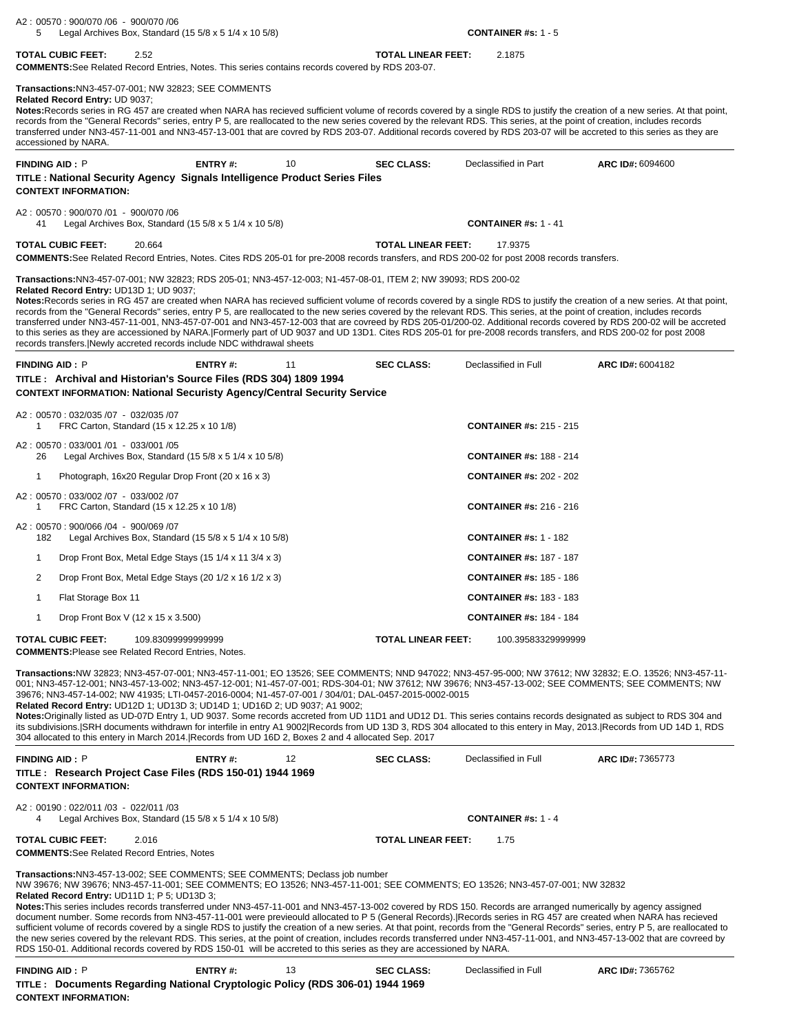A2 : 00570 : 900/070 /06 - 900/070 /06
5 Legal Archives Box, Standard (15 5/8 x 5 1/4 x 10 5/8) **CONTAINER #s:** 1 - 5

**TOTAL CUBIC FEET:** 2.52 **TOTAL LINEAR FEET:** 2.1875

**COMMENTS:** See Related Record Entries, Notes. This series contains records covered by RDS 203-07.

**Transactions:** NN3-457-07-001; NW 32823; SEE COMMENTS
**Related Record Entry:** UD 9037;
**Notes:** Records series in RG 457 are created when NARA has recieved sufficient volume of records covered by a single RDS to justify the creation of a new series. At that point, records from the "General Records" series, entry P 5, are reallocated to the new series covered by the relevant RDS. This series, at the point of creation, includes records transferred under NN3-457-11-001 and NN3-457-13-001 that are covred by RDS 203-07. Additional records covered by RDS 203-07 will be accreted to this series as they are accessioned by NARA.

---

**FINDING AID :** P **ENTRY #:** 10 **SEC CLASS:** Declassified in Part **ARC ID#:** 6094600

**TITLE : National Security Agency Signals Intelligence Product Series Files**
**CONTEXT INFORMATION:**

A2 : 00570 : 900/070 /01 - 900/070 /06
41 Legal Archives Box, Standard (15 5/8 x 5 1/4 x 10 5/8) **CONTAINER #s:** 1 - 41

**TOTAL CUBIC FEET:** 20.664 **TOTAL LINEAR FEET:** 17.9375

**COMMENTS:** See Related Record Entries, Notes. Cites RDS 205-01 for pre-2008 records transfers, and RDS 200-02 for post 2008 records transfers.

**Transactions:** NN3-457-07-001; NW 32823; RDS 205-01; NN3-457-12-003; N1-457-08-01, ITEM 2; NW 39093; RDS 200-02
**Related Record Entry:** UD13D 1; UD 9037;
**Notes:** Records series in RG 457 are created when NARA has recieved sufficient volume of records covered by a single RDS to justify the creation of a new series. At that point, records from the "General Records" series, entry P 5, are reallocated to the new series covered by the relevant RDS. This series, at the point of creation, includes records transferred under NN3-457-11-001, NN3-457-07-001 and NN3-457-12-003 that are covreed by RDS 205-01/200-02. Additional records covered by RDS 200-02 will be accreted to this series as they are accessioned by NARA.|Formerly part of UD 9037 and UD 13D1. Cites RDS 205-01 for pre-2008 records transfers, and RDS 200-02 for post 2008 records transfers.|Newly accreted records include NDC withdrawal sheets

---

**FINDING AID :** P **ENTRY #:** 11 **SEC CLASS:** Declassified in Full **ARC ID#:** 6004182

**TITLE : Archival and Historian's Source Files (RDS 304) 1809 1994**
**CONTEXT INFORMATION: National Securisty Agency/Central Security Service**

A2 : 00570 : 032/035 /07 - 032/035 /07
1 FRC Carton, Standard (15 x 12.25 x 10 1/8) **CONTAINER #s:** 215 - 215

A2 : 00570 : 033/001 /01 - 033/001 /05
26 Legal Archives Box, Standard (15 5/8 x 5 1/4 x 10 5/8) **CONTAINER #s:** 188 - 214

1 Photograph, 16x20 Regular Drop Front (20 x 16 x 3) **CONTAINER #s:** 202 - 202

A2 : 00570 : 033/002 /07 - 033/002 /07
1 FRC Carton, Standard (15 x 12.25 x 10 1/8) **CONTAINER #s:** 216 - 216

A2 : 00570 : 900/066 /04 - 900/069 /07
182 Legal Archives Box, Standard (15 5/8 x 5 1/4 x 10 5/8) **CONTAINER #s:** 1 - 182

1 Drop Front Box, Metal Edge Stays (15 1/4 x 11 3/4 x 3) **CONTAINER #s:** 187 - 187

2 Drop Front Box, Metal Edge Stays (20 1/2 x 16 1/2 x 3) **CONTAINER #s:** 185 - 186

1 Flat Storage Box 11 **CONTAINER #s:** 183 - 183

1 Drop Front Box V (12 x 15 x 3.500) **CONTAINER #s:** 184 - 184

**TOTAL CUBIC FEET:** 109.83099999999999 **TOTAL LINEAR FEET:** 100.39583329999999

**COMMENTS:** Please see Related Record Entries, Notes.

**Transactions:** NW 32823; NN3-457-07-001; NN3-457-11-001; EO 13526; SEE COMMENTS; NND 947022; NN3-457-95-000; NW 37612; NW 32832; E.O. 13526; NN3-457-11-001; NN3-457-12-001; NN3-457-13-002; NN3-457-12-001; N1-457-07-001; RDS-304-01; NW 37612; NW 39676; NN3-457-13-002; SEE COMMENTS; SEE COMMENTS; NW 39676; NN3-457-14-002; NW 41935; LTI-0457-2016-0004; N1-457-07-001 / 304/01; DAL-0457-2015-0002-0015
**Related Record Entry:** UD12D 1; UD13D 3; UD14D 1; UD16D 2; UD 9037; A1 9002;
**Notes:** Originally listed as UD-07D Entry 1, UD 9037. Some records accreted from UD 11D1 and UD12 D1. This series contains records designated as subject to RDS 304 and its subdivisions.|SRH documents withdrawn for interfile in entry A1 9002|Records from UD 13D 3, RDS 304 allocated to this entery in May, 2013.|Records from UD 14D 1, RDS 304 allocated to this entry in March 2014.|Records from UD 16D 2, Boxes 2 and 4 allocated Sep. 2017

---

**FINDING AID :** P **ENTRY #:** 12 **SEC CLASS:** Declassified in Full **ARC ID#:** 7365773

**TITLE : Research Project Case Files (RDS 150-01) 1944 1969**
**CONTEXT INFORMATION:**

A2 : 00190 : 022/011 /03 - 022/011 /03
4 Legal Archives Box, Standard (15 5/8 x 5 1/4 x 10 5/8) **CONTAINER #s:** 1 - 4

**TOTAL CUBIC FEET:** 2.016 **TOTAL LINEAR FEET:** 1.75

**COMMENTS:** See Related Record Entries, Notes

**Transactions:** NN3-457-13-002; SEE COMMENTS; SEE COMMENTS; Declass job number
NW 39676; NW 39676; NN3-457-11-001; SEE COMMENTS; EO 13526; NN3-457-11-001; SEE COMMENTS; EO 13526; NN3-457-07-001; NW 32832
**Related Record Entry:** UD11D 1; P 5; UD13D 3;
**Notes:** This series includes records transferred under NN3-457-11-001 and NN3-457-13-002 covered by RDS 150. Records are arranged numerically by agency assigned document number. Some records from NN3-457-11-001 were previeould allocated to P 5 (General Records).|Records series in RG 457 are created when NARA has recieved sufficient volume of records covered by a single RDS to justify the creation of a new series. At that point, records from the "General Records" series, entry P 5, are reallocated to the new series covered by the relevant RDS. This series, at the point of creation, includes records transferred under NN3-457-11-001, and NN3-457-13-002 that are covreed by RDS 150-01. Additional records covered by RDS 150-01 will be accreted to this series as they are accessioned by NARA.

---

**FINDING AID :** P **ENTRY #:** 13 **SEC CLASS:** Declassified in Full **ARC ID#:** 7365762

**TITLE : Documents Regarding National Cryptologic Policy (RDS 306-01) 1944 1969**
**CONTEXT INFORMATION:**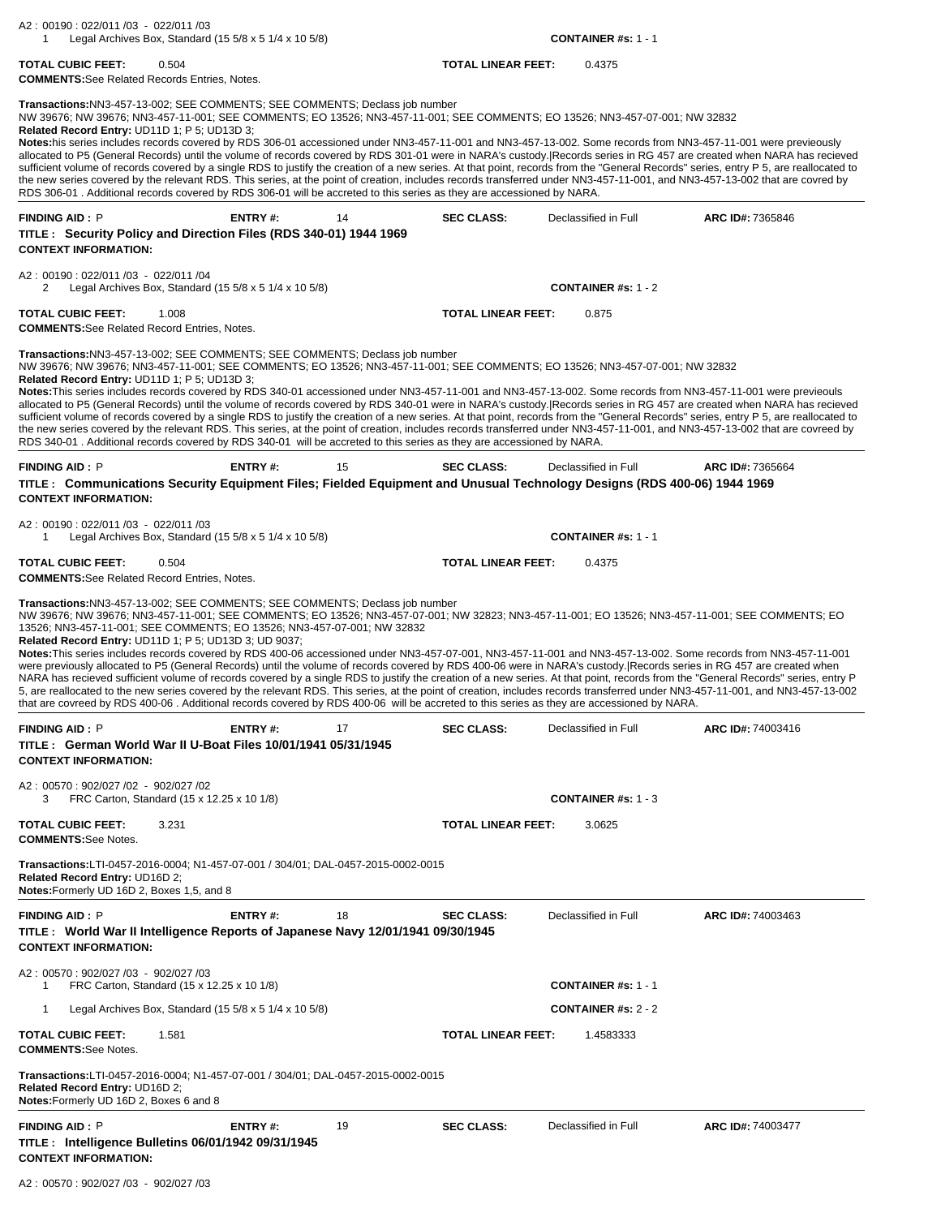A2 : 00190 : 022/011 /03 - 022/011 /03
1 Legal Archives Box, Standard (15 5/8 x 5 1/4 x 10 5/8) **CONTAINER #s:** 1 - 1

**TOTAL CUBIC FEET:** 0.504 **TOTAL LINEAR FEET:** 0.4375
**COMMENTS:** See Related Records Entries, Notes.

**Transactions:** NN3-457-13-002; SEE COMMENTS; SEE COMMENTS; Declass job number
NW 39676; NW 39676; NN3-457-11-001; SEE COMMENTS; EO 13526; NN3-457-11-001; SEE COMMENTS; EO 13526; NN3-457-07-001; NW 32832
**Related Record Entry:** UD11D 1; P 5; UD13D 3;
**Notes:** his series includes records covered by RDS 306-01 accessioned under NN3-457-11-001 and NN3-457-13-002. Some records from NN3-457-11-001 were previeously allocated to P5 (General Records) until the volume of records covered by RDS 301-01 were in NARA's custody.|Records series in RG 457 are created when NARA has recieved sufficient volume of records covered by a single RDS to justify the creation of a new series. At that point, records from the "General Records" series, entry P 5, are reallocated to the new series covered by the relevant RDS. This series, at the point of creation, includes records transferred under NN3-457-11-001, and NN3-457-13-002 that are covred by RDS 306-01 . Additional records covered by RDS 306-01 will be accreted to this series as they are accessioned by NARA.

---

**FINDING AID :** P **ENTRY #:** 14 **SEC CLASS:** Declassified in Full **ARC ID#:** 7365846
**TITLE : Security Policy and Direction Files (RDS 340-01) 1944 1969**
**CONTEXT INFORMATION:**

A2 : 00190 : 022/011 /03 - 022/011 /04
2 Legal Archives Box, Standard (15 5/8 x 5 1/4 x 10 5/8) **CONTAINER #s:** 1 - 2

**TOTAL CUBIC FEET:** 1.008 **TOTAL LINEAR FEET:** 0.875
**COMMENTS:** See Related Record Entries, Notes.

**Transactions:** NN3-457-13-002; SEE COMMENTS; SEE COMMENTS; Declass job number
NW 39676; NW 39676; NN3-457-11-001; SEE COMMENTS; EO 13526; NN3-457-11-001; SEE COMMENTS; EO 13526; NN3-457-07-001; NW 32832
**Related Record Entry:** UD11D 1; P 5; UD13D 3;
**Notes:** This series includes records covered by RDS 340-01 accessioned under NN3-457-11-001 and NN3-457-13-002. Some records from NN3-457-11-001 were previeouls allocated to P5 (General Records) until the volume of records covered by RDS 340-01 were in NARA's custody.|Records series in RG 457 are created when NARA has recieved sufficient volume of records covered by a single RDS to justify the creation of a new series. At that point, records from the "General Records" series, entry P 5, are reallocated to the new series covered by the relevant RDS. This series, at the point of creation, includes records transferred under NN3-457-11-001, and NN3-457-13-002 that are covreed by RDS 340-01 . Additional records covered by RDS 340-01 will be accreted to this series as they are accessioned by NARA.

---

**FINDING AID :** P **ENTRY #:** 15 **SEC CLASS:** Declassified in Full **ARC ID#:** 7365664
**TITLE : Communications Security Equipment Files; Fielded Equipment and Unusual Technology Designs (RDS 400-06) 1944 1969**
**CONTEXT INFORMATION:**

A2 : 00190 : 022/011 /03 - 022/011 /03
1 Legal Archives Box, Standard (15 5/8 x 5 1/4 x 10 5/8) **CONTAINER #s:** 1 - 1

**TOTAL CUBIC FEET:** 0.504 **TOTAL LINEAR FEET:** 0.4375
**COMMENTS:** See Related Record Entries, Notes.

**Transactions:** NN3-457-13-002; SEE COMMENTS; SEE COMMENTS; Declass job number
NW 39676; NW 39676; NN3-457-11-001; SEE COMMENTS; EO 13526; NN3-457-07-001; NW 32823; NN3-457-11-001; EO 13526; NN3-457-11-001; SEE COMMENTS; EO 13526; NN3-457-11-001; SEE COMMENTS; EO 13526; NN3-457-07-001; NW 32832
**Related Record Entry:** UD11D 1; P 5; UD13D 3; UD 9037;
**Notes:** This series includes records covered by RDS 400-06 accessioned under NN3-457-07-001, NN3-457-11-001 and NN3-457-13-002. Some records from NN3-457-11-001 were previously allocated to P5 (General Records) until the volume of records covered by RDS 400-06 were in NARA's custody.|Records series in RG 457 are created when NARA has recieved sufficient volume of records covered by a single RDS to justify the creation of a new series. At that point, records from the "General Records" series, entry P 5, are reallocated to the new series covered by the relevant RDS. This series, at the point of creation, includes records transferred under NN3-457-11-001, and NN3-457-13-002 that are covreed by RDS 400-06 . Additional records covered by RDS 400-06 will be accreted to this series as they are accessioned by NARA.

---

**FINDING AID :** P **ENTRY #:** 17 **SEC CLASS:** Declassified in Full **ARC ID#:** 74003416
**TITLE : German World War II U-Boat Files 10/01/1941 05/31/1945**
**CONTEXT INFORMATION:**

A2 : 00570 : 902/027 /02 - 902/027 /02
3 FRC Carton, Standard (15 x 12.25 x 10 1/8) **CONTAINER #s:** 1 - 3

**TOTAL CUBIC FEET:** 3.231 **TOTAL LINEAR FEET:** 3.0625
**COMMENTS:** See Notes.

**Transactions:** LTI-0457-2016-0004; N1-457-07-001 / 304/01; DAL-0457-2015-0002-0015
**Related Record Entry:** UD16D 2;
**Notes:** Formerly UD 16D 2, Boxes 1,5, and 8

---

**FINDING AID :** P **ENTRY #:** 18 **SEC CLASS:** Declassified in Full **ARC ID#:** 74003463
**TITLE : World War II Intelligence Reports of Japanese Navy 12/01/1941 09/30/1945**
**CONTEXT INFORMATION:**

A2 : 00570 : 902/027 /03 - 902/027 /03
1 FRC Carton, Standard (15 x 12.25 x 10 1/8) **CONTAINER #s:** 1 - 1
1 Legal Archives Box, Standard (15 5/8 x 5 1/4 x 10 5/8) **CONTAINER #s:** 2 - 2

**TOTAL CUBIC FEET:** 1.581 **TOTAL LINEAR FEET:** 1.4583333
**COMMENTS:** See Notes.

**Transactions:** LTI-0457-2016-0004; N1-457-07-001 / 304/01; DAL-0457-2015-0002-0015
**Related Record Entry:** UD16D 2;
**Notes:** Formerly UD 16D 2, Boxes 6 and 8

---

**FINDING AID :** P **ENTRY #:** 19 **SEC CLASS:** Declassified in Full **ARC ID#:** 74003477
**TITLE : Intelligence Bulletins 06/01/1942 09/31/1945**
**CONTEXT INFORMATION:**

A2 : 00570 : 902/027 /03 - 902/027 /03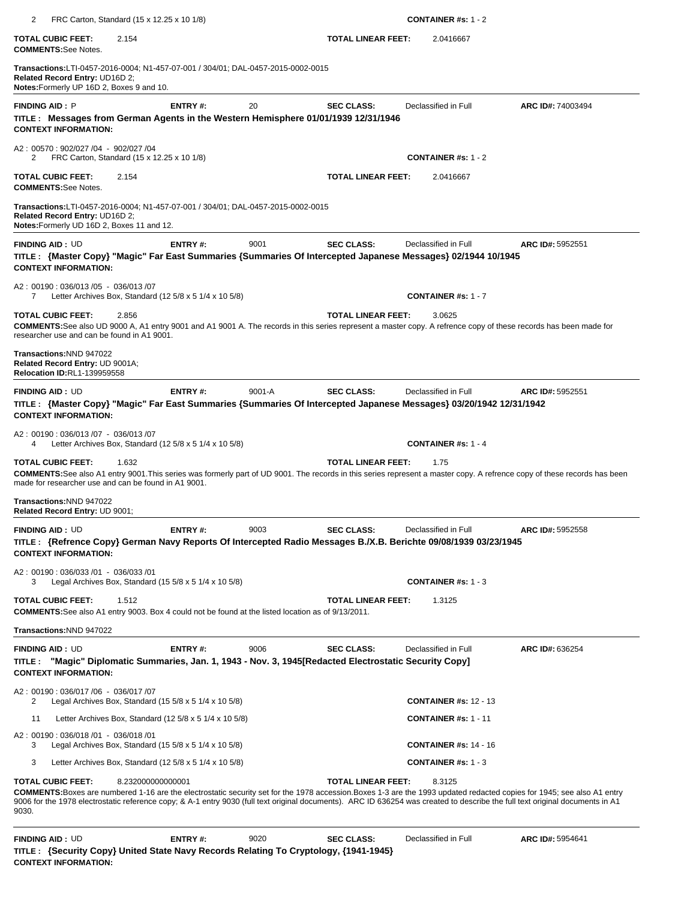2 FRC Carton, Standard (15 x 12.25 x 10 1/8) **CONTAINER #s:** 1 - 2

**TOTAL CUBIC FEET:** 2.154 **TOTAL LINEAR FEET:** 2.0416667

**COMMENTS:** See Notes.

**Transactions:** LTI-0457-2016-0004; N1-457-07-001 / 304/01; DAL-0457-2015-0002-0015

**Related Record Entry:** UD16D 2;

**Notes:** Formerly UP 16D 2, Boxes 9 and 10.

---

**FINDING AID :** P **ENTRY #:** 20 **SEC CLASS:** Declassified in Full **ARC ID#:** 74003494

**TITLE : Messages from German Agents in the Western Hemisphere 01/01/1939 12/31/1946**

**CONTEXT INFORMATION:**

A2 : 00570 : 902/027 /04 - 902/027 /04

2 FRC Carton, Standard (15 x 12.25 x 10 1/8) **CONTAINER #s:** 1 - 2

**TOTAL CUBIC FEET:** 2.154 **TOTAL LINEAR FEET:** 2.0416667

**COMMENTS:** See Notes.

**Transactions:** LTI-0457-2016-0004; N1-457-07-001 / 304/01; DAL-0457-2015-0002-0015

**Related Record Entry:** UD16D 2;

**Notes:** Formerly UD 16D 2, Boxes 11 and 12.

---

**FINDING AID :** UD **ENTRY #:** 9001 **SEC CLASS:** Declassified in Full **ARC ID#:** 5952551

**TITLE : {Master Copy} "Magic" Far East Summaries {Summaries Of Intercepted Japanese Messages} 02/1944 10/1945**

**CONTEXT INFORMATION:**

A2 : 00190 : 036/013 /05 - 036/013 /07

7 Letter Archives Box, Standard (12 5/8 x 5 1/4 x 10 5/8) **CONTAINER #s:** 1 - 7

**TOTAL CUBIC FEET:** 2.856 **TOTAL LINEAR FEET:** 3.0625

**COMMENTS:** See also UD 9000 A, A1 entry 9001 and A1 9001 A. The records in this series represent a master copy. A refrence copy of these records has been made for researcher use and can be found in A1 9001.

**Transactions:** NND 947022

**Related Record Entry:** UD 9001A;

**Relocation ID:** RL1-139959558

---

**FINDING AID :** UD **ENTRY #:** 9001-A **SEC CLASS:** Declassified in Full **ARC ID#:** 5952551

**TITLE : {Master Copy} "Magic" Far East Summaries {Summaries Of Intercepted Japanese Messages} 03/20/1942 12/31/1942**

**CONTEXT INFORMATION:**

A2 : 00190 : 036/013 /07 - 036/013 /07

4 Letter Archives Box, Standard (12 5/8 x 5 1/4 x 10 5/8) **CONTAINER #s:** 1 - 4

**TOTAL CUBIC FEET:** 1.632 **TOTAL LINEAR FEET:** 1.75

**COMMENTS:** See also A1 entry 9001.This series was formerly part of UD 9001. The records in this series represent a master copy. A refrence copy of these records has been made for researcher use and can be found in A1 9001.

**Transactions:** NND 947022

**Related Record Entry:** UD 9001;

---

**FINDING AID :** UD **ENTRY #:** 9003 **SEC CLASS:** Declassified in Full **ARC ID#:** 5952558

**TITLE : {Refrence Copy} German Navy Reports Of Intercepted Radio Messages B./X.B. Berichte 09/08/1939 03/23/1945**

**CONTEXT INFORMATION:**

A2 : 00190 : 036/033 /01 - 036/033 /01

3 Legal Archives Box, Standard (15 5/8 x 5 1/4 x 10 5/8) **CONTAINER #s:** 1 - 3

**TOTAL CUBIC FEET:** 1.512 **TOTAL LINEAR FEET:** 1.3125

**COMMENTS:** See also A1 entry 9003. Box 4 could not be found at the listed location as of 9/13/2011.

**Transactions:** NND 947022

---

**FINDING AID :** UD **ENTRY #:** 9006 **SEC CLASS:** Declassified in Full **ARC ID#:** 636254

**TITLE : "Magic" Diplomatic Summaries, Jan. 1, 1943 - Nov. 3, 1945[Redacted Electrostatic Security Copy]**

**CONTEXT INFORMATION:**

A2 : 00190 : 036/017 /06 - 036/017 /07

2 Legal Archives Box, Standard (15 5/8 x 5 1/4 x 10 5/8) **CONTAINER #s:** 12 - 13

11 Letter Archives Box, Standard (12 5/8 x 5 1/4 x 10 5/8) **CONTAINER #s:** 1 - 11

A2 : 00190 : 036/018 /01 - 036/018 /01

3 Legal Archives Box, Standard (15 5/8 x 5 1/4 x 10 5/8) **CONTAINER #s:** 14 - 16

3 Letter Archives Box, Standard (12 5/8 x 5 1/4 x 10 5/8) **CONTAINER #s:** 1 - 3

**TOTAL CUBIC FEET:** 8.232000000000001 **TOTAL LINEAR FEET:** 8.3125

**COMMENTS:** Boxes are numbered 1-16 are the electrostatic security set for the 1978 accession.Boxes 1-3 are the 1993 updated redacted copies for 1945; see also A1 entry 9006 for the 1978 electrostatic reference copy; & A-1 entry 9030 (full text original documents). ARC ID 636254 was created to describe the full text original documents in A1 9030.

---

**FINDING AID :** UD **ENTRY #:** 9020 **SEC CLASS:** Declassified in Full **ARC ID#:** 5954641

**TITLE : {Security Copy} United State Navy Records Relating To Cryptology, {1941-1945}**

**CONTEXT INFORMATION:**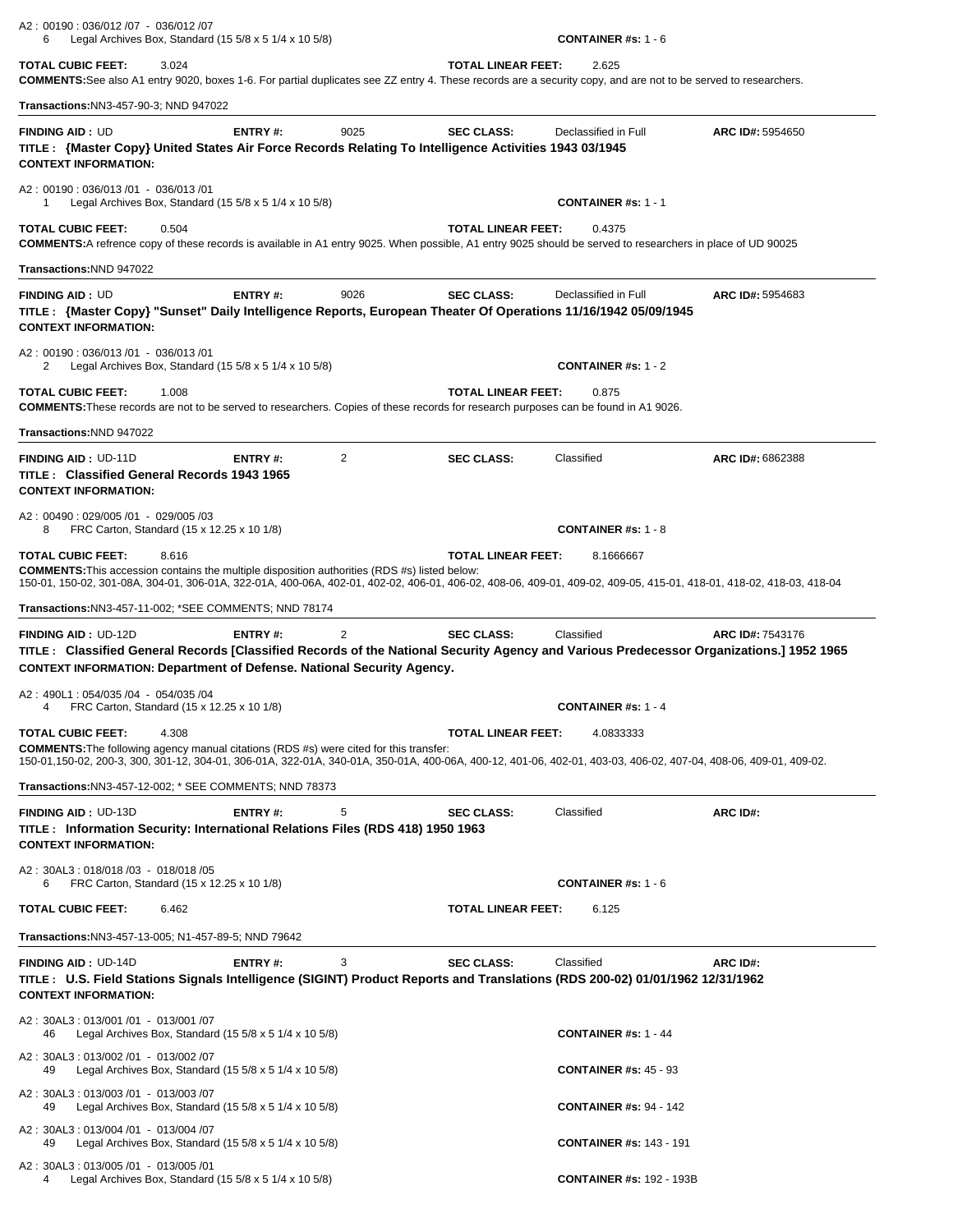A2 : 00190 : 036/012 /07 - 036/012 /07
6 Legal Archives Box, Standard (15 5/8 x 5 1/4 x 10 5/8) **CONTAINER #s:** 1 - 6

**TOTAL CUBIC FEET:** 3.024 **TOTAL LINEAR FEET:** 2.625

**COMMENTS:** See also A1 entry 9020, boxes 1-6. For partial duplicates see ZZ entry 4. These records are a security copy, and are not to be served to researchers.

**Transactions:** NN3-457-90-3; NND 947022

---

**FINDING AID :** UD **ENTRY #:** 9025 **SEC CLASS:** Declassified in Full **ARC ID#:** 5954650

**TITLE : {Master Copy} United States Air Force Records Relating To Intelligence Activities 1943 03/1945**

**CONTEXT INFORMATION:**

A2 : 00190 : 036/013 /01 - 036/013 /01
1 Legal Archives Box, Standard (15 5/8 x 5 1/4 x 10 5/8) **CONTAINER #s:** 1 - 1

**TOTAL CUBIC FEET:** 0.504 **TOTAL LINEAR FEET:** 0.4375

**COMMENTS:** A refrence copy of these records is available in A1 entry 9025. When possible, A1 entry 9025 should be served to researchers in place of UD 90025

**Transactions:** NND 947022

---

**FINDING AID :** UD **ENTRY #:** 9026 **SEC CLASS:** Declassified in Full **ARC ID#:** 5954683

**TITLE : {Master Copy} "Sunset" Daily Intelligence Reports, European Theater Of Operations 11/16/1942 05/09/1945**

**CONTEXT INFORMATION:**

A2 : 00190 : 036/013 /01 - 036/013 /01
2 Legal Archives Box, Standard (15 5/8 x 5 1/4 x 10 5/8) **CONTAINER #s:** 1 - 2

**TOTAL CUBIC FEET:** 1.008 **TOTAL LINEAR FEET:** 0.875

**COMMENTS:** These records are not to be served to researchers. Copies of these records for research purposes can be found in A1 9026.

**Transactions:** NND 947022

---

**FINDING AID :** UD-11D **ENTRY #:** 2 **SEC CLASS:** Classified **ARC ID#:** 6862388

**TITLE : Classified General Records 1943 1965**

**CONTEXT INFORMATION:**

A2 : 00490 : 029/005 /01 - 029/005 /03
8 FRC Carton, Standard (15 x 12.25 x 10 1/8) **CONTAINER #s:** 1 - 8

**TOTAL CUBIC FEET:** 8.616 **TOTAL LINEAR FEET:** 8.1666667

**COMMENTS:** This accession contains the multiple disposition authorities (RDS #s) listed below:
150-01, 150-02, 301-08A, 304-01, 306-01A, 322-01A, 400-06A, 402-01, 402-02, 406-01, 406-02, 408-06, 409-01, 409-02, 409-05, 415-01, 418-01, 418-02, 418-03, 418-04

**Transactions:** NN3-457-11-002; *SEE COMMENTS; NND 78174

---

**FINDING AID :** UD-12D **ENTRY #:** 2 **SEC CLASS:** Classified **ARC ID#:** 7543176

**TITLE : Classified General Records [Classified Records of the National Security Agency and Various Predecessor Organizations.] 1952 1965**

**CONTEXT INFORMATION: Department of Defense. National Security Agency.**

A2 : 490L1 : 054/035 /04 - 054/035 /04
4 FRC Carton, Standard (15 x 12.25 x 10 1/8) **CONTAINER #s:** 1 - 4

**TOTAL CUBIC FEET:** 4.308 **TOTAL LINEAR FEET:** 4.0833333

**COMMENTS:** The following agency manual citations (RDS #s) were cited for this transfer:
150-01,150-02, 200-3, 300, 301-12, 304-01, 306-01A, 322-01A, 340-01A, 350-01A, 400-06A, 400-12, 401-06, 402-01, 403-03, 406-02, 407-04, 408-06, 409-01, 409-02.

**Transactions:** NN3-457-12-002; * SEE COMMENTS; NND 78373

---

**FINDING AID :** UD-13D **ENTRY #:** 5 **SEC CLASS:** Classified **ARC ID#:**

**TITLE : Information Security: International Relations Files (RDS 418) 1950 1963**

**CONTEXT INFORMATION:**

A2 : 30AL3 : 018/018 /03 - 018/018 /05
6 FRC Carton, Standard (15 x 12.25 x 10 1/8) **CONTAINER #s:** 1 - 6

**TOTAL CUBIC FEET:** 6.462 **TOTAL LINEAR FEET:** 6.125

**Transactions:** NN3-457-13-005; N1-457-89-5; NND 79642

---

**FINDING AID :** UD-14D **ENTRY #:** 3 **SEC CLASS:** Classified **ARC ID#:**

**TITLE : U.S. Field Stations Signals Intelligence (SIGINT) Product Reports and Translations (RDS 200-02) 01/01/1962 12/31/1962**

**CONTEXT INFORMATION:**

A2 : 30AL3 : 013/001 /01 - 013/001 /07
46 Legal Archives Box, Standard (15 5/8 x 5 1/4 x 10 5/8) **CONTAINER #s:** 1 - 44

A2 : 30AL3 : 013/002 /01 - 013/002 /07
49 Legal Archives Box, Standard (15 5/8 x 5 1/4 x 10 5/8) **CONTAINER #s:** 45 - 93

A2 : 30AL3 : 013/003 /01 - 013/003 /07
49 Legal Archives Box, Standard (15 5/8 x 5 1/4 x 10 5/8) **CONTAINER #s:** 94 - 142

A2 : 30AL3 : 013/004 /01 - 013/004 /07
49 Legal Archives Box, Standard (15 5/8 x 5 1/4 x 10 5/8) **CONTAINER #s:** 143 - 191

A2 : 30AL3 : 013/005 /01 - 013/005 /01
4 Legal Archives Box, Standard (15 5/8 x 5 1/4 x 10 5/8) **CONTAINER #s:** 192 - 193B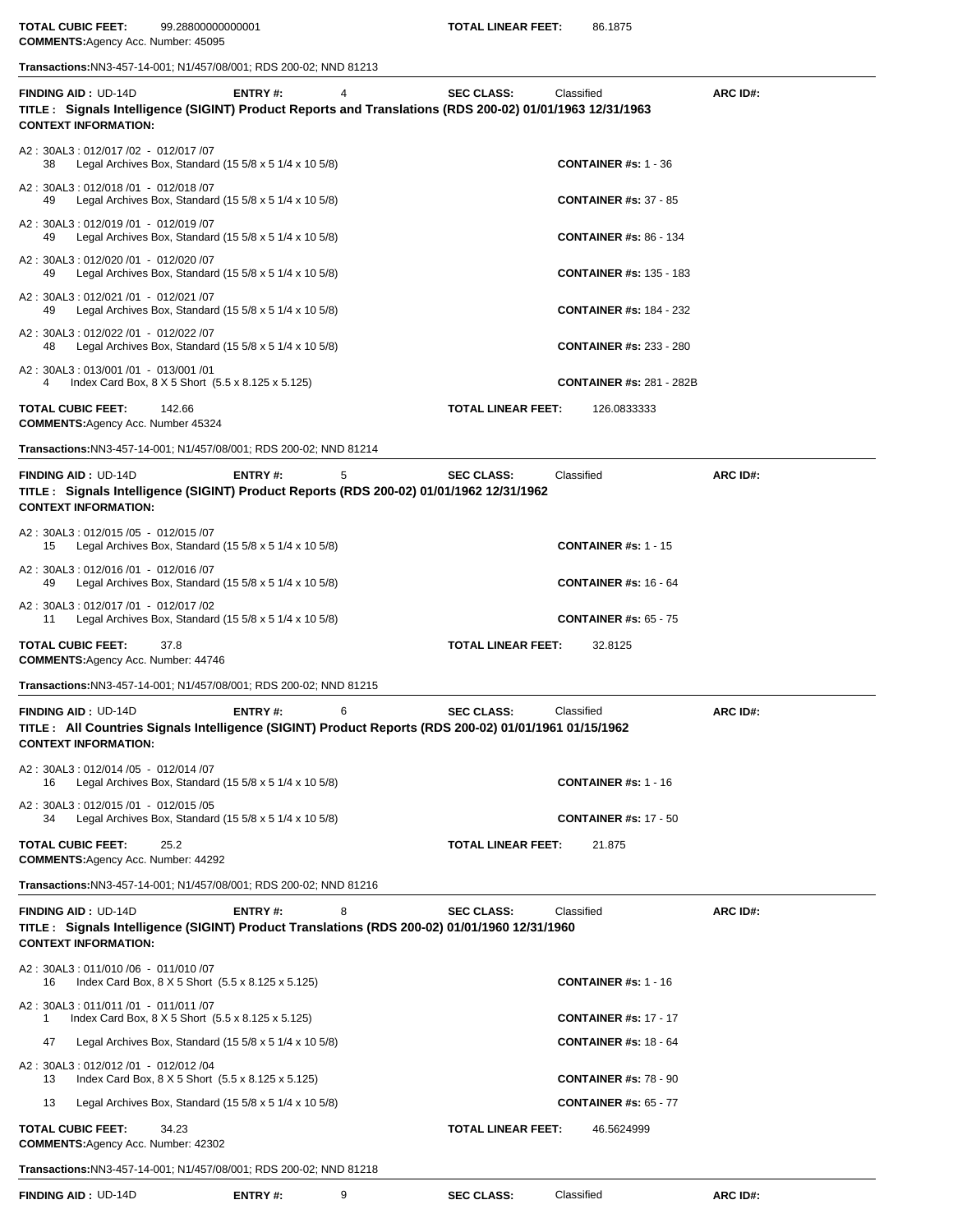**TOTAL CUBIC FEET:** 99.28800000000001 **TOTAL LINEAR FEET:** 86.1875
**COMMENTS:** Agency Acc. Number: 45095

**Transactions:** NN3-457-14-001; N1/457/08/001; RDS 200-02; NND 81213

---

**FINDING AID :** UD-14D **ENTRY #:** 4 **SEC CLASS:** Classified **ARC ID#:**
**TITLE : Signals Intelligence (SIGINT) Product Reports and Translations (RDS 200-02) 01/01/1963 12/31/1963**
**CONTEXT INFORMATION:**

A2 : 30AL3 : 012/017 /02 - 012/017 /07
38 Legal Archives Box, Standard (15 5/8 x 5 1/4 x 10 5/8) **CONTAINER #s:** 1 - 36

A2 : 30AL3 : 012/018 /01 - 012/018 /07
49 Legal Archives Box, Standard (15 5/8 x 5 1/4 x 10 5/8) **CONTAINER #s:** 37 - 85

A2 : 30AL3 : 012/019 /01 - 012/019 /07
49 Legal Archives Box, Standard (15 5/8 x 5 1/4 x 10 5/8) **CONTAINER #s:** 86 - 134

A2 : 30AL3 : 012/020 /01 - 012/020 /07
49 Legal Archives Box, Standard (15 5/8 x 5 1/4 x 10 5/8) **CONTAINER #s:** 135 - 183

A2 : 30AL3 : 012/021 /01 - 012/021 /07
49 Legal Archives Box, Standard (15 5/8 x 5 1/4 x 10 5/8) **CONTAINER #s:** 184 - 232

A2 : 30AL3 : 012/022 /01 - 012/022 /07
48 Legal Archives Box, Standard (15 5/8 x 5 1/4 x 10 5/8) **CONTAINER #s:** 233 - 280

A2 : 30AL3 : 013/001 /01 - 013/001 /01
4 Index Card Box, 8 X 5 Short (5.5 x 8.125 x 5.125) **CONTAINER #s:** 281 - 282B

**TOTAL CUBIC FEET:** 142.66 **TOTAL LINEAR FEET:** 126.0833333
**COMMENTS:** Agency Acc. Number 45324

**Transactions:** NN3-457-14-001; N1/457/08/001; RDS 200-02; NND 81214

---

**FINDING AID :** UD-14D **ENTRY #:** 5 **SEC CLASS:** Classified **ARC ID#:**
**TITLE : Signals Intelligence (SIGINT) Product Reports (RDS 200-02) 01/01/1962 12/31/1962**
**CONTEXT INFORMATION:**

A2 : 30AL3 : 012/015 /05 - 012/015 /07
15 Legal Archives Box, Standard (15 5/8 x 5 1/4 x 10 5/8) **CONTAINER #s:** 1 - 15

A2 : 30AL3 : 012/016 /01 - 012/016 /07
49 Legal Archives Box, Standard (15 5/8 x 5 1/4 x 10 5/8) **CONTAINER #s:** 16 - 64

A2 : 30AL3 : 012/017 /01 - 012/017 /02
11 Legal Archives Box, Standard (15 5/8 x 5 1/4 x 10 5/8) **CONTAINER #s:** 65 - 75

**TOTAL CUBIC FEET:** 37.8 **TOTAL LINEAR FEET:** 32.8125
**COMMENTS:** Agency Acc. Number: 44746

**Transactions:** NN3-457-14-001; N1/457/08/001; RDS 200-02; NND 81215

---

**FINDING AID :** UD-14D **ENTRY #:** 6 **SEC CLASS:** Classified **ARC ID#:**
**TITLE : All Countries Signals Intelligence (SIGINT) Product Reports (RDS 200-02) 01/01/1961 01/15/1962**
**CONTEXT INFORMATION:**

A2 : 30AL3 : 012/014 /05 - 012/014 /07
16 Legal Archives Box, Standard (15 5/8 x 5 1/4 x 10 5/8) **CONTAINER #s:** 1 - 16

A2 : 30AL3 : 012/015 /01 - 012/015 /05
34 Legal Archives Box, Standard (15 5/8 x 5 1/4 x 10 5/8) **CONTAINER #s:** 17 - 50

**TOTAL CUBIC FEET:** 25.2 **TOTAL LINEAR FEET:** 21.875
**COMMENTS:** Agency Acc. Number: 44292

**Transactions:** NN3-457-14-001; N1/457/08/001; RDS 200-02; NND 81216

---

**FINDING AID :** UD-14D **ENTRY #:** 8 **SEC CLASS:** Classified **ARC ID#:**
**TITLE : Signals Intelligence (SIGINT) Product Translations (RDS 200-02) 01/01/1960 12/31/1960**
**CONTEXT INFORMATION:**

A2 : 30AL3 : 011/010 /06 - 011/010 /07
16 Index Card Box, 8 X 5 Short (5.5 x 8.125 x 5.125) **CONTAINER #s:** 1 - 16

A2 : 30AL3 : 011/011 /01 - 011/011 /07
1 Index Card Box, 8 X 5 Short (5.5 x 8.125 x 5.125) **CONTAINER #s:** 17 - 17

47 Legal Archives Box, Standard (15 5/8 x 5 1/4 x 10 5/8) **CONTAINER #s:** 18 - 64

A2 : 30AL3 : 012/012 /01 - 012/012 /04
13 Index Card Box, 8 X 5 Short (5.5 x 8.125 x 5.125) **CONTAINER #s:** 78 - 90

13 Legal Archives Box, Standard (15 5/8 x 5 1/4 x 10 5/8) **CONTAINER #s:** 65 - 77

**TOTAL CUBIC FEET:** 34.23 **TOTAL LINEAR FEET:** 46.5624999
**COMMENTS:** Agency Acc. Number: 42302

**Transactions:** NN3-457-14-001; N1/457/08/001; RDS 200-02; NND 81218

---

**FINDING AID :** UD-14D **ENTRY #:** 9 **SEC CLASS:** Classified **ARC ID#:**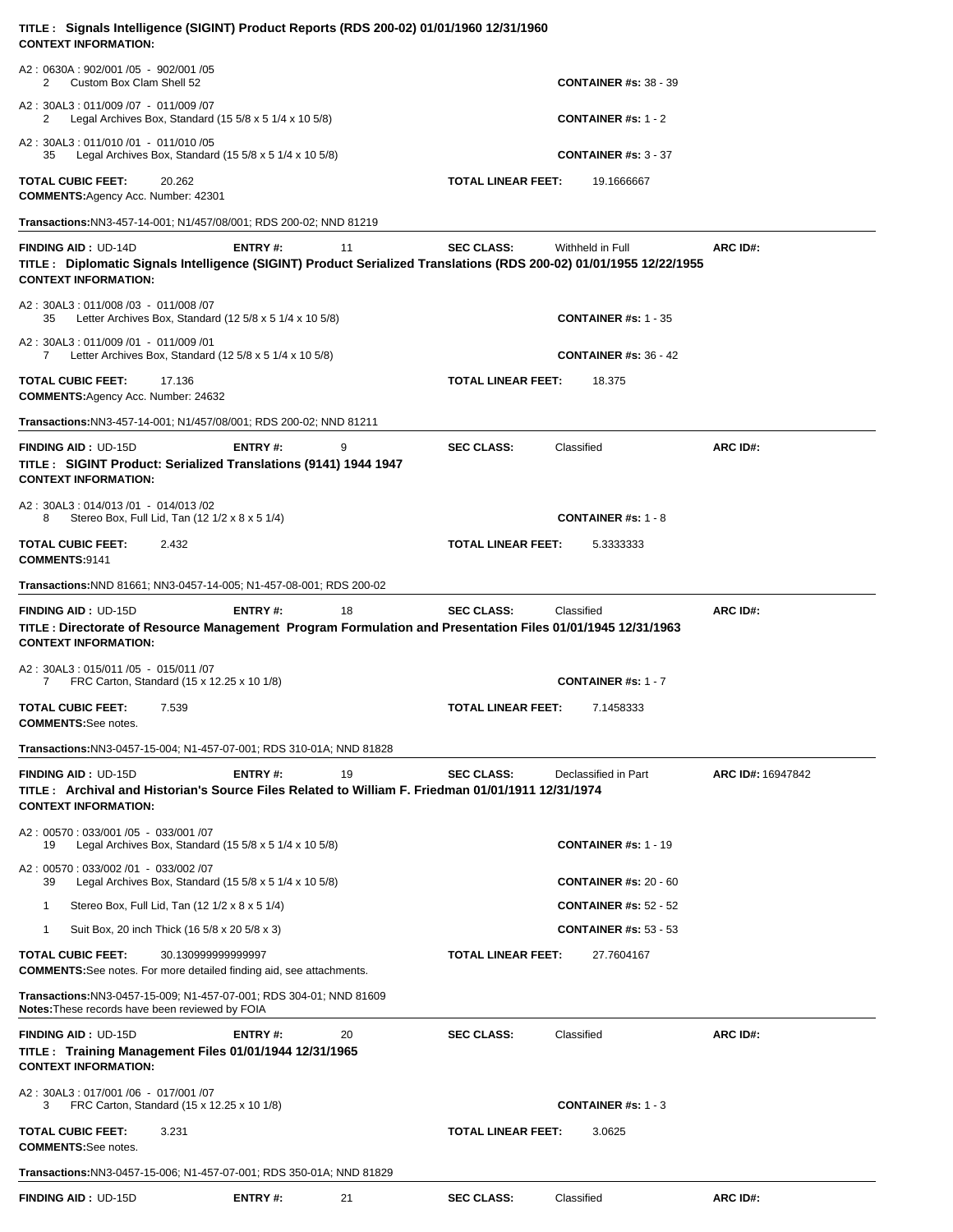**TITLE : Signals Intelligence (SIGINT) Product Reports (RDS 200-02) 01/01/1960 12/31/1960**
**CONTEXT INFORMATION:**

A2 : 0630A : 902/001 /05 - 902/001 /05
2 Custom Box Clam Shell 52 — **CONTAINER #s:** 38 - 39

A2 : 30AL3 : 011/009 /07 - 011/009 /07
2 Legal Archives Box, Standard (15 5/8 x 5 1/4 x 10 5/8) — **CONTAINER #s:** 1 - 2

A2 : 30AL3 : 011/010 /01 - 011/010 /05
35 Legal Archives Box, Standard (15 5/8 x 5 1/4 x 10 5/8) — **CONTAINER #s:** 3 - 37

**TOTAL CUBIC FEET:** 20.262 — **TOTAL LINEAR FEET:** 19.1666667
**COMMENTS:** Agency Acc. Number: 42301

**Transactions:** NN3-457-14-001; N1/457/08/001; RDS 200-02; NND 81219

---

**FINDING AID :** UD-14D — **ENTRY #:** 11 — **SEC CLASS:** Withheld in Full — **ARC ID#:**
**TITLE : Diplomatic Signals Intelligence (SIGINT) Product Serialized Translations (RDS 200-02) 01/01/1955 12/22/1955**
**CONTEXT INFORMATION:**

A2 : 30AL3 : 011/008 /03 - 011/008 /07
35 Letter Archives Box, Standard (12 5/8 x 5 1/4 x 10 5/8) — **CONTAINER #s:** 1 - 35

A2 : 30AL3 : 011/009 /01 - 011/009 /01
7 Letter Archives Box, Standard (12 5/8 x 5 1/4 x 10 5/8) — **CONTAINER #s:** 36 - 42

**TOTAL CUBIC FEET:** 17.136 — **TOTAL LINEAR FEET:** 18.375
**COMMENTS:** Agency Acc. Number: 24632

**Transactions:** NN3-457-14-001; N1/457/08/001; RDS 200-02; NND 81211

---

**FINDING AID :** UD-15D — **ENTRY #:** 9 — **SEC CLASS:** Classified — **ARC ID#:**
**TITLE : SIGINT Product: Serialized Translations (9141) 1944 1947**
**CONTEXT INFORMATION:**

A2 : 30AL3 : 014/013 /01 - 014/013 /02
8 Stereo Box, Full Lid, Tan (12 1/2 x 8 x 5 1/4) — **CONTAINER #s:** 1 - 8

**TOTAL CUBIC FEET:** 2.432 — **TOTAL LINEAR FEET:** 5.3333333
**COMMENTS:** 9141

**Transactions:** NND 81661; NN3-0457-14-005; N1-457-08-001; RDS 200-02

---

**FINDING AID :** UD-15D — **ENTRY #:** 18 — **SEC CLASS:** Classified — **ARC ID#:**
**TITLE : Directorate of Resource Management Program Formulation and Presentation Files 01/01/1945 12/31/1963**
**CONTEXT INFORMATION:**

A2 : 30AL3 : 015/011 /05 - 015/011 /07
7 FRC Carton, Standard (15 x 12.25 x 10 1/8) — **CONTAINER #s:** 1 - 7

**TOTAL CUBIC FEET:** 7.539 — **TOTAL LINEAR FEET:** 7.1458333
**COMMENTS:** See notes.

**Transactions:** NN3-0457-15-004; N1-457-07-001; RDS 310-01A; NND 81828

---

**FINDING AID :** UD-15D — **ENTRY #:** 19 — **SEC CLASS:** Declassified in Part — **ARC ID#:** 16947842
**TITLE : Archival and Historian's Source Files Related to William F. Friedman 01/01/1911 12/31/1974**
**CONTEXT INFORMATION:**

A2 : 00570 : 033/001 /05 - 033/001 /07
19 Legal Archives Box, Standard (15 5/8 x 5 1/4 x 10 5/8) — **CONTAINER #s:** 1 - 19

A2 : 00570 : 033/002 /01 - 033/002 /07
39 Legal Archives Box, Standard (15 5/8 x 5 1/4 x 10 5/8) — **CONTAINER #s:** 20 - 60
1 Stereo Box, Full Lid, Tan (12 1/2 x 8 x 5 1/4) — **CONTAINER #s:** 52 - 52
1 Suit Box, 20 inch Thick (16 5/8 x 20 5/8 x 3) — **CONTAINER #s:** 53 - 53

**TOTAL CUBIC FEET:** 30.130999999999997 — **TOTAL LINEAR FEET:** 27.7604167
**COMMENTS:** See notes. For more detailed finding aid, see attachments.

**Transactions:** NN3-0457-15-009; N1-457-07-001; RDS 304-01; NND 81609
**Notes:** These records have been reviewed by FOIA

---

**FINDING AID :** UD-15D — **ENTRY #:** 20 — **SEC CLASS:** Classified — **ARC ID#:**
**TITLE : Training Management Files 01/01/1944 12/31/1965**
**CONTEXT INFORMATION:**

A2 : 30AL3 : 017/001 /06 - 017/001 /07
3 FRC Carton, Standard (15 x 12.25 x 10 1/8) — **CONTAINER #s:** 1 - 3

**TOTAL CUBIC FEET:** 3.231 — **TOTAL LINEAR FEET:** 3.0625
**COMMENTS:** See notes.

**Transactions:** NN3-0457-15-006; N1-457-07-001; RDS 350-01A; NND 81829

---

**FINDING AID :** UD-15D — **ENTRY #:** 21 — **SEC CLASS:** Classified — **ARC ID#:**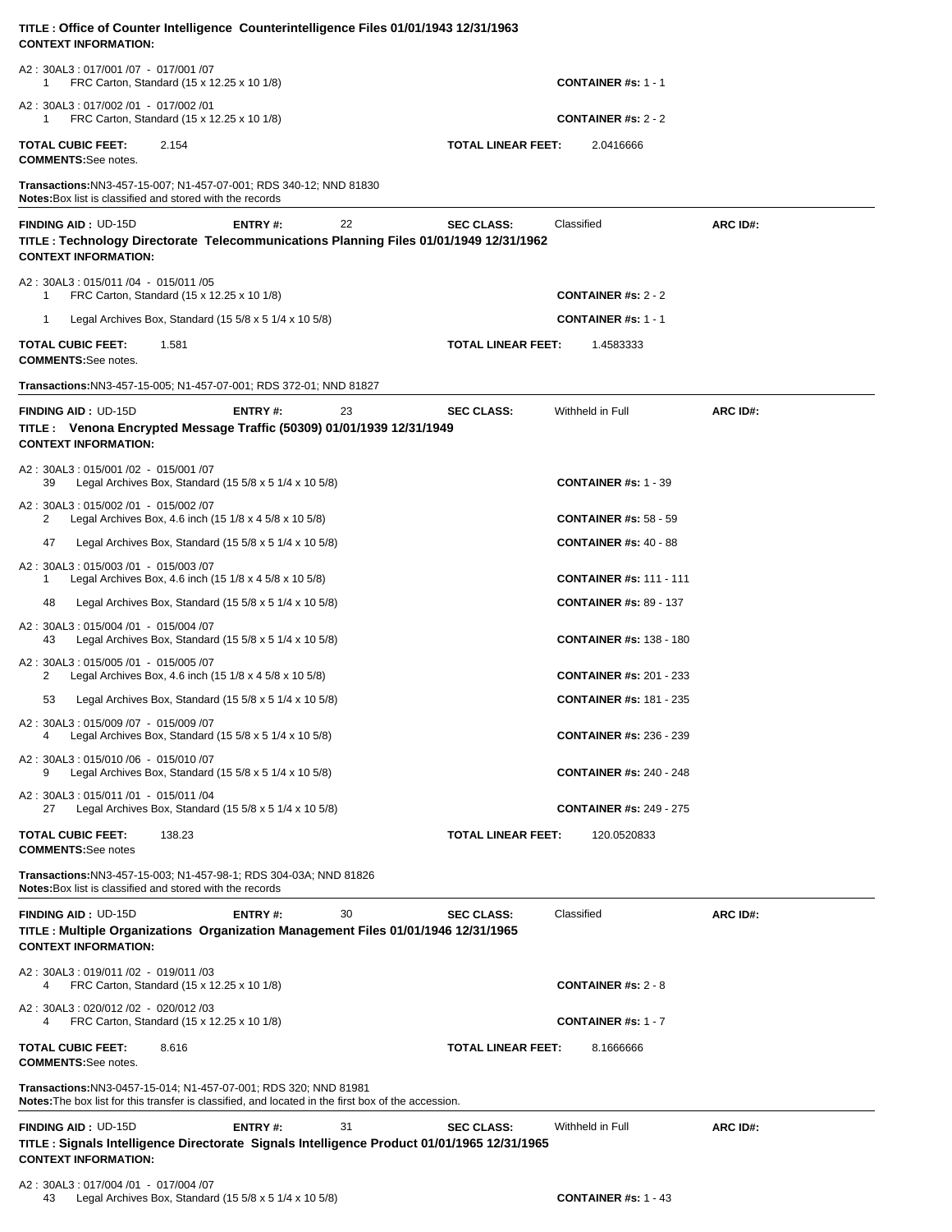**TITLE : Office of Counter Intelligence Counterintelligence Files 01/01/1943 12/31/1963**
**CONTEXT INFORMATION:**

A2 : 30AL3 : 017/001 /07 - 017/001 /07
1 FRC Carton, Standard (15 x 12.25 x 10 1/8) **CONTAINER #s:** 1 - 1

A2 : 30AL3 : 017/002 /01 - 017/002 /01
1 FRC Carton, Standard (15 x 12.25 x 10 1/8) **CONTAINER #s:** 2 - 2

**TOTAL CUBIC FEET:** 2.154 **TOTAL LINEAR FEET:** 2.0416666
**COMMENTS:** See notes.

**Transactions:** NN3-457-15-007; N1-457-07-001; RDS 340-12; NND 81830
**Notes:** Box list is classified and stored with the records

---

**FINDING AID :** UD-15D **ENTRY #:** 22 **SEC CLASS:** Classified **ARC ID#:**
**TITLE : Technology Directorate Telecommunications Planning Files 01/01/1949 12/31/1962**
**CONTEXT INFORMATION:**

A2 : 30AL3 : 015/011 /04 - 015/011 /05
1 FRC Carton, Standard (15 x 12.25 x 10 1/8) **CONTAINER #s:** 2 - 2
1 Legal Archives Box, Standard (15 5/8 x 5 1/4 x 10 5/8) **CONTAINER #s:** 1 - 1

**TOTAL CUBIC FEET:** 1.581 **TOTAL LINEAR FEET:** 1.4583333
**COMMENTS:** See notes.

**Transactions:** NN3-457-15-005; N1-457-07-001; RDS 372-01; NND 81827

---

**FINDING AID :** UD-15D **ENTRY #:** 23 **SEC CLASS:** Withheld in Full **ARC ID#:**
**TITLE : Venona Encrypted Message Traffic (50309) 01/01/1939 12/31/1949**
**CONTEXT INFORMATION:**

A2 : 30AL3 : 015/001 /02 - 015/001 /07
39 Legal Archives Box, Standard (15 5/8 x 5 1/4 x 10 5/8) **CONTAINER #s:** 1 - 39

A2 : 30AL3 : 015/002 /01 - 015/002 /07
2 Legal Archives Box, 4.6 inch (15 1/8 x 4 5/8 x 10 5/8) **CONTAINER #s:** 58 - 59
47 Legal Archives Box, Standard (15 5/8 x 5 1/4 x 10 5/8) **CONTAINER #s:** 40 - 88

A2 : 30AL3 : 015/003 /01 - 015/003 /07
1 Legal Archives Box, 4.6 inch (15 1/8 x 4 5/8 x 10 5/8) **CONTAINER #s:** 111 - 111
48 Legal Archives Box, Standard (15 5/8 x 5 1/4 x 10 5/8) **CONTAINER #s:** 89 - 137

A2 : 30AL3 : 015/004 /01 - 015/004 /07
43 Legal Archives Box, Standard (15 5/8 x 5 1/4 x 10 5/8) **CONTAINER #s:** 138 - 180

A2 : 30AL3 : 015/005 /01 - 015/005 /07
2 Legal Archives Box, 4.6 inch (15 1/8 x 4 5/8 x 10 5/8) **CONTAINER #s:** 201 - 233
53 Legal Archives Box, Standard (15 5/8 x 5 1/4 x 10 5/8) **CONTAINER #s:** 181 - 235

A2 : 30AL3 : 015/009 /07 - 015/009 /07
4 Legal Archives Box, Standard (15 5/8 x 5 1/4 x 10 5/8) **CONTAINER #s:** 236 - 239

A2 : 30AL3 : 015/010 /06 - 015/010 /07
9 Legal Archives Box, Standard (15 5/8 x 5 1/4 x 10 5/8) **CONTAINER #s:** 240 - 248

A2 : 30AL3 : 015/011 /01 - 015/011 /04
27 Legal Archives Box, Standard (15 5/8 x 5 1/4 x 10 5/8) **CONTAINER #s:** 249 - 275

**TOTAL CUBIC FEET:** 138.23 **TOTAL LINEAR FEET:** 120.0520833
**COMMENTS:** See notes

**Transactions:** NN3-457-15-003; N1-457-98-1; RDS 304-03A; NND 81826
**Notes:** Box list is classified and stored with the records

---

**FINDING AID :** UD-15D **ENTRY #:** 30 **SEC CLASS:** Classified **ARC ID#:**
**TITLE : Multiple Organizations Organization Management Files 01/01/1946 12/31/1965**
**CONTEXT INFORMATION:**

A2 : 30AL3 : 019/011 /02 - 019/011 /03
4 FRC Carton, Standard (15 x 12.25 x 10 1/8) **CONTAINER #s:** 2 - 8

A2 : 30AL3 : 020/012 /02 - 020/012 /03
4 FRC Carton, Standard (15 x 12.25 x 10 1/8) **CONTAINER #s:** 1 - 7

**TOTAL CUBIC FEET:** 8.616 **TOTAL LINEAR FEET:** 8.1666666
**COMMENTS:** See notes.

**Transactions:** NN3-0457-15-014; N1-457-07-001; RDS 320; NND 81981
**Notes:** The box list for this transfer is classified, and located in the first box of the accession.

---

**FINDING AID :** UD-15D **ENTRY #:** 31 **SEC CLASS:** Withheld in Full **ARC ID#:**
**TITLE : Signals Intelligence Directorate Signals Intelligence Product 01/01/1965 12/31/1965**
**CONTEXT INFORMATION:**

A2 : 30AL3 : 017/004 /01 - 017/004 /07
43 Legal Archives Box, Standard (15 5/8 x 5 1/4 x 10 5/8) **CONTAINER #s:** 1 - 43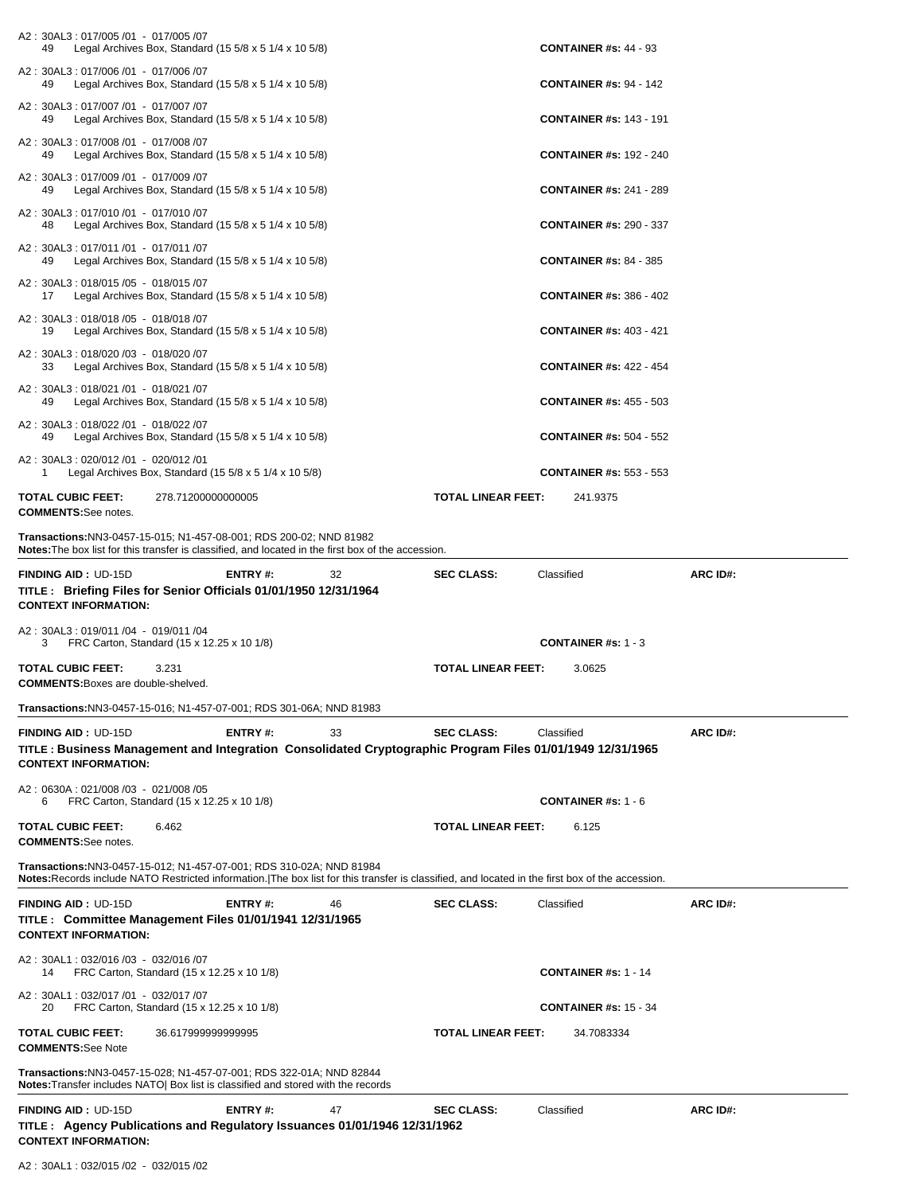A2 : 30AL3 : 017/005 /01 - 017/005 /07
49 Legal Archives Box, Standard (15 5/8 x 5 1/4 x 10 5/8) **CONTAINER #s:** 44 - 93

A2 : 30AL3 : 017/006 /01 - 017/006 /07
49 Legal Archives Box, Standard (15 5/8 x 5 1/4 x 10 5/8) **CONTAINER #s:** 94 - 142

A2 : 30AL3 : 017/007 /01 - 017/007 /07
49 Legal Archives Box, Standard (15 5/8 x 5 1/4 x 10 5/8) **CONTAINER #s:** 143 - 191

A2 : 30AL3 : 017/008 /01 - 017/008 /07
49 Legal Archives Box, Standard (15 5/8 x 5 1/4 x 10 5/8) **CONTAINER #s:** 192 - 240

A2 : 30AL3 : 017/009 /01 - 017/009 /07
49 Legal Archives Box, Standard (15 5/8 x 5 1/4 x 10 5/8) **CONTAINER #s:** 241 - 289

A2 : 30AL3 : 017/010 /01 - 017/010 /07
48 Legal Archives Box, Standard (15 5/8 x 5 1/4 x 10 5/8) **CONTAINER #s:** 290 - 337

A2 : 30AL3 : 017/011 /01 - 017/011 /07
49 Legal Archives Box, Standard (15 5/8 x 5 1/4 x 10 5/8) **CONTAINER #s:** 84 - 385

A2 : 30AL3 : 018/015 /05 - 018/015 /07
17 Legal Archives Box, Standard (15 5/8 x 5 1/4 x 10 5/8) **CONTAINER #s:** 386 - 402

A2 : 30AL3 : 018/018 /05 - 018/018 /07
19 Legal Archives Box, Standard (15 5/8 x 5 1/4 x 10 5/8) **CONTAINER #s:** 403 - 421

A2 : 30AL3 : 018/020 /03 - 018/020 /07
33 Legal Archives Box, Standard (15 5/8 x 5 1/4 x 10 5/8) **CONTAINER #s:** 422 - 454

A2 : 30AL3 : 018/021 /01 - 018/021 /07
49 Legal Archives Box, Standard (15 5/8 x 5 1/4 x 10 5/8) **CONTAINER #s:** 455 - 503

A2 : 30AL3 : 018/022 /01 - 018/022 /07
49 Legal Archives Box, Standard (15 5/8 x 5 1/4 x 10 5/8) **CONTAINER #s:** 504 - 552

A2 : 30AL3 : 020/012 /01 - 020/012 /01
1 Legal Archives Box, Standard (15 5/8 x 5 1/4 x 10 5/8) **CONTAINER #s:** 553 - 553

**TOTAL CUBIC FEET:** 278.71200000000005 **TOTAL LINEAR FEET:** 241.9375
**COMMENTS:** See notes.

**Transactions:** NN3-0457-15-015; N1-457-08-001; RDS 200-02; NND 81982
**Notes:** The box list for this transfer is classified, and located in the first box of the accession.

---

**FINDING AID :** UD-15D **ENTRY #:** 32 **SEC CLASS:** Classified **ARC ID#:**
**TITLE : Briefing Files for Senior Officials 01/01/1950 12/31/1964**
**CONTEXT INFORMATION:**

A2 : 30AL3 : 019/011 /04 - 019/011 /04
3 FRC Carton, Standard (15 x 12.25 x 10 1/8) **CONTAINER #s:** 1 - 3

**TOTAL CUBIC FEET:** 3.231 **TOTAL LINEAR FEET:** 3.0625
**COMMENTS:** Boxes are double-shelved.

**Transactions:** NN3-0457-15-016; N1-457-07-001; RDS 301-06A; NND 81983

---

**FINDING AID :** UD-15D **ENTRY #:** 33 **SEC CLASS:** Classified **ARC ID#:**
**TITLE : Business Management and Integration Consolidated Cryptographic Program Files 01/01/1949 12/31/1965**
**CONTEXT INFORMATION:**

A2 : 0630A : 021/008 /03 - 021/008 /05
6 FRC Carton, Standard (15 x 12.25 x 10 1/8) **CONTAINER #s:** 1 - 6

**TOTAL CUBIC FEET:** 6.462 **TOTAL LINEAR FEET:** 6.125
**COMMENTS:** See notes.

**Transactions:** NN3-0457-15-012; N1-457-07-001; RDS 310-02A; NND 81984
**Notes:** Records include NATO Restricted information.|The box list for this transfer is classified, and located in the first box of the accession.

---

**FINDING AID :** UD-15D **ENTRY #:** 46 **SEC CLASS:** Classified **ARC ID#:**
**TITLE : Committee Management Files 01/01/1941 12/31/1965**
**CONTEXT INFORMATION:**

A2 : 30AL1 : 032/016 /03 - 032/016 /07
14 FRC Carton, Standard (15 x 12.25 x 10 1/8) **CONTAINER #s:** 1 - 14

A2 : 30AL1 : 032/017 /01 - 032/017 /07
20 FRC Carton, Standard (15 x 12.25 x 10 1/8) **CONTAINER #s:** 15 - 34

**TOTAL CUBIC FEET:** 36.617999999999995 **TOTAL LINEAR FEET:** 34.7083334
**COMMENTS:** See Note

**Transactions:** NN3-0457-15-028; N1-457-07-001; RDS 322-01A; NND 82844
**Notes:** Transfer includes NATO| Box list is classified and stored with the records

---

**FINDING AID :** UD-15D **ENTRY #:** 47 **SEC CLASS:** Classified **ARC ID#:**
**TITLE : Agency Publications and Regulatory Issuances 01/01/1946 12/31/1962**
**CONTEXT INFORMATION:**

A2 : 30AL1 : 032/015 /02 - 032/015 /02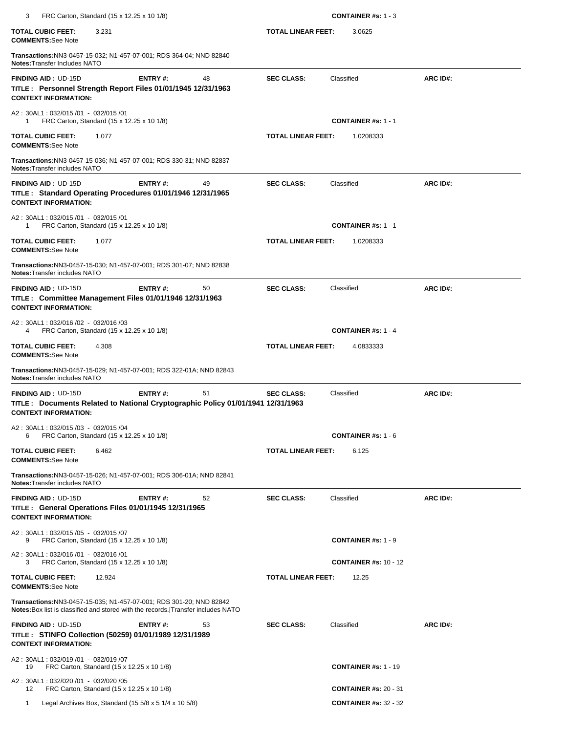3 FRC Carton, Standard (15 x 12.25 x 10 1/8) **CONTAINER #s:** 1 - 3

**TOTAL CUBIC FEET:** 3.231 **TOTAL LINEAR FEET:** 3.0625
**COMMENTS:** See Note

**Transactions:** NN3-0457-15-032; N1-457-07-001; RDS 364-04; NND 82840
**Notes:** Transfer Includes NATO

---

**FINDING AID :** UD-15D **ENTRY #:** 48 **SEC CLASS:** Classified **ARC ID#:**
**TITLE : Personnel Strength Report Files 01/01/1945 12/31/1963**
**CONTEXT INFORMATION:**

A2 : 30AL1 : 032/015 /01 - 032/015 /01
1 FRC Carton, Standard (15 x 12.25 x 10 1/8) **CONTAINER #s:** 1 - 1

**TOTAL CUBIC FEET:** 1.077 **TOTAL LINEAR FEET:** 1.0208333
**COMMENTS:** See Note

**Transactions:** NN3-0457-15-036; N1-457-07-001; RDS 330-31; NND 82837
**Notes:** Transfer includes NATO

---

**FINDING AID :** UD-15D **ENTRY #:** 49 **SEC CLASS:** Classified **ARC ID#:**
**TITLE : Standard Operating Procedures 01/01/1946 12/31/1965**
**CONTEXT INFORMATION:**

A2 : 30AL1 : 032/015 /01 - 032/015 /01
1 FRC Carton, Standard (15 x 12.25 x 10 1/8) **CONTAINER #s:** 1 - 1

**TOTAL CUBIC FEET:** 1.077 **TOTAL LINEAR FEET:** 1.0208333
**COMMENTS:** See Note

**Transactions:** NN3-0457-15-030; N1-457-07-001; RDS 301-07; NND 82838
**Notes:** Transfer includes NATO

---

**FINDING AID :** UD-15D **ENTRY #:** 50 **SEC CLASS:** Classified **ARC ID#:**
**TITLE : Committee Management Files 01/01/1946 12/31/1963**
**CONTEXT INFORMATION:**

A2 : 30AL1 : 032/016 /02 - 032/016 /03
4 FRC Carton, Standard (15 x 12.25 x 10 1/8) **CONTAINER #s:** 1 - 4

**TOTAL CUBIC FEET:** 4.308 **TOTAL LINEAR FEET:** 4.0833333
**COMMENTS:** See Note

**Transactions:** NN3-0457-15-029; N1-457-07-001; RDS 322-01A; NND 82843
**Notes:** Transfer includes NATO

---

**FINDING AID :** UD-15D **ENTRY #:** 51 **SEC CLASS:** Classified **ARC ID#:**
**TITLE : Documents Related to National Cryptographic Policy 01/01/1941 12/31/1963**
**CONTEXT INFORMATION:**

A2 : 30AL1 : 032/015 /03 - 032/015 /04
6 FRC Carton, Standard (15 x 12.25 x 10 1/8) **CONTAINER #s:** 1 - 6

**TOTAL CUBIC FEET:** 6.462 **TOTAL LINEAR FEET:** 6.125
**COMMENTS:** See Note

**Transactions:** NN3-0457-15-026; N1-457-07-001; RDS 306-01A; NND 82841
**Notes:** Transfer includes NATO

---

**FINDING AID :** UD-15D **ENTRY #:** 52 **SEC CLASS:** Classified **ARC ID#:**
**TITLE : General Operations Files 01/01/1945 12/31/1965**
**CONTEXT INFORMATION:**

A2 : 30AL1 : 032/015 /05 - 032/015 /07
9 FRC Carton, Standard (15 x 12.25 x 10 1/8) **CONTAINER #s:** 1 - 9

A2 : 30AL1 : 032/016 /01 - 032/016 /01
3 FRC Carton, Standard (15 x 12.25 x 10 1/8) **CONTAINER #s:** 10 - 12

**TOTAL CUBIC FEET:** 12.924 **TOTAL LINEAR FEET:** 12.25
**COMMENTS:** See Note

**Transactions:** NN3-0457-15-035; N1-457-07-001; RDS 301-20; NND 82842
**Notes:** Box list is classified and stored with the records.|Transfer includes NATO

---

**FINDING AID :** UD-15D **ENTRY #:** 53 **SEC CLASS:** Classified **ARC ID#:**
**TITLE : STINFO Collection (50259) 01/01/1989 12/31/1989**
**CONTEXT INFORMATION:**

A2 : 30AL1 : 032/019 /01 - 032/019 /07
19 FRC Carton, Standard (15 x 12.25 x 10 1/8) **CONTAINER #s:** 1 - 19

A2 : 30AL1 : 032/020 /01 - 032/020 /05
12 FRC Carton, Standard (15 x 12.25 x 10 1/8) **CONTAINER #s:** 20 - 31

1 Legal Archives Box, Standard (15 5/8 x 5 1/4 x 10 5/8) **CONTAINER #s:** 32 - 32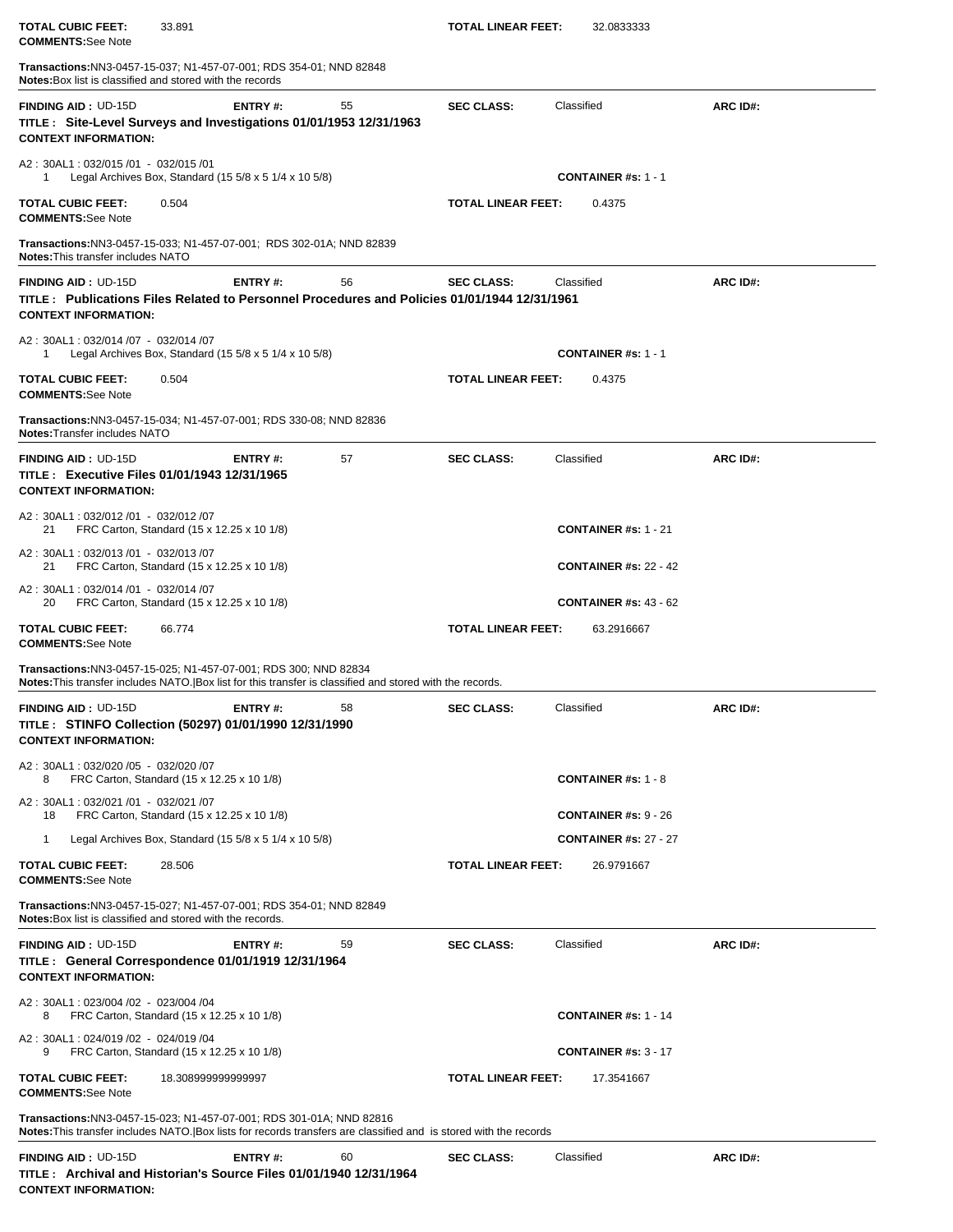**TOTAL CUBIC FEET:** 33.891 **TOTAL LINEAR FEET:** 32.0833333
**COMMENTS:** See Note

**Transactions:** NN3-0457-15-037; N1-457-07-001; RDS 354-01; NND 82848
**Notes:** Box list is classified and stored with the records

---

**FINDING AID :** UD-15D **ENTRY #:** 55 **SEC CLASS:** Classified **ARC ID#:**
**TITLE : Site-Level Surveys and Investigations 01/01/1953 12/31/1963**
**CONTEXT INFORMATION:**

A2 : 30AL1 : 032/015 /01 - 032/015 /01
1 Legal Archives Box, Standard (15 5/8 x 5 1/4 x 10 5/8) **CONTAINER #s:** 1 - 1

**TOTAL CUBIC FEET:** 0.504 **TOTAL LINEAR FEET:** 0.4375
**COMMENTS:** See Note

**Transactions:** NN3-0457-15-033; N1-457-07-001; RDS 302-01A; NND 82839
**Notes:** This transfer includes NATO

---

**FINDING AID :** UD-15D **ENTRY #:** 56 **SEC CLASS:** Classified **ARC ID#:**
**TITLE : Publications Files Related to Personnel Procedures and Policies 01/01/1944 12/31/1961**
**CONTEXT INFORMATION:**

A2 : 30AL1 : 032/014 /07 - 032/014 /07
1 Legal Archives Box, Standard (15 5/8 x 5 1/4 x 10 5/8) **CONTAINER #s:** 1 - 1

**TOTAL CUBIC FEET:** 0.504 **TOTAL LINEAR FEET:** 0.4375
**COMMENTS:** See Note

**Transactions:** NN3-0457-15-034; N1-457-07-001; RDS 330-08; NND 82836
**Notes:** Transfer includes NATO

---

**FINDING AID :** UD-15D **ENTRY #:** 57 **SEC CLASS:** Classified **ARC ID#:**
**TITLE : Executive Files 01/01/1943 12/31/1965**
**CONTEXT INFORMATION:**

A2 : 30AL1 : 032/012 /01 - 032/012 /07
21 FRC Carton, Standard (15 x 12.25 x 10 1/8) **CONTAINER #s:** 1 - 21

A2 : 30AL1 : 032/013 /01 - 032/013 /07
21 FRC Carton, Standard (15 x 12.25 x 10 1/8) **CONTAINER #s:** 22 - 42

A2 : 30AL1 : 032/014 /01 - 032/014 /07
20 FRC Carton, Standard (15 x 12.25 x 10 1/8) **CONTAINER #s:** 43 - 62

**TOTAL CUBIC FEET:** 66.774 **TOTAL LINEAR FEET:** 63.2916667
**COMMENTS:** See Note

**Transactions:** NN3-0457-15-025; N1-457-07-001; RDS 300; NND 82834
**Notes:** This transfer includes NATO.|Box list for this transfer is classified and stored with the records.

---

**FINDING AID :** UD-15D **ENTRY #:** 58 **SEC CLASS:** Classified **ARC ID#:**
**TITLE : STINFO Collection (50297) 01/01/1990 12/31/1990**
**CONTEXT INFORMATION:**

A2 : 30AL1 : 032/020 /05 - 032/020 /07
8 FRC Carton, Standard (15 x 12.25 x 10 1/8) **CONTAINER #s:** 1 - 8

A2 : 30AL1 : 032/021 /01 - 032/021 /07
18 FRC Carton, Standard (15 x 12.25 x 10 1/8) **CONTAINER #s:** 9 - 26

1 Legal Archives Box, Standard (15 5/8 x 5 1/4 x 10 5/8) **CONTAINER #s:** 27 - 27

**TOTAL CUBIC FEET:** 28.506 **TOTAL LINEAR FEET:** 26.9791667
**COMMENTS:** See Note

**Transactions:** NN3-0457-15-027; N1-457-07-001; RDS 354-01; NND 82849
**Notes:** Box list is classified and stored with the records.

---

**FINDING AID :** UD-15D **ENTRY #:** 59 **SEC CLASS:** Classified **ARC ID#:**
**TITLE : General Correspondence 01/01/1919 12/31/1964**
**CONTEXT INFORMATION:**

A2 : 30AL1 : 023/004 /02 - 023/004 /04
8 FRC Carton, Standard (15 x 12.25 x 10 1/8) **CONTAINER #s:** 1 - 14

A2 : 30AL1 : 024/019 /02 - 024/019 /04
9 FRC Carton, Standard (15 x 12.25 x 10 1/8) **CONTAINER #s:** 3 - 17

**TOTAL CUBIC FEET:** 18.308999999999997 **TOTAL LINEAR FEET:** 17.3541667
**COMMENTS:** See Note

**Transactions:** NN3-0457-15-023; N1-457-07-001; RDS 301-01A; NND 82816
**Notes:** This transfer includes NATO.|Box lists for records transfers are classified and is stored with the records

---

**FINDING AID :** UD-15D **ENTRY #:** 60 **SEC CLASS:** Classified **ARC ID#:**
**TITLE : Archival and Historian's Source Files 01/01/1940 12/31/1964**
**CONTEXT INFORMATION:**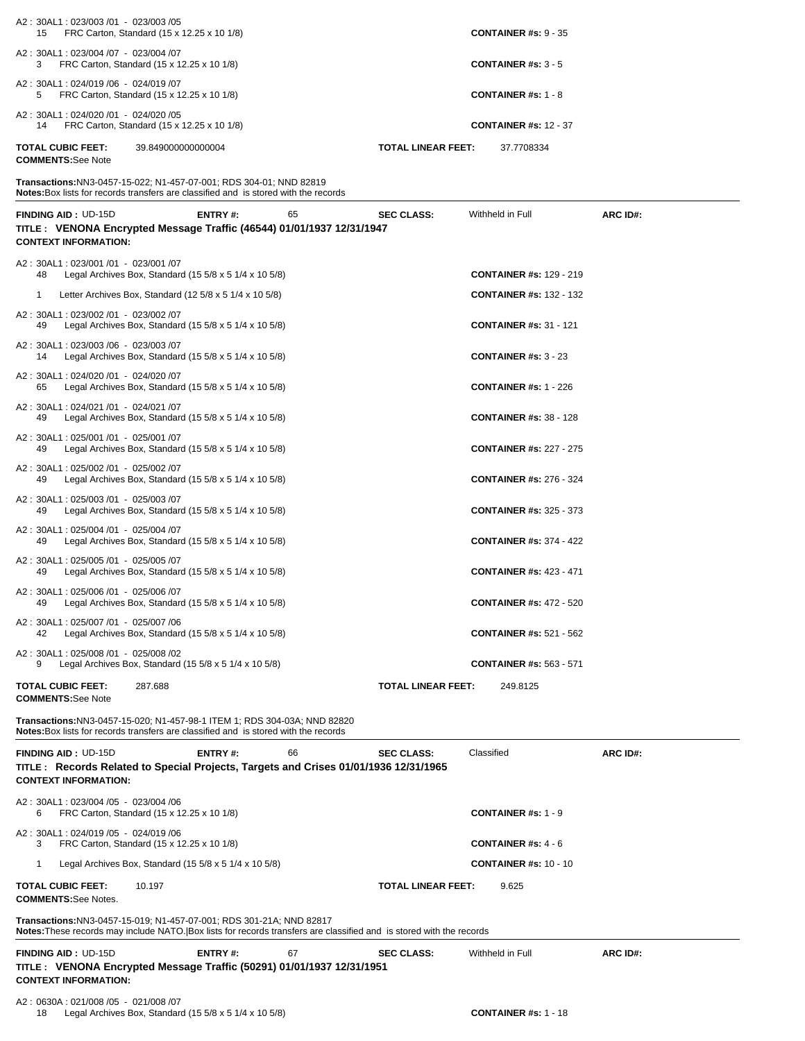A2 : 30AL1 : 023/003 /01 - 023/003 /05
15 FRC Carton, Standard (15 x 12.25 x 10 1/8) **CONTAINER #s:** 9 - 35

A2 : 30AL1 : 023/004 /07 - 023/004 /07
3 FRC Carton, Standard (15 x 12.25 x 10 1/8) **CONTAINER #s:** 3 - 5

A2 : 30AL1 : 024/019 /06 - 024/019 /07
5 FRC Carton, Standard (15 x 12.25 x 10 1/8) **CONTAINER #s:** 1 - 8

A2 : 30AL1 : 024/020 /01 - 024/020 /05
14 FRC Carton, Standard (15 x 12.25 x 10 1/8) **CONTAINER #s:** 12 - 37

**TOTAL CUBIC FEET:** 39.849000000000004 **TOTAL LINEAR FEET:** 37.7708334
**COMMENTS:** See Note

**Transactions:** NN3-0457-15-022; N1-457-07-001; RDS 304-01; NND 82819
**Notes:** Box lists for records transfers are classified and is stored with the records

---

**FINDING AID :** UD-15D **ENTRY #:** 65 **SEC CLASS:** Withheld in Full **ARC ID#:**
**TITLE : VENONA Encrypted Message Traffic (46544) 01/01/1937 12/31/1947**
**CONTEXT INFORMATION:**

A2 : 30AL1 : 023/001 /01 - 023/001 /07
48 Legal Archives Box, Standard (15 5/8 x 5 1/4 x 10 5/8) **CONTAINER #s:** 129 - 219
1 Letter Archives Box, Standard (12 5/8 x 5 1/4 x 10 5/8) **CONTAINER #s:** 132 - 132

A2 : 30AL1 : 023/002 /01 - 023/002 /07
49 Legal Archives Box, Standard (15 5/8 x 5 1/4 x 10 5/8) **CONTAINER #s:** 31 - 121

A2 : 30AL1 : 023/003 /06 - 023/003 /07
14 Legal Archives Box, Standard (15 5/8 x 5 1/4 x 10 5/8) **CONTAINER #s:** 3 - 23

A2 : 30AL1 : 024/020 /01 - 024/020 /07
65 Legal Archives Box, Standard (15 5/8 x 5 1/4 x 10 5/8) **CONTAINER #s:** 1 - 226

A2 : 30AL1 : 024/021 /01 - 024/021 /07
49 Legal Archives Box, Standard (15 5/8 x 5 1/4 x 10 5/8) **CONTAINER #s:** 38 - 128

A2 : 30AL1 : 025/001 /01 - 025/001 /07
49 Legal Archives Box, Standard (15 5/8 x 5 1/4 x 10 5/8) **CONTAINER #s:** 227 - 275

A2 : 30AL1 : 025/002 /01 - 025/002 /07
49 Legal Archives Box, Standard (15 5/8 x 5 1/4 x 10 5/8) **CONTAINER #s:** 276 - 324

A2 : 30AL1 : 025/003 /01 - 025/003 /07
49 Legal Archives Box, Standard (15 5/8 x 5 1/4 x 10 5/8) **CONTAINER #s:** 325 - 373

A2 : 30AL1 : 025/004 /01 - 025/004 /07
49 Legal Archives Box, Standard (15 5/8 x 5 1/4 x 10 5/8) **CONTAINER #s:** 374 - 422

A2 : 30AL1 : 025/005 /01 - 025/005 /07
49 Legal Archives Box, Standard (15 5/8 x 5 1/4 x 10 5/8) **CONTAINER #s:** 423 - 471

A2 : 30AL1 : 025/006 /01 - 025/006 /07
49 Legal Archives Box, Standard (15 5/8 x 5 1/4 x 10 5/8) **CONTAINER #s:** 472 - 520

A2 : 30AL1 : 025/007 /01 - 025/007 /06
42 Legal Archives Box, Standard (15 5/8 x 5 1/4 x 10 5/8) **CONTAINER #s:** 521 - 562

A2 : 30AL1 : 025/008 /01 - 025/008 /02
9 Legal Archives Box, Standard (15 5/8 x 5 1/4 x 10 5/8) **CONTAINER #s:** 563 - 571

**TOTAL CUBIC FEET:** 287.688 **TOTAL LINEAR FEET:** 249.8125
**COMMENTS:** See Note

**Transactions:** NN3-0457-15-020; N1-457-98-1 ITEM 1; RDS 304-03A; NND 82820
**Notes:** Box lists for records transfers are classified and is stored with the records

---

**FINDING AID :** UD-15D **ENTRY #:** 66 **SEC CLASS:** Classified **ARC ID#:**
**TITLE : Records Related to Special Projects, Targets and Crises 01/01/1936 12/31/1965**
**CONTEXT INFORMATION:**

A2 : 30AL1 : 023/004 /05 - 023/004 /06
6 FRC Carton, Standard (15 x 12.25 x 10 1/8) **CONTAINER #s:** 1 - 9

A2 : 30AL1 : 024/019 /05 - 024/019 /06
3 FRC Carton, Standard (15 x 12.25 x 10 1/8) **CONTAINER #s:** 4 - 6
1 Legal Archives Box, Standard (15 5/8 x 5 1/4 x 10 5/8) **CONTAINER #s:** 10 - 10

**TOTAL CUBIC FEET:** 10.197 **TOTAL LINEAR FEET:** 9.625
**COMMENTS:** See Notes.

**Transactions:** NN3-0457-15-019; N1-457-07-001; RDS 301-21A; NND 82817
**Notes:** These records may include NATO.|Box lists for records transfers are classified and is stored with the records

---

**FINDING AID :** UD-15D **ENTRY #:** 67 **SEC CLASS:** Withheld in Full **ARC ID#:**
**TITLE : VENONA Encrypted Message Traffic (50291) 01/01/1937 12/31/1951**
**CONTEXT INFORMATION:**

A2 : 0630A : 021/008 /05 - 021/008 /07
18 Legal Archives Box, Standard (15 5/8 x 5 1/4 x 10 5/8) **CONTAINER #s:** 1 - 18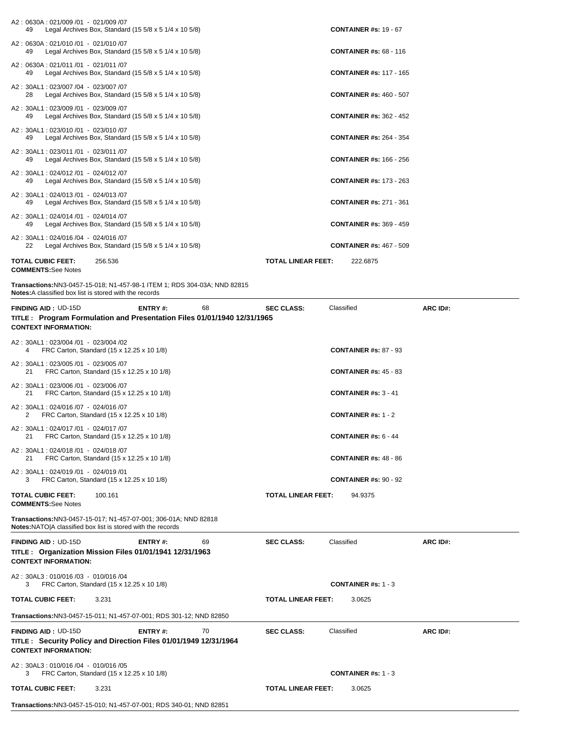A2 : 0630A : 021/009 /01 - 021/009 /07
49 Legal Archives Box, Standard (15 5/8 x 5 1/4 x 10 5/8) **CONTAINER #s:** 19 - 67

A2 : 0630A : 021/010 /01 - 021/010 /07
49 Legal Archives Box, Standard (15 5/8 x 5 1/4 x 10 5/8) **CONTAINER #s:** 68 - 116

A2 : 0630A : 021/011 /01 - 021/011 /07
49 Legal Archives Box, Standard (15 5/8 x 5 1/4 x 10 5/8) **CONTAINER #s:** 117 - 165

A2 : 30AL1 : 023/007 /04 - 023/007 /07
28 Legal Archives Box, Standard (15 5/8 x 5 1/4 x 10 5/8) **CONTAINER #s:** 460 - 507

A2 : 30AL1 : 023/009 /01 - 023/009 /07
49 Legal Archives Box, Standard (15 5/8 x 5 1/4 x 10 5/8) **CONTAINER #s:** 362 - 452

A2 : 30AL1 : 023/010 /01 - 023/010 /07
49 Legal Archives Box, Standard (15 5/8 x 5 1/4 x 10 5/8) **CONTAINER #s:** 264 - 354

A2 : 30AL1 : 023/011 /01 - 023/011 /07
49 Legal Archives Box, Standard (15 5/8 x 5 1/4 x 10 5/8) **CONTAINER #s:** 166 - 256

A2 : 30AL1 : 024/012 /01 - 024/012 /07
49 Legal Archives Box, Standard (15 5/8 x 5 1/4 x 10 5/8) **CONTAINER #s:** 173 - 263

A2 : 30AL1 : 024/013 /01 - 024/013 /07
49 Legal Archives Box, Standard (15 5/8 x 5 1/4 x 10 5/8) **CONTAINER #s:** 271 - 361

A2 : 30AL1 : 024/014 /01 - 024/014 /07
49 Legal Archives Box, Standard (15 5/8 x 5 1/4 x 10 5/8) **CONTAINER #s:** 369 - 459

A2 : 30AL1 : 024/016 /04 - 024/016 /07
22 Legal Archives Box, Standard (15 5/8 x 5 1/4 x 10 5/8) **CONTAINER #s:** 467 - 509

**TOTAL CUBIC FEET:** 256.536 **TOTAL LINEAR FEET:** 222.6875

**COMMENTS:** See Notes

**Transactions:** NN3-0457-15-018; N1-457-98-1 ITEM 1; RDS 304-03A; NND 82815

**Notes:** A classified box list is stored with the records

---

**FINDING AID :** UD-15D **ENTRY #:** 68 **SEC CLASS:** Classified **ARC ID#:**

**TITLE : Program Formulation and Presentation Files 01/01/1940 12/31/1965**

**CONTEXT INFORMATION:**

A2 : 30AL1 : 023/004 /01 - 023/004 /02
4 FRC Carton, Standard (15 x 12.25 x 10 1/8) **CONTAINER #s:** 87 - 93

A2 : 30AL1 : 023/005 /01 - 023/005 /07
21 FRC Carton, Standard (15 x 12.25 x 10 1/8) **CONTAINER #s:** 45 - 83

A2 : 30AL1 : 023/006 /01 - 023/006 /07
21 FRC Carton, Standard (15 x 12.25 x 10 1/8) **CONTAINER #s:** 3 - 41

A2 : 30AL1 : 024/016 /07 - 024/016 /07
2 FRC Carton, Standard (15 x 12.25 x 10 1/8) **CONTAINER #s:** 1 - 2

A2 : 30AL1 : 024/017 /01 - 024/017 /07
21 FRC Carton, Standard (15 x 12.25 x 10 1/8) **CONTAINER #s:** 6 - 44

A2 : 30AL1 : 024/018 /01 - 024/018 /07
21 FRC Carton, Standard (15 x 12.25 x 10 1/8) **CONTAINER #s:** 48 - 86

A2 : 30AL1 : 024/019 /01 - 024/019 /01
3 FRC Carton, Standard (15 x 12.25 x 10 1/8) **CONTAINER #s:** 90 - 92

**TOTAL CUBIC FEET:** 100.161 **TOTAL LINEAR FEET:** 94.9375

**COMMENTS:** See Notes

**Transactions:** NN3-0457-15-017; N1-457-07-001; 306-01A; NND 82818

**Notes:** NATO|A classified box list is stored with the records

---

**FINDING AID :** UD-15D **ENTRY #:** 69 **SEC CLASS:** Classified **ARC ID#:**

**TITLE : Organization Mission Files 01/01/1941 12/31/1963**

**CONTEXT INFORMATION:**

A2 : 30AL3 : 010/016 /03 - 010/016 /04
3 FRC Carton, Standard (15 x 12.25 x 10 1/8) **CONTAINER #s:** 1 - 3

**TOTAL CUBIC FEET:** 3.231 **TOTAL LINEAR FEET:** 3.0625

**Transactions:** NN3-0457-15-011; N1-457-07-001; RDS 301-12; NND 82850

---

**FINDING AID :** UD-15D **ENTRY #:** 70 **SEC CLASS:** Classified **ARC ID#:**

**TITLE : Security Policy and Direction Files 01/01/1949 12/31/1964**

**CONTEXT INFORMATION:**

A2 : 30AL3 : 010/016 /04 - 010/016 /05
3 FRC Carton, Standard (15 x 12.25 x 10 1/8) **CONTAINER #s:** 1 - 3

**TOTAL CUBIC FEET:** 3.231 **TOTAL LINEAR FEET:** 3.0625

**Transactions:** NN3-0457-15-010; N1-457-07-001; RDS 340-01; NND 82851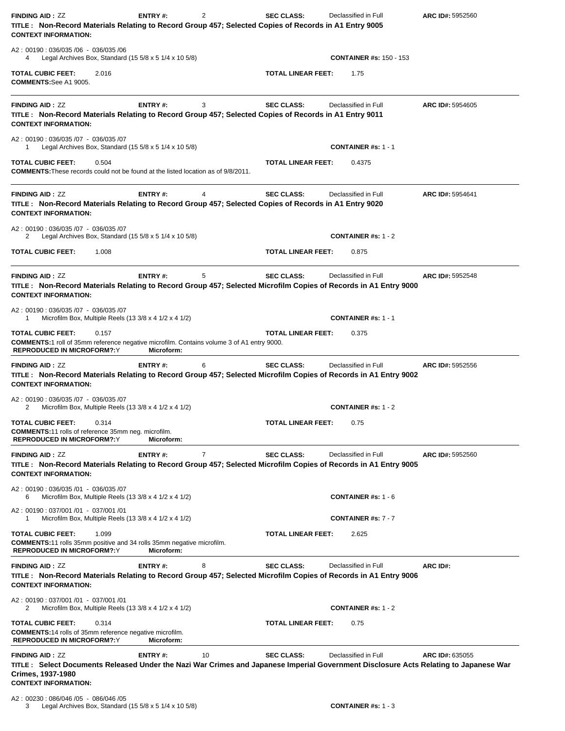**FINDING AID :** ZZ **ENTRY #:** 2 **SEC CLASS:** Declassified in Full **ARC ID#:** 5952560

**TITLE : Non-Record Materials Relating to Record Group 457; Selected Copies of Records in A1 Entry 9005**

**CONTEXT INFORMATION:**

A2 : 00190 : 036/035 /06 - 036/035 /06
4 Legal Archives Box, Standard (15 5/8 x 5 1/4 x 10 5/8) **CONTAINER #s:** 150 - 153

**TOTAL CUBIC FEET:** 2.016 **TOTAL LINEAR FEET:** 1.75

**COMMENTS:** See A1 9005.

---

**FINDING AID :** ZZ **ENTRY #:** 3 **SEC CLASS:** Declassified in Full **ARC ID#:** 5954605

**TITLE : Non-Record Materials Relating to Record Group 457; Selected Copies of Records in A1 Entry 9011**

**CONTEXT INFORMATION:**

A2 : 00190 : 036/035 /07 - 036/035 /07
1 Legal Archives Box, Standard (15 5/8 x 5 1/4 x 10 5/8) **CONTAINER #s:** 1 - 1

**TOTAL CUBIC FEET:** 0.504 **TOTAL LINEAR FEET:** 0.4375

**COMMENTS:** These records could not be found at the listed location as of 9/8/2011.

---

**FINDING AID :** ZZ **ENTRY #:** 4 **SEC CLASS:** Declassified in Full **ARC ID#:** 5954641

**TITLE : Non-Record Materials Relating to Record Group 457; Selected Copies of Records in A1 Entry 9020**

**CONTEXT INFORMATION:**

A2 : 00190 : 036/035 /07 - 036/035 /07
2 Legal Archives Box, Standard (15 5/8 x 5 1/4 x 10 5/8) **CONTAINER #s:** 1 - 2

**TOTAL CUBIC FEET:** 1.008 **TOTAL LINEAR FEET:** 0.875

---

**FINDING AID :** ZZ **ENTRY #:** 5 **SEC CLASS:** Declassified in Full **ARC ID#:** 5952548

**TITLE : Non-Record Materials Relating to Record Group 457; Selected Microfilm Copies of Records in A1 Entry 9000**

**CONTEXT INFORMATION:**

A2 : 00190 : 036/035 /07 - 036/035 /07
1 Microfilm Box, Multiple Reels (13 3/8 x 4 1/2 x 4 1/2) **CONTAINER #s:** 1 - 1

**TOTAL CUBIC FEET:** 0.157 **TOTAL LINEAR FEET:** 0.375

**COMMENTS:** 1 roll of 35mm reference negative microfilm. Contains volume 3 of A1 entry 9000.

**REPRODUCED IN MICROFORM?:** Y **Microform:**

---

**FINDING AID :** ZZ **ENTRY #:** 6 **SEC CLASS:** Declassified in Full **ARC ID#:** 5952556

**TITLE : Non-Record Materials Relating to Record Group 457; Selected Microfilm Copies of Records in A1 Entry 9002**

**CONTEXT INFORMATION:**

A2 : 00190 : 036/035 /07 - 036/035 /07
2 Microfilm Box, Multiple Reels (13 3/8 x 4 1/2 x 4 1/2) **CONTAINER #s:** 1 - 2

**TOTAL CUBIC FEET:** 0.314 **TOTAL LINEAR FEET:** 0.75

**COMMENTS:** 11 rolls of reference 35mm neg. microfilm.

**REPRODUCED IN MICROFORM?:** Y **Microform:**

---

**FINDING AID :** ZZ **ENTRY #:** 7 **SEC CLASS:** Declassified in Full **ARC ID#:** 5952560

**TITLE : Non-Record Materials Relating to Record Group 457; Selected Microfilm Copies of Records in A1 Entry 9005**

**CONTEXT INFORMATION:**

A2 : 00190 : 036/035 /01 - 036/035 /07
6 Microfilm Box, Multiple Reels (13 3/8 x 4 1/2 x 4 1/2) **CONTAINER #s:** 1 - 6

A2 : 00190 : 037/001 /01 - 037/001 /01
1 Microfilm Box, Multiple Reels (13 3/8 x 4 1/2 x 4 1/2) **CONTAINER #s:** 7 - 7

**TOTAL CUBIC FEET:** 1.099 **TOTAL LINEAR FEET:** 2.625

**COMMENTS:** 11 rolls 35mm positive and 34 rolls 35mm negative microfilm.

**REPRODUCED IN MICROFORM?:** Y **Microform:**

---

**FINDING AID :** ZZ **ENTRY #:** 8 **SEC CLASS:** Declassified in Full **ARC ID#:**

**TITLE : Non-Record Materials Relating to Record Group 457; Selected Microfilm Copies of Records in A1 Entry 9006**

**CONTEXT INFORMATION:**

A2 : 00190 : 037/001 /01 - 037/001 /01
2 Microfilm Box, Multiple Reels (13 3/8 x 4 1/2 x 4 1/2) **CONTAINER #s:** 1 - 2

**TOTAL CUBIC FEET:** 0.314 **TOTAL LINEAR FEET:** 0.75

**COMMENTS:** 14 rolls of 35mm reference negative microfilm.

**REPRODUCED IN MICROFORM?:** Y **Microform:**

---

**FINDING AID :** ZZ **ENTRY #:** 10 **SEC CLASS:** Declassified in Full **ARC ID#:** 635055

**TITLE : Select Documents Released Under the Nazi War Crimes and Japanese Imperial Government Disclosure Acts Relating to Japanese War Crimes, 1937-1980**

**CONTEXT INFORMATION:**

A2 : 00230 : 086/046 /05 - 086/046 /05
3 Legal Archives Box, Standard (15 5/8 x 5 1/4 x 10 5/8) **CONTAINER #s:** 1 - 3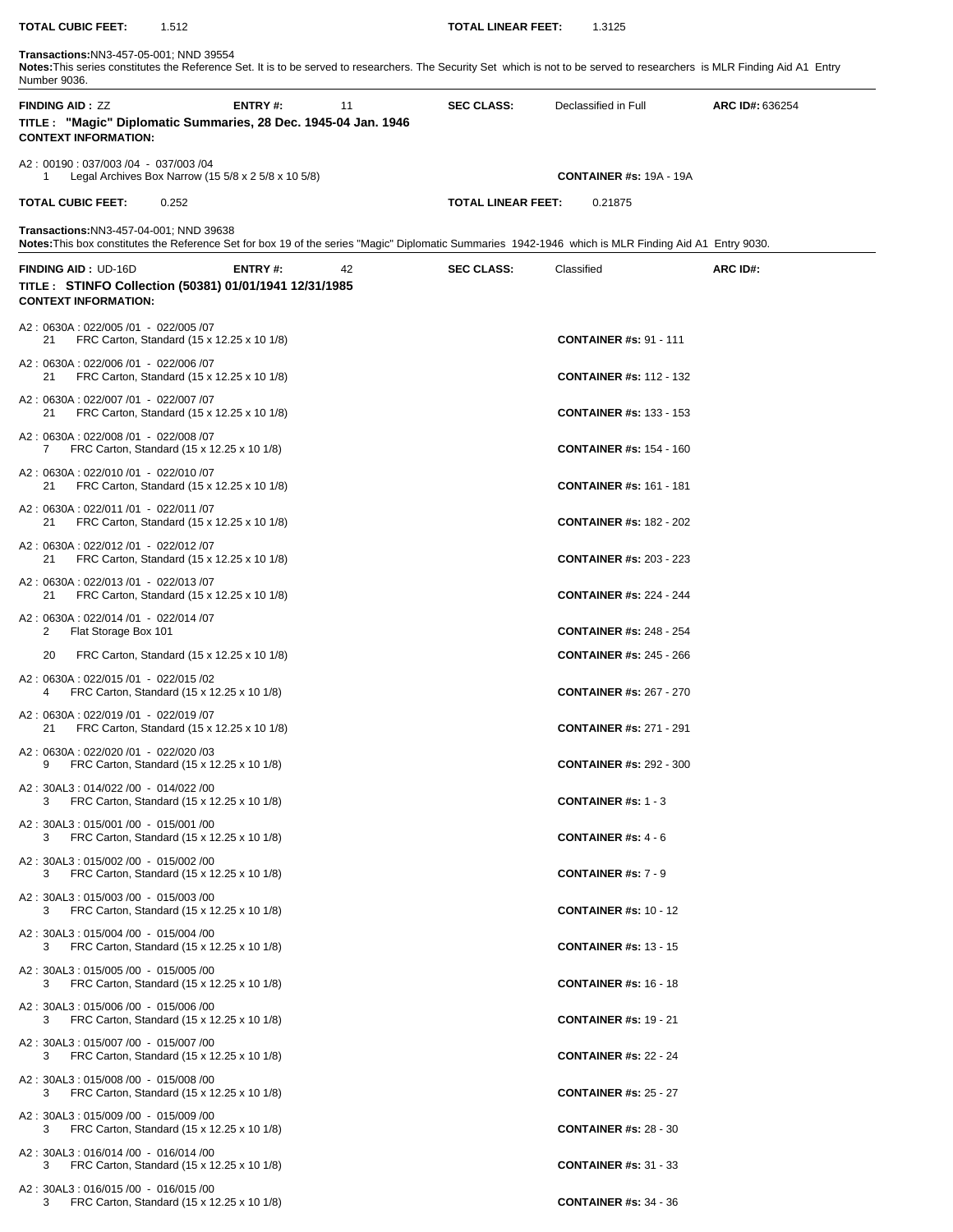**TOTAL CUBIC FEET:** 1.512 **TOTAL LINEAR FEET:** 1.3125

**Transactions:**NN3-457-05-001; NND 39554
**Notes:**This series constitutes the Reference Set. It is to be served to researchers. The Security Set which is not to be served to researchers is MLR Finding Aid A1 Entry Number 9036.

---

**FINDING AID :** ZZ **ENTRY #:** 11 **SEC CLASS:** Declassified in Full **ARC ID#:** 636254

**TITLE : "Magic" Diplomatic Summaries, 28 Dec. 1945-04 Jan. 1946**

**CONTEXT INFORMATION:**

A2 : 00190 : 037/003 /04 - 037/003 /04
1 Legal Archives Box Narrow (15 5/8 x 2 5/8 x 10 5/8) **CONTAINER #s:** 19A - 19A

**TOTAL CUBIC FEET:** 0.252 **TOTAL LINEAR FEET:** 0.21875

**Transactions:**NN3-457-04-001; NND 39638
**Notes:**This box constitutes the Reference Set for box 19 of the series "Magic" Diplomatic Summaries 1942-1946 which is MLR Finding Aid A1 Entry 9030.

---

**FINDING AID :** UD-16D **ENTRY #:** 42 **SEC CLASS:** Classified **ARC ID#:**

**TITLE : STINFO Collection (50381) 01/01/1941 12/31/1985**

**CONTEXT INFORMATION:**

A2 : 0630A : 022/005 /01 - 022/005 /07
21 FRC Carton, Standard (15 x 12.25 x 10 1/8) **CONTAINER #s:** 91 - 111

A2 : 0630A : 022/006 /01 - 022/006 /07
21 FRC Carton, Standard (15 x 12.25 x 10 1/8) **CONTAINER #s:** 112 - 132

A2 : 0630A : 022/007 /01 - 022/007 /07
21 FRC Carton, Standard (15 x 12.25 x 10 1/8) **CONTAINER #s:** 133 - 153

A2 : 0630A : 022/008 /01 - 022/008 /07
7 FRC Carton, Standard (15 x 12.25 x 10 1/8) **CONTAINER #s:** 154 - 160

A2 : 0630A : 022/010 /01 - 022/010 /07
21 FRC Carton, Standard (15 x 12.25 x 10 1/8) **CONTAINER #s:** 161 - 181

A2 : 0630A : 022/011 /01 - 022/011 /07
21 FRC Carton, Standard (15 x 12.25 x 10 1/8) **CONTAINER #s:** 182 - 202

A2 : 0630A : 022/012 /01 - 022/012 /07
21 FRC Carton, Standard (15 x 12.25 x 10 1/8) **CONTAINER #s:** 203 - 223

A2 : 0630A : 022/013 /01 - 022/013 /07
21 FRC Carton, Standard (15 x 12.25 x 10 1/8) **CONTAINER #s:** 224 - 244

A2 : 0630A : 022/014 /01 - 022/014 /07
2 Flat Storage Box 101 **CONTAINER #s:** 248 - 254
20 FRC Carton, Standard (15 x 12.25 x 10 1/8) **CONTAINER #s:** 245 - 266

A2 : 0630A : 022/015 /01 - 022/015 /02
4 FRC Carton, Standard (15 x 12.25 x 10 1/8) **CONTAINER #s:** 267 - 270

A2 : 0630A : 022/019 /01 - 022/019 /07
21 FRC Carton, Standard (15 x 12.25 x 10 1/8) **CONTAINER #s:** 271 - 291

A2 : 0630A : 022/020 /01 - 022/020 /03
9 FRC Carton, Standard (15 x 12.25 x 10 1/8) **CONTAINER #s:** 292 - 300

A2 : 30AL3 : 014/022 /00 - 014/022 /00
3 FRC Carton, Standard (15 x 12.25 x 10 1/8) **CONTAINER #s:** 1 - 3

A2 : 30AL3 : 015/001 /00 - 015/001 /00
3 FRC Carton, Standard (15 x 12.25 x 10 1/8) **CONTAINER #s:** 4 - 6

A2 : 30AL3 : 015/002 /00 - 015/002 /00
3 FRC Carton, Standard (15 x 12.25 x 10 1/8) **CONTAINER #s:** 7 - 9

A2 : 30AL3 : 015/003 /00 - 015/003 /00
3 FRC Carton, Standard (15 x 12.25 x 10 1/8) **CONTAINER #s:** 10 - 12

A2 : 30AL3 : 015/004 /00 - 015/004 /00
3 FRC Carton, Standard (15 x 12.25 x 10 1/8) **CONTAINER #s:** 13 - 15

A2 : 30AL3 : 015/005 /00 - 015/005 /00
3 FRC Carton, Standard (15 x 12.25 x 10 1/8) **CONTAINER #s:** 16 - 18

A2 : 30AL3 : 015/006 /00 - 015/006 /00
3 FRC Carton, Standard (15 x 12.25 x 10 1/8) **CONTAINER #s:** 19 - 21

A2 : 30AL3 : 015/007 /00 - 015/007 /00
3 FRC Carton, Standard (15 x 12.25 x 10 1/8) **CONTAINER #s:** 22 - 24

A2 : 30AL3 : 015/008 /00 - 015/008 /00
3 FRC Carton, Standard (15 x 12.25 x 10 1/8) **CONTAINER #s:** 25 - 27

A2 : 30AL3 : 015/009 /00 - 015/009 /00
3 FRC Carton, Standard (15 x 12.25 x 10 1/8) **CONTAINER #s:** 28 - 30

A2 : 30AL3 : 016/014 /00 - 016/014 /00
3 FRC Carton, Standard (15 x 12.25 x 10 1/8) **CONTAINER #s:** 31 - 33

A2 : 30AL3 : 016/015 /00 - 016/015 /00
3 FRC Carton, Standard (15 x 12.25 x 10 1/8) **CONTAINER #s:** 34 - 36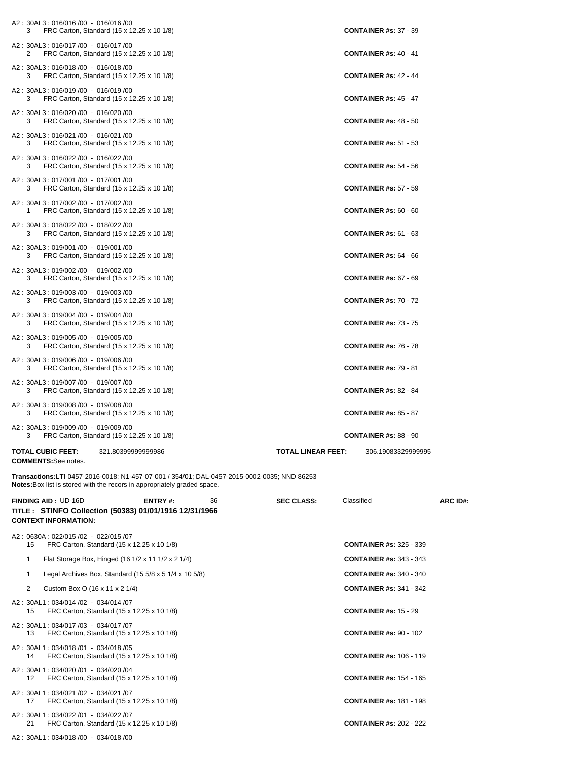A2 : 30AL3 : 016/016 /00 - 016/016 /00
3 FRC Carton, Standard (15 x 12.25 x 10 1/8) **CONTAINER #s:** 37 - 39

A2 : 30AL3 : 016/017 /00 - 016/017 /00
2 FRC Carton, Standard (15 x 12.25 x 10 1/8) **CONTAINER #s:** 40 - 41

A2 : 30AL3 : 016/018 /00 - 016/018 /00
3 FRC Carton, Standard (15 x 12.25 x 10 1/8) **CONTAINER #s:** 42 - 44

A2 : 30AL3 : 016/019 /00 - 016/019 /00
3 FRC Carton, Standard (15 x 12.25 x 10 1/8) **CONTAINER #s:** 45 - 47

A2 : 30AL3 : 016/020 /00 - 016/020 /00
3 FRC Carton, Standard (15 x 12.25 x 10 1/8) **CONTAINER #s:** 48 - 50

A2 : 30AL3 : 016/021 /00 - 016/021 /00
3 FRC Carton, Standard (15 x 12.25 x 10 1/8) **CONTAINER #s:** 51 - 53

A2 : 30AL3 : 016/022 /00 - 016/022 /00
3 FRC Carton, Standard (15 x 12.25 x 10 1/8) **CONTAINER #s:** 54 - 56

A2 : 30AL3 : 017/001 /00 - 017/001 /00
3 FRC Carton, Standard (15 x 12.25 x 10 1/8) **CONTAINER #s:** 57 - 59

A2 : 30AL3 : 017/002 /00 - 017/002 /00
1 FRC Carton, Standard (15 x 12.25 x 10 1/8) **CONTAINER #s:** 60 - 60

A2 : 30AL3 : 018/022 /00 - 018/022 /00
3 FRC Carton, Standard (15 x 12.25 x 10 1/8) **CONTAINER #s:** 61 - 63

A2 : 30AL3 : 019/001 /00 - 019/001 /00
3 FRC Carton, Standard (15 x 12.25 x 10 1/8) **CONTAINER #s:** 64 - 66

A2 : 30AL3 : 019/002 /00 - 019/002 /00
3 FRC Carton, Standard (15 x 12.25 x 10 1/8) **CONTAINER #s:** 67 - 69

A2 : 30AL3 : 019/003 /00 - 019/003 /00
3 FRC Carton, Standard (15 x 12.25 x 10 1/8) **CONTAINER #s:** 70 - 72

A2 : 30AL3 : 019/004 /00 - 019/004 /00
3 FRC Carton, Standard (15 x 12.25 x 10 1/8) **CONTAINER #s:** 73 - 75

A2 : 30AL3 : 019/005 /00 - 019/005 /00
3 FRC Carton, Standard (15 x 12.25 x 10 1/8) **CONTAINER #s:** 76 - 78

A2 : 30AL3 : 019/006 /00 - 019/006 /00
3 FRC Carton, Standard (15 x 12.25 x 10 1/8) **CONTAINER #s:** 79 - 81

A2 : 30AL3 : 019/007 /00 - 019/007 /00
3 FRC Carton, Standard (15 x 12.25 x 10 1/8) **CONTAINER #s:** 82 - 84

A2 : 30AL3 : 019/008 /00 - 019/008 /00
3 FRC Carton, Standard (15 x 12.25 x 10 1/8) **CONTAINER #s:** 85 - 87

A2 : 30AL3 : 019/009 /00 - 019/009 /00
3 FRC Carton, Standard (15 x 12.25 x 10 1/8) **CONTAINER #s:** 88 - 90

**TOTAL CUBIC FEET:** 321.80399999999986 **TOTAL LINEAR FEET:** 306.19083329999995

**COMMENTS:**See notes.

**Transactions:**LTI-0457-2016-0018; N1-457-07-001 / 354/01; DAL-0457-2015-0002-0035; NND 86253
**Notes:**Box list is stored with the recors in appropriately graded space.

---

**FINDING AID :** UD-16D **ENTRY #:** 36 **SEC CLASS:** Classified **ARC ID#:**

**TITLE : STINFO Collection (50383) 01/01/1916 12/31/1966**

**CONTEXT INFORMATION:**

A2 : 0630A : 022/015 /02 - 022/015 /07
15 FRC Carton, Standard (15 x 12.25 x 10 1/8) **CONTAINER #s:** 325 - 339
1 Flat Storage Box, Hinged (16 1/2 x 11 1/2 x 2 1/4) **CONTAINER #s:** 343 - 343
1 Legal Archives Box, Standard (15 5/8 x 5 1/4 x 10 5/8) **CONTAINER #s:** 340 - 340
2 Custom Box O (16 x 11 x 2 1/4) **CONTAINER #s:** 341 - 342

A2 : 30AL1 : 034/014 /02 - 034/014 /07
15 FRC Carton, Standard (15 x 12.25 x 10 1/8) **CONTAINER #s:** 15 - 29

A2 : 30AL1 : 034/017 /03 - 034/017 /07
13 FRC Carton, Standard (15 x 12.25 x 10 1/8) **CONTAINER #s:** 90 - 102

A2 : 30AL1 : 034/018 /01 - 034/018 /05
14 FRC Carton, Standard (15 x 12.25 x 10 1/8) **CONTAINER #s:** 106 - 119

A2 : 30AL1 : 034/020 /01 - 034/020 /04
12 FRC Carton, Standard (15 x 12.25 x 10 1/8) **CONTAINER #s:** 154 - 165

A2 : 30AL1 : 034/021 /02 - 034/021 /07
17 FRC Carton, Standard (15 x 12.25 x 10 1/8) **CONTAINER #s:** 181 - 198

A2 : 30AL1 : 034/022 /01 - 034/022 /07
21 FRC Carton, Standard (15 x 12.25 x 10 1/8) **CONTAINER #s:** 202 - 222

A2 : 30AL1 : 034/018 /00 - 034/018 /00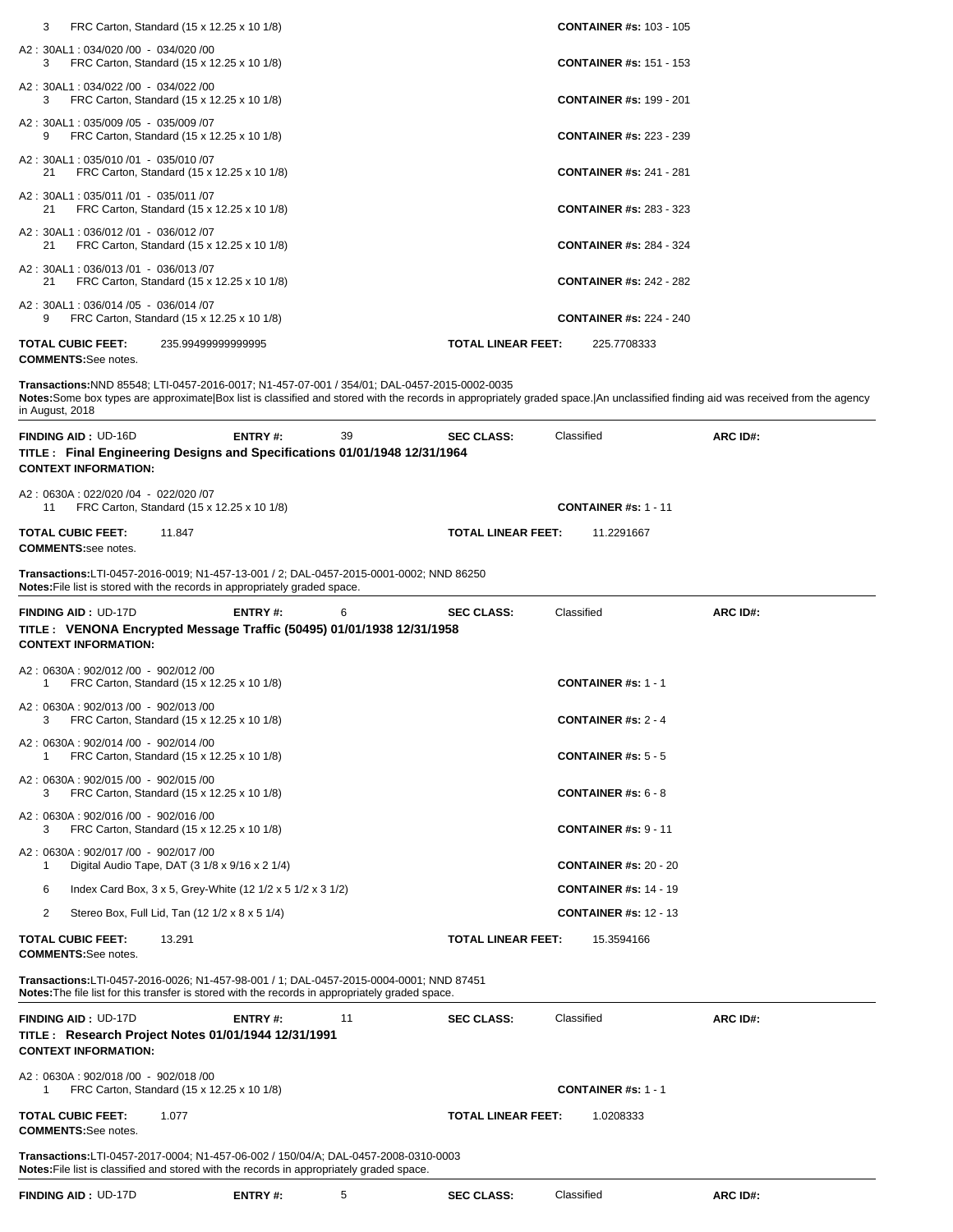3 FRC Carton, Standard (15 x 12.25 x 10 1/8) **CONTAINER #s:** 103 - 105

A2 : 30AL1 : 034/020 /00 - 034/020 /00
3 FRC Carton, Standard (15 x 12.25 x 10 1/8) **CONTAINER #s:** 151 - 153

A2 : 30AL1 : 034/022 /00 - 034/022 /00
3 FRC Carton, Standard (15 x 12.25 x 10 1/8) **CONTAINER #s:** 199 - 201

A2 : 30AL1 : 035/009 /05 - 035/009 /07
9 FRC Carton, Standard (15 x 12.25 x 10 1/8) **CONTAINER #s:** 223 - 239

A2 : 30AL1 : 035/010 /01 - 035/010 /07
21 FRC Carton, Standard (15 x 12.25 x 10 1/8) **CONTAINER #s:** 241 - 281

A2 : 30AL1 : 035/011 /01 - 035/011 /07
21 FRC Carton, Standard (15 x 12.25 x 10 1/8) **CONTAINER #s:** 283 - 323

A2 : 30AL1 : 036/012 /01 - 036/012 /07
21 FRC Carton, Standard (15 x 12.25 x 10 1/8) **CONTAINER #s:** 284 - 324

A2 : 30AL1 : 036/013 /01 - 036/013 /07
21 FRC Carton, Standard (15 x 12.25 x 10 1/8) **CONTAINER #s:** 242 - 282

A2 : 30AL1 : 036/014 /05 - 036/014 /07
9 FRC Carton, Standard (15 x 12.25 x 10 1/8) **CONTAINER #s:** 224 - 240

**TOTAL CUBIC FEET:** 235.99499999999995 **TOTAL LINEAR FEET:** 225.7708333
**COMMENTS:** See notes.

**Transactions:** NND 85548; LTI-0457-2016-0017; N1-457-07-001 / 354/01; DAL-0457-2015-0002-0035
**Notes:** Some box types are approximate|Box list is classified and stored with the records in appropriately graded space.|An unclassified finding aid was received from the agency in August, 2018

---

**FINDING AID :** UD-16D **ENTRY #:** 39 **SEC CLASS:** Classified **ARC ID#:**
**TITLE : Final Engineering Designs and Specifications 01/01/1948 12/31/1964**
**CONTEXT INFORMATION:**

A2 : 0630A : 022/020 /04 - 022/020 /07
11 FRC Carton, Standard (15 x 12.25 x 10 1/8) **CONTAINER #s:** 1 - 11

**TOTAL CUBIC FEET:** 11.847 **TOTAL LINEAR FEET:** 11.2291667
**COMMENTS:** see notes.

**Transactions:** LTI-0457-2016-0019; N1-457-13-001 / 2; DAL-0457-2015-0001-0002; NND 86250
**Notes:** File list is stored with the records in appropriately graded space.

---

**FINDING AID :** UD-17D **ENTRY #:** 6 **SEC CLASS:** Classified **ARC ID#:**
**TITLE : VENONA Encrypted Message Traffic (50495) 01/01/1938 12/31/1958**
**CONTEXT INFORMATION:**

A2 : 0630A : 902/012 /00 - 902/012 /00
1 FRC Carton, Standard (15 x 12.25 x 10 1/8) **CONTAINER #s:** 1 - 1

A2 : 0630A : 902/013 /00 - 902/013 /00
3 FRC Carton, Standard (15 x 12.25 x 10 1/8) **CONTAINER #s:** 2 - 4

A2 : 0630A : 902/014 /00 - 902/014 /00
1 FRC Carton, Standard (15 x 12.25 x 10 1/8) **CONTAINER #s:** 5 - 5

A2 : 0630A : 902/015 /00 - 902/015 /00
3 FRC Carton, Standard (15 x 12.25 x 10 1/8) **CONTAINER #s:** 6 - 8

A2 : 0630A : 902/016 /00 - 902/016 /00
3 FRC Carton, Standard (15 x 12.25 x 10 1/8) **CONTAINER #s:** 9 - 11

A2 : 0630A : 902/017 /00 - 902/017 /00
1 Digital Audio Tape, DAT (3 1/8 x 9/16 x 2 1/4) **CONTAINER #s:** 20 - 20
6 Index Card Box, 3 x 5, Grey-White (12 1/2 x 5 1/2 x 3 1/2) **CONTAINER #s:** 14 - 19
2 Stereo Box, Full Lid, Tan (12 1/2 x 8 x 5 1/4) **CONTAINER #s:** 12 - 13

**TOTAL CUBIC FEET:** 13.291 **TOTAL LINEAR FEET:** 15.3594166
**COMMENTS:** See notes.

**Transactions:** LTI-0457-2016-0026; N1-457-98-001 / 1; DAL-0457-2015-0004-0001; NND 87451
**Notes:** The file list for this transfer is stored with the records in appropriately graded space.

---

**FINDING AID :** UD-17D **ENTRY #:** 11 **SEC CLASS:** Classified **ARC ID#:**
**TITLE : Research Project Notes 01/01/1944 12/31/1991**
**CONTEXT INFORMATION:**

A2 : 0630A : 902/018 /00 - 902/018 /00
1 FRC Carton, Standard (15 x 12.25 x 10 1/8) **CONTAINER #s:** 1 - 1

**TOTAL CUBIC FEET:** 1.077 **TOTAL LINEAR FEET:** 1.0208333
**COMMENTS:** See notes.

**Transactions:** LTI-0457-2017-0004; N1-457-06-002 / 150/04/A; DAL-0457-2008-0310-0003
**Notes:** File list is classified and stored with the records in appropriately graded space.

---

**FINDING AID :** UD-17D **ENTRY #:** 5 **SEC CLASS:** Classified **ARC ID#:**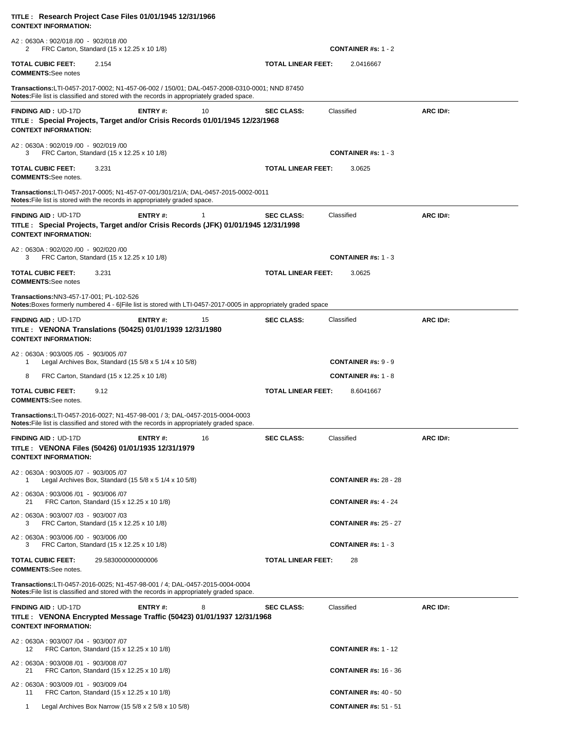**TITLE : Research Project Case Files 01/01/1945 12/31/1966**
**CONTEXT INFORMATION:**

A2 : 0630A : 902/018 /00 - 902/018 /00
2 FRC Carton, Standard (15 x 12.25 x 10 1/8) **CONTAINER #s:** 1 - 2

**TOTAL CUBIC FEET:** 2.154 **TOTAL LINEAR FEET:** 2.0416667
**COMMENTS:** See notes

**Transactions:** LTI-0457-2017-0002; N1-457-06-002 / 150/01; DAL-0457-2008-0310-0001; NND 87450
**Notes:** File list is classified and stored with the records in appropriately graded space.

---

**FINDING AID :** UD-17D **ENTRY #:** 10 **SEC CLASS:** Classified **ARC ID#:**
**TITLE : Special Projects, Target and/or Crisis Records 01/01/1945 12/23/1968**
**CONTEXT INFORMATION:**

A2 : 0630A : 902/019 /00 - 902/019 /00
3 FRC Carton, Standard (15 x 12.25 x 10 1/8) **CONTAINER #s:** 1 - 3

**TOTAL CUBIC FEET:** 3.231 **TOTAL LINEAR FEET:** 3.0625
**COMMENTS:** See notes.

**Transactions:** LTI-0457-2017-0005; N1-457-07-001/301/21/A; DAL-0457-2015-0002-0011
**Notes:** File list is stored with the records in appropriately graded space.

---

**FINDING AID :** UD-17D **ENTRY #:** 1 **SEC CLASS:** Classified **ARC ID#:**
**TITLE : Special Projects, Target and/or Crisis Records (JFK) 01/01/1945 12/31/1998**
**CONTEXT INFORMATION:**

A2 : 0630A : 902/020 /00 - 902/020 /00
3 FRC Carton, Standard (15 x 12.25 x 10 1/8) **CONTAINER #s:** 1 - 3

**TOTAL CUBIC FEET:** 3.231 **TOTAL LINEAR FEET:** 3.0625
**COMMENTS:** See notes

**Transactions:** NN3-457-17-001; PL-102-526
**Notes:** Boxes formerly numbered 4 - 6|File list is stored with LTI-0457-2017-0005 in appropriately graded space

---

**FINDING AID :** UD-17D **ENTRY #:** 15 **SEC CLASS:** Classified **ARC ID#:**
**TITLE : VENONA Translations (50425) 01/01/1939 12/31/1980**
**CONTEXT INFORMATION:**

A2 : 0630A : 903/005 /05 - 903/005 /07
1 Legal Archives Box, Standard (15 5/8 x 5 1/4 x 10 5/8) **CONTAINER #s:** 9 - 9

8 FRC Carton, Standard (15 x 12.25 x 10 1/8) **CONTAINER #s:** 1 - 8

**TOTAL CUBIC FEET:** 9.12 **TOTAL LINEAR FEET:** 8.6041667
**COMMENTS:** See notes.

**Transactions:** LTI-0457-2016-0027; N1-457-98-001 / 3; DAL-0457-2015-0004-0003
**Notes:** File list is classified and stored with the records in appropriately graded space.

---

**FINDING AID :** UD-17D **ENTRY #:** 16 **SEC CLASS:** Classified **ARC ID#:**
**TITLE : VENONA Files (50426) 01/01/1935 12/31/1979**
**CONTEXT INFORMATION:**

A2 : 0630A : 903/005 /07 - 903/005 /07
1 Legal Archives Box, Standard (15 5/8 x 5 1/4 x 10 5/8) **CONTAINER #s:** 28 - 28

A2 : 0630A : 903/006 /01 - 903/006 /07
21 FRC Carton, Standard (15 x 12.25 x 10 1/8) **CONTAINER #s:** 4 - 24

A2 : 0630A : 903/007 /03 - 903/007 /03
3 FRC Carton, Standard (15 x 12.25 x 10 1/8) **CONTAINER #s:** 25 - 27

A2 : 0630A : 903/006 /00 - 903/006 /00
3 FRC Carton, Standard (15 x 12.25 x 10 1/8) **CONTAINER #s:** 1 - 3

**TOTAL CUBIC FEET:** 29.583000000000006 **TOTAL LINEAR FEET:** 28
**COMMENTS:** See notes.

**Transactions:** LTI-0457-2016-0025; N1-457-98-001 / 4; DAL-0457-2015-0004-0004
**Notes:** File list is classified and stored with the records in appropriately graded space.

---

**FINDING AID :** UD-17D **ENTRY #:** 8 **SEC CLASS:** Classified **ARC ID#:**
**TITLE : VENONA Encrypted Message Traffic (50423) 01/01/1937 12/31/1968**
**CONTEXT INFORMATION:**

A2 : 0630A : 903/007 /04 - 903/007 /07
12 FRC Carton, Standard (15 x 12.25 x 10 1/8) **CONTAINER #s:** 1 - 12

A2 : 0630A : 903/008 /01 - 903/008 /07
21 FRC Carton, Standard (15 x 12.25 x 10 1/8) **CONTAINER #s:** 16 - 36

A2 : 0630A : 903/009 /01 - 903/009 /04
11 FRC Carton, Standard (15 x 12.25 x 10 1/8) **CONTAINER #s:** 40 - 50

1 Legal Archives Box Narrow (15 5/8 x 2 5/8 x 10 5/8) **CONTAINER #s:** 51 - 51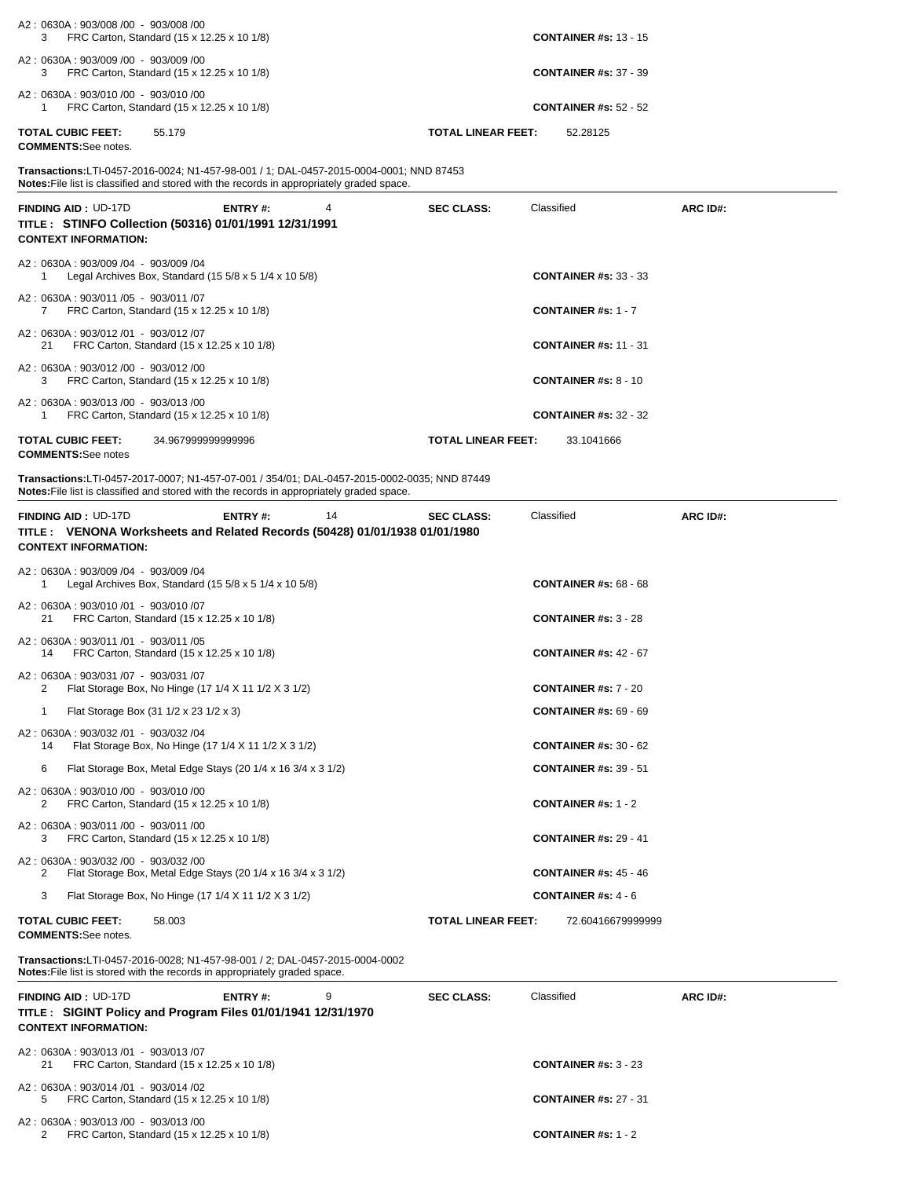A2 : 0630A : 903/008 /00 - 903/008 /00
3 FRC Carton, Standard (15 x 12.25 x 10 1/8) **CONTAINER #s:** 13 - 15

A2 : 0630A : 903/009 /00 - 903/009 /00
3 FRC Carton, Standard (15 x 12.25 x 10 1/8) **CONTAINER #s:** 37 - 39

A2 : 0630A : 903/010 /00 - 903/010 /00
1 FRC Carton, Standard (15 x 12.25 x 10 1/8) **CONTAINER #s:** 52 - 52

**TOTAL CUBIC FEET:** 55.179 **TOTAL LINEAR FEET:** 52.28125
**COMMENTS:** See notes.

**Transactions:** LTI-0457-2016-0024; N1-457-98-001 / 1; DAL-0457-2015-0004-0001; NND 87453
**Notes:** File list is classified and stored with the records in appropriately graded space.

---

**FINDING AID :** UD-17D **ENTRY #:** 4 **SEC CLASS:** Classified **ARC ID#:**
**TITLE : STINFO Collection (50316) 01/01/1991 12/31/1991**
**CONTEXT INFORMATION:**

A2 : 0630A : 903/009 /04 - 903/009 /04
1 Legal Archives Box, Standard (15 5/8 x 5 1/4 x 10 5/8) **CONTAINER #s:** 33 - 33

A2 : 0630A : 903/011 /05 - 903/011 /07
7 FRC Carton, Standard (15 x 12.25 x 10 1/8) **CONTAINER #s:** 1 - 7

A2 : 0630A : 903/012 /01 - 903/012 /07
21 FRC Carton, Standard (15 x 12.25 x 10 1/8) **CONTAINER #s:** 11 - 31

A2 : 0630A : 903/012 /00 - 903/012 /00
3 FRC Carton, Standard (15 x 12.25 x 10 1/8) **CONTAINER #s:** 8 - 10

A2 : 0630A : 903/013 /00 - 903/013 /00
1 FRC Carton, Standard (15 x 12.25 x 10 1/8) **CONTAINER #s:** 32 - 32

**TOTAL CUBIC FEET:** 34.967999999999996 **TOTAL LINEAR FEET:** 33.1041666
**COMMENTS:** See notes

**Transactions:** LTI-0457-2017-0007; N1-457-07-001 / 354/01; DAL-0457-2015-0002-0035; NND 87449
**Notes:** File list is classified and stored with the records in appropriately graded space.

---

**FINDING AID :** UD-17D **ENTRY #:** 14 **SEC CLASS:** Classified **ARC ID#:**
**TITLE : VENONA Worksheets and Related Records (50428) 01/01/1938 01/01/1980**
**CONTEXT INFORMATION:**

A2 : 0630A : 903/009 /04 - 903/009 /04
1 Legal Archives Box, Standard (15 5/8 x 5 1/4 x 10 5/8) **CONTAINER #s:** 68 - 68

A2 : 0630A : 903/010 /01 - 903/010 /07
21 FRC Carton, Standard (15 x 12.25 x 10 1/8) **CONTAINER #s:** 3 - 28

A2 : 0630A : 903/011 /01 - 903/011 /05
14 FRC Carton, Standard (15 x 12.25 x 10 1/8) **CONTAINER #s:** 42 - 67

A2 : 0630A : 903/031 /07 - 903/031 /07
2 Flat Storage Box, No Hinge (17 1/4 X 11 1/2 X 3 1/2) **CONTAINER #s:** 7 - 20
1 Flat Storage Box (31 1/2 x 23 1/2 x 3) **CONTAINER #s:** 69 - 69

A2 : 0630A : 903/032 /01 - 903/032 /04
14 Flat Storage Box, No Hinge (17 1/4 X 11 1/2 X 3 1/2) **CONTAINER #s:** 30 - 62
6 Flat Storage Box, Metal Edge Stays (20 1/4 x 16 3/4 x 3 1/2) **CONTAINER #s:** 39 - 51

A2 : 0630A : 903/010 /00 - 903/010 /00
2 FRC Carton, Standard (15 x 12.25 x 10 1/8) **CONTAINER #s:** 1 - 2

A2 : 0630A : 903/011 /00 - 903/011 /00
3 FRC Carton, Standard (15 x 12.25 x 10 1/8) **CONTAINER #s:** 29 - 41

A2 : 0630A : 903/032 /00 - 903/032 /00
2 Flat Storage Box, Metal Edge Stays (20 1/4 x 16 3/4 x 3 1/2) **CONTAINER #s:** 45 - 46
3 Flat Storage Box, No Hinge (17 1/4 X 11 1/2 X 3 1/2) **CONTAINER #s:** 4 - 6

**TOTAL CUBIC FEET:** 58.003 **TOTAL LINEAR FEET:** 72.60416679999999
**COMMENTS:** See notes.

**Transactions:** LTI-0457-2016-0028; N1-457-98-001 / 2; DAL-0457-2015-0004-0002
**Notes:** File list is stored with the records in appropriately graded space.

---

**FINDING AID :** UD-17D **ENTRY #:** 9 **SEC CLASS:** Classified **ARC ID#:**
**TITLE : SIGINT Policy and Program Files 01/01/1941 12/31/1970**
**CONTEXT INFORMATION:**

A2 : 0630A : 903/013 /01 - 903/013 /07
21 FRC Carton, Standard (15 x 12.25 x 10 1/8) **CONTAINER #s:** 3 - 23

A2 : 0630A : 903/014 /01 - 903/014 /02
5 FRC Carton, Standard (15 x 12.25 x 10 1/8) **CONTAINER #s:** 27 - 31

A2 : 0630A : 903/013 /00 - 903/013 /00
2 FRC Carton, Standard (15 x 12.25 x 10 1/8) **CONTAINER #s:** 1 - 2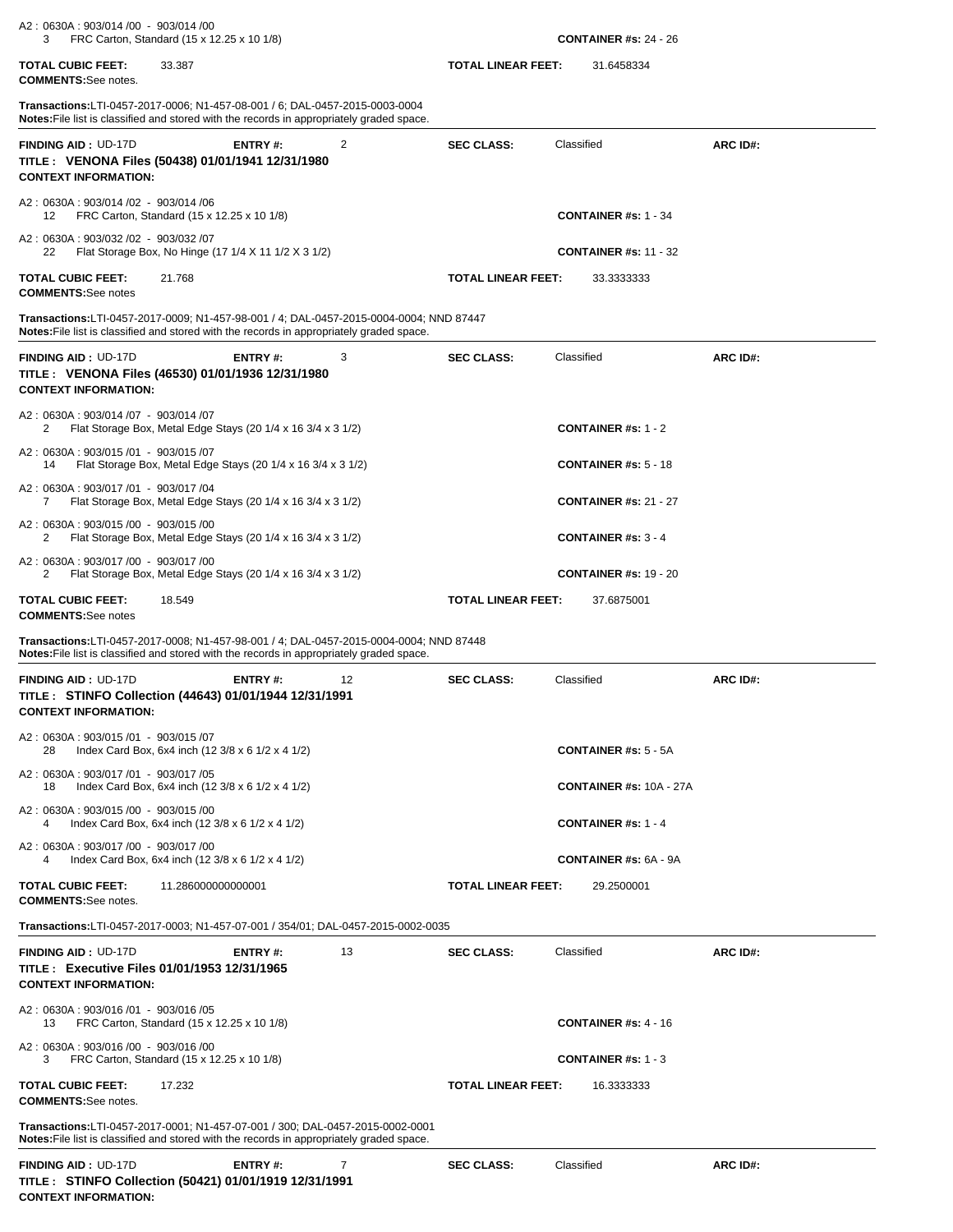A2 : 0630A : 903/014 /00 - 903/014 /00
3 FRC Carton, Standard (15 x 12.25 x 10 1/8) **CONTAINER #s:** 24 - 26

**TOTAL CUBIC FEET:** 33.387 **TOTAL LINEAR FEET:** 31.6458334
**COMMENTS:** See notes.

**Transactions:** LTI-0457-2017-0006; N1-457-08-001 / 6; DAL-0457-2015-0003-0004
**Notes:** File list is classified and stored with the records in appropriately graded space.

---

**FINDING AID :** UD-17D **ENTRY #:** 2 **SEC CLASS:** Classified **ARC ID#:**
**TITLE : VENONA Files (50438) 01/01/1941 12/31/1980**
**CONTEXT INFORMATION:**

A2 : 0630A : 903/014 /02 - 903/014 /06
12 FRC Carton, Standard (15 x 12.25 x 10 1/8) **CONTAINER #s:** 1 - 34

A2 : 0630A : 903/032 /02 - 903/032 /07
22 Flat Storage Box, No Hinge (17 1/4 X 11 1/2 X 3 1/2) **CONTAINER #s:** 11 - 32

**TOTAL CUBIC FEET:** 21.768 **TOTAL LINEAR FEET:** 33.3333333
**COMMENTS:** See notes

**Transactions:** LTI-0457-2017-0009; N1-457-98-001 / 4; DAL-0457-2015-0004-0004; NND 87447
**Notes:** File list is classified and stored with the records in appropriately graded space.

---

**FINDING AID :** UD-17D **ENTRY #:** 3 **SEC CLASS:** Classified **ARC ID#:**
**TITLE : VENONA Files (46530) 01/01/1936 12/31/1980**
**CONTEXT INFORMATION:**

A2 : 0630A : 903/014 /07 - 903/014 /07
2 Flat Storage Box, Metal Edge Stays (20 1/4 x 16 3/4 x 3 1/2) **CONTAINER #s:** 1 - 2

A2 : 0630A : 903/015 /01 - 903/015 /07
14 Flat Storage Box, Metal Edge Stays (20 1/4 x 16 3/4 x 3 1/2) **CONTAINER #s:** 5 - 18

A2 : 0630A : 903/017 /01 - 903/017 /04
7 Flat Storage Box, Metal Edge Stays (20 1/4 x 16 3/4 x 3 1/2) **CONTAINER #s:** 21 - 27

A2 : 0630A : 903/015 /00 - 903/015 /00
2 Flat Storage Box, Metal Edge Stays (20 1/4 x 16 3/4 x 3 1/2) **CONTAINER #s:** 3 - 4

A2 : 0630A : 903/017 /00 - 903/017 /00
2 Flat Storage Box, Metal Edge Stays (20 1/4 x 16 3/4 x 3 1/2) **CONTAINER #s:** 19 - 20

**TOTAL CUBIC FEET:** 18.549 **TOTAL LINEAR FEET:** 37.6875001
**COMMENTS:** See notes

**Transactions:** LTI-0457-2017-0008; N1-457-98-001 / 4; DAL-0457-2015-0004-0004; NND 87448
**Notes:** File list is classified and stored with the records in appropriately graded space.

---

**FINDING AID :** UD-17D **ENTRY #:** 12 **SEC CLASS:** Classified **ARC ID#:**
**TITLE : STINFO Collection (44643) 01/01/1944 12/31/1991**
**CONTEXT INFORMATION:**

A2 : 0630A : 903/015 /01 - 903/015 /07
28 Index Card Box, 6x4 inch (12 3/8 x 6 1/2 x 4 1/2) **CONTAINER #s:** 5 - 5A

A2 : 0630A : 903/017 /01 - 903/017 /05
18 Index Card Box, 6x4 inch (12 3/8 x 6 1/2 x 4 1/2) **CONTAINER #s:** 10A - 27A

A2 : 0630A : 903/015 /00 - 903/015 /00
4 Index Card Box, 6x4 inch (12 3/8 x 6 1/2 x 4 1/2) **CONTAINER #s:** 1 - 4

A2 : 0630A : 903/017 /00 - 903/017 /00
4 Index Card Box, 6x4 inch (12 3/8 x 6 1/2 x 4 1/2) **CONTAINER #s:** 6A - 9A

**TOTAL CUBIC FEET:** 11.286000000000001 **TOTAL LINEAR FEET:** 29.2500001
**COMMENTS:** See notes.

**Transactions:** LTI-0457-2017-0003; N1-457-07-001 / 354/01; DAL-0457-2015-0002-0035

---

**FINDING AID :** UD-17D **ENTRY #:** 13 **SEC CLASS:** Classified **ARC ID#:**
**TITLE : Executive Files 01/01/1953 12/31/1965**
**CONTEXT INFORMATION:**

A2 : 0630A : 903/016 /01 - 903/016 /05
13 FRC Carton, Standard (15 x 12.25 x 10 1/8) **CONTAINER #s:** 4 - 16

A2 : 0630A : 903/016 /00 - 903/016 /00
3 FRC Carton, Standard (15 x 12.25 x 10 1/8) **CONTAINER #s:** 1 - 3

**TOTAL CUBIC FEET:** 17.232 **TOTAL LINEAR FEET:** 16.3333333
**COMMENTS:** See notes.

**Transactions:** LTI-0457-2017-0001; N1-457-07-001 / 300; DAL-0457-2015-0002-0001
**Notes:** File list is classified and stored with the records in appropriately graded space.

---

**FINDING AID :** UD-17D **ENTRY #:** 7 **SEC CLASS:** Classified **ARC ID#:**
**TITLE : STINFO Collection (50421) 01/01/1919 12/31/1991**
**CONTEXT INFORMATION:**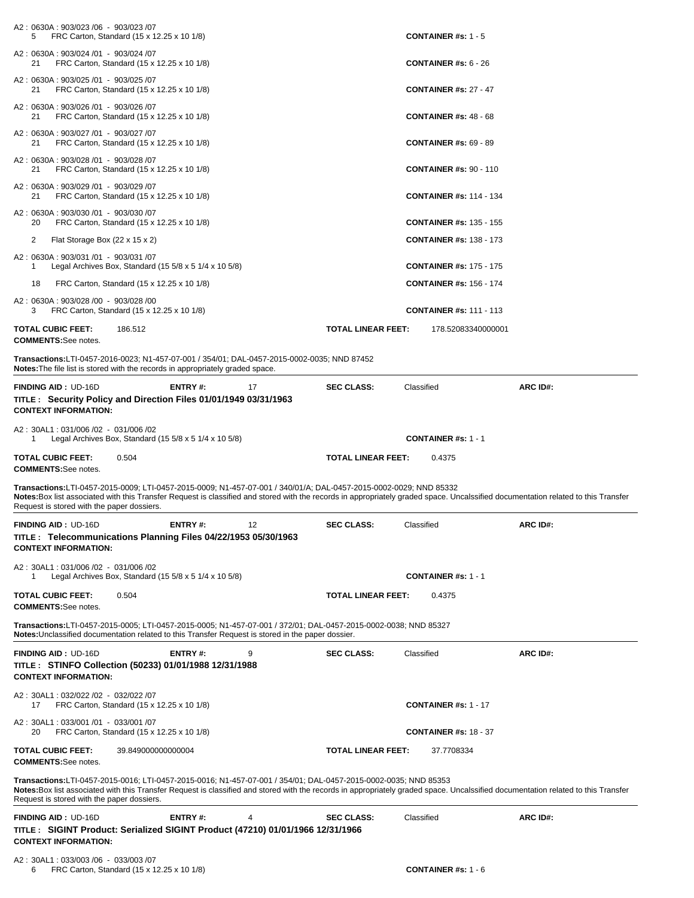A2 : 0630A : 903/023 /06 - 903/023 /07
5 FRC Carton, Standard (15 x 12.25 x 10 1/8) **CONTAINER #s:** 1 - 5

A2 : 0630A : 903/024 /01 - 903/024 /07
21 FRC Carton, Standard (15 x 12.25 x 10 1/8) **CONTAINER #s:** 6 - 26

A2 : 0630A : 903/025 /01 - 903/025 /07
21 FRC Carton, Standard (15 x 12.25 x 10 1/8) **CONTAINER #s:** 27 - 47

A2 : 0630A : 903/026 /01 - 903/026 /07
21 FRC Carton, Standard (15 x 12.25 x 10 1/8) **CONTAINER #s:** 48 - 68

A2 : 0630A : 903/027 /01 - 903/027 /07
21 FRC Carton, Standard (15 x 12.25 x 10 1/8) **CONTAINER #s:** 69 - 89

A2 : 0630A : 903/028 /01 - 903/028 /07
21 FRC Carton, Standard (15 x 12.25 x 10 1/8) **CONTAINER #s:** 90 - 110

A2 : 0630A : 903/029 /01 - 903/029 /07
21 FRC Carton, Standard (15 x 12.25 x 10 1/8) **CONTAINER #s:** 114 - 134

A2 : 0630A : 903/030 /01 - 903/030 /07
20 FRC Carton, Standard (15 x 12.25 x 10 1/8) **CONTAINER #s:** 135 - 155

2 Flat Storage Box (22 x 15 x 2) **CONTAINER #s:** 138 - 173

A2 : 0630A : 903/031 /01 - 903/031 /07
1 Legal Archives Box, Standard (15 5/8 x 5 1/4 x 10 5/8) **CONTAINER #s:** 175 - 175

18 FRC Carton, Standard (15 x 12.25 x 10 1/8) **CONTAINER #s:** 156 - 174

A2 : 0630A : 903/028 /00 - 903/028 /00
3 FRC Carton, Standard (15 x 12.25 x 10 1/8) **CONTAINER #s:** 111 - 113

**TOTAL CUBIC FEET:** 186.512 **TOTAL LINEAR FEET:** 178.52083340000001
**COMMENTS:** See notes.

**Transactions:** LTI-0457-2016-0023; N1-457-07-001 / 354/01; DAL-0457-2015-0002-0035; NND 87452
**Notes:** The file list is stored with the records in appropriately graded space.

---

**FINDING AID :** UD-16D **ENTRY #:** 17 **SEC CLASS:** Classified **ARC ID#:**
**TITLE : Security Policy and Direction Files 01/01/1949 03/31/1963**
**CONTEXT INFORMATION:**

A2 : 30AL1 : 031/006 /02 - 031/006 /02
1 Legal Archives Box, Standard (15 5/8 x 5 1/4 x 10 5/8) **CONTAINER #s:** 1 - 1

**TOTAL CUBIC FEET:** 0.504 **TOTAL LINEAR FEET:** 0.4375
**COMMENTS:** See notes.

**Transactions:** LTI-0457-2015-0009; LTI-0457-2015-0009; N1-457-07-001 / 340/01/A; DAL-0457-2015-0002-0029; NND 85332
**Notes:** Box list associated with this Transfer Request is classified and stored with the records in appropriately graded space. Uncalssified documentation related to this Transfer Request is stored with the paper dossiers.

---

**FINDING AID :** UD-16D **ENTRY #:** 12 **SEC CLASS:** Classified **ARC ID#:**
**TITLE : Telecommunications Planning Files 04/22/1953 05/30/1963**
**CONTEXT INFORMATION:**

A2 : 30AL1 : 031/006 /02 - 031/006 /02
1 Legal Archives Box, Standard (15 5/8 x 5 1/4 x 10 5/8) **CONTAINER #s:** 1 - 1

**TOTAL CUBIC FEET:** 0.504 **TOTAL LINEAR FEET:** 0.4375
**COMMENTS:** See notes.

**Transactions:** LTI-0457-2015-0005; LTI-0457-2015-0005; N1-457-07-001 / 372/01; DAL-0457-2015-0002-0038; NND 85327
**Notes:** Unclassified documentation related to this Transfer Request is stored in the paper dossier.

---

**FINDING AID :** UD-16D **ENTRY #:** 9 **SEC CLASS:** Classified **ARC ID#:**
**TITLE : STINFO Collection (50233) 01/01/1988 12/31/1988**
**CONTEXT INFORMATION:**

A2 : 30AL1 : 032/022 /02 - 032/022 /07
17 FRC Carton, Standard (15 x 12.25 x 10 1/8) **CONTAINER #s:** 1 - 17

A2 : 30AL1 : 033/001 /01 - 033/001 /07
20 FRC Carton, Standard (15 x 12.25 x 10 1/8) **CONTAINER #s:** 18 - 37

**TOTAL CUBIC FEET:** 39.849000000000004 **TOTAL LINEAR FEET:** 37.7708334
**COMMENTS:** See notes.

**Transactions:** LTI-0457-2015-0016; LTI-0457-2015-0016; N1-457-07-001 / 354/01; DAL-0457-2015-0002-0035; NND 85353
**Notes:** Box list associated with this Transfer Request is classified and stored with the records in appropriately graded space. Uncalssified documentation related to this Transfer Request is stored with the paper dossiers.

---

**FINDING AID :** UD-16D **ENTRY #:** 4 **SEC CLASS:** Classified **ARC ID#:**
**TITLE : SIGINT Product: Serialized SIGINT Product (47210) 01/01/1966 12/31/1966**
**CONTEXT INFORMATION:**

A2 : 30AL1 : 033/003 /06 - 033/003 /07
6 FRC Carton, Standard (15 x 12.25 x 10 1/8) **CONTAINER #s:** 1 - 6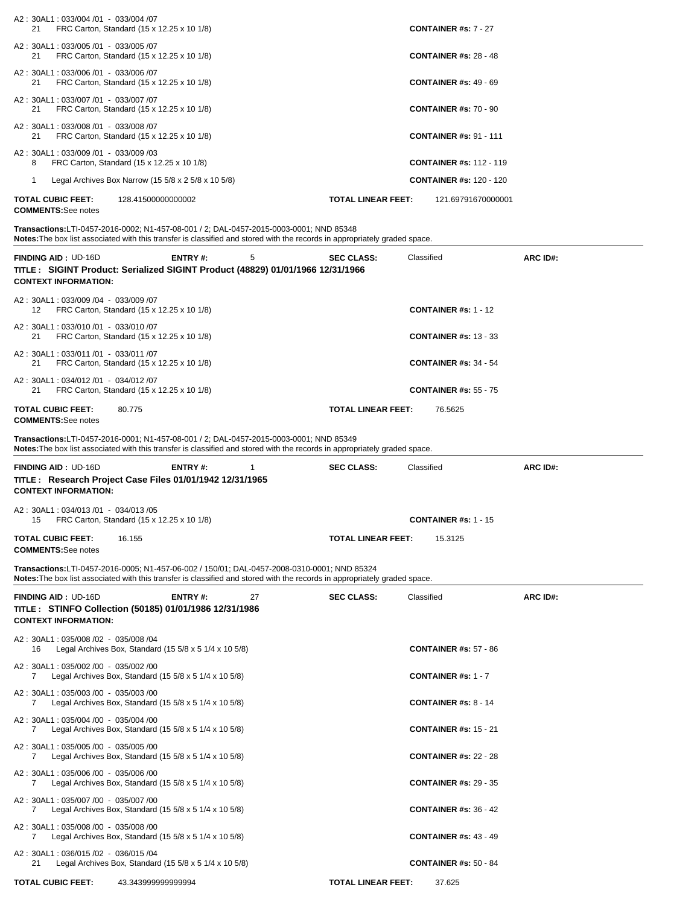A2 : 30AL1 : 033/004 /01 - 033/004 /07
21 FRC Carton, Standard (15 x 12.25 x 10 1/8) **CONTAINER #s:** 7 - 27

A2 : 30AL1 : 033/005 /01 - 033/005 /07
21 FRC Carton, Standard (15 x 12.25 x 10 1/8) **CONTAINER #s:** 28 - 48

A2 : 30AL1 : 033/006 /01 - 033/006 /07
21 FRC Carton, Standard (15 x 12.25 x 10 1/8) **CONTAINER #s:** 49 - 69

A2 : 30AL1 : 033/007 /01 - 033/007 /07
21 FRC Carton, Standard (15 x 12.25 x 10 1/8) **CONTAINER #s:** 70 - 90

A2 : 30AL1 : 033/008 /01 - 033/008 /07
21 FRC Carton, Standard (15 x 12.25 x 10 1/8) **CONTAINER #s:** 91 - 111

A2 : 30AL1 : 033/009 /01 - 033/009 /03
8 FRC Carton, Standard (15 x 12.25 x 10 1/8) **CONTAINER #s:** 112 - 119

1 Legal Archives Box Narrow (15 5/8 x 2 5/8 x 10 5/8) **CONTAINER #s:** 120 - 120

**TOTAL CUBIC FEET:** 128.41500000000002 **TOTAL LINEAR FEET:** 121.69791670000001
**COMMENTS:**See notes

**Transactions:**LTI-0457-2016-0002; N1-457-08-001 / 2; DAL-0457-2015-0003-0001; NND 85348
**Notes:**The box list associated with this transfer is classified and stored with the records in appropriately graded space.

---

**FINDING AID :** UD-16D **ENTRY #:** 5 **SEC CLASS:** Classified **ARC ID#:**
**TITLE : SIGINT Product: Serialized SIGINT Product (48829) 01/01/1966 12/31/1966**
**CONTEXT INFORMATION:**

A2 : 30AL1 : 033/009 /04 - 033/009 /07
12 FRC Carton, Standard (15 x 12.25 x 10 1/8) **CONTAINER #s:** 1 - 12

A2 : 30AL1 : 033/010 /01 - 033/010 /07
21 FRC Carton, Standard (15 x 12.25 x 10 1/8) **CONTAINER #s:** 13 - 33

A2 : 30AL1 : 033/011 /01 - 033/011 /07
21 FRC Carton, Standard (15 x 12.25 x 10 1/8) **CONTAINER #s:** 34 - 54

A2 : 30AL1 : 034/012 /01 - 034/012 /07
21 FRC Carton, Standard (15 x 12.25 x 10 1/8) **CONTAINER #s:** 55 - 75

**TOTAL CUBIC FEET:** 80.775 **TOTAL LINEAR FEET:** 76.5625
**COMMENTS:**See notes

**Transactions:**LTI-0457-2016-0001; N1-457-08-001 / 2; DAL-0457-2015-0003-0001; NND 85349
**Notes:**The box list associated with this transfer is classified and stored with the records in appropriately graded space.

---

**FINDING AID :** UD-16D **ENTRY #:** 1 **SEC CLASS:** Classified **ARC ID#:**
**TITLE : Research Project Case Files 01/01/1942 12/31/1965**
**CONTEXT INFORMATION:**

A2 : 30AL1 : 034/013 /01 - 034/013 /05
15 FRC Carton, Standard (15 x 12.25 x 10 1/8) **CONTAINER #s:** 1 - 15

**TOTAL CUBIC FEET:** 16.155 **TOTAL LINEAR FEET:** 15.3125
**COMMENTS:**See notes

**Transactions:**LTI-0457-2016-0005; N1-457-06-002 / 150/01; DAL-0457-2008-0310-0001; NND 85324
**Notes:**The box list associated with this transfer is classified and stored with the records in appropriately graded space.

---

**FINDING AID :** UD-16D **ENTRY #:** 27 **SEC CLASS:** Classified **ARC ID#:**
**TITLE : STINFO Collection (50185) 01/01/1986 12/31/1986**
**CONTEXT INFORMATION:**

A2 : 30AL1 : 035/008 /02 - 035/008 /04
16 Legal Archives Box, Standard (15 5/8 x 5 1/4 x 10 5/8) **CONTAINER #s:** 57 - 86

A2 : 30AL1 : 035/002 /00 - 035/002 /00
7 Legal Archives Box, Standard (15 5/8 x 5 1/4 x 10 5/8) **CONTAINER #s:** 1 - 7

A2 : 30AL1 : 035/003 /00 - 035/003 /00
7 Legal Archives Box, Standard (15 5/8 x 5 1/4 x 10 5/8) **CONTAINER #s:** 8 - 14

A2 : 30AL1 : 035/004 /00 - 035/004 /00
7 Legal Archives Box, Standard (15 5/8 x 5 1/4 x 10 5/8) **CONTAINER #s:** 15 - 21

A2 : 30AL1 : 035/005 /00 - 035/005 /00
7 Legal Archives Box, Standard (15 5/8 x 5 1/4 x 10 5/8) **CONTAINER #s:** 22 - 28

A2 : 30AL1 : 035/006 /00 - 035/006 /00
7 Legal Archives Box, Standard (15 5/8 x 5 1/4 x 10 5/8) **CONTAINER #s:** 29 - 35

A2 : 30AL1 : 035/007 /00 - 035/007 /00
7 Legal Archives Box, Standard (15 5/8 x 5 1/4 x 10 5/8) **CONTAINER #s:** 36 - 42

A2 : 30AL1 : 035/008 /00 - 035/008 /00
7 Legal Archives Box, Standard (15 5/8 x 5 1/4 x 10 5/8) **CONTAINER #s:** 43 - 49

A2 : 30AL1 : 036/015 /02 - 036/015 /04
21 Legal Archives Box, Standard (15 5/8 x 5 1/4 x 10 5/8) **CONTAINER #s:** 50 - 84

**TOTAL CUBIC FEET:** 43.343999999999994 **TOTAL LINEAR FEET:** 37.625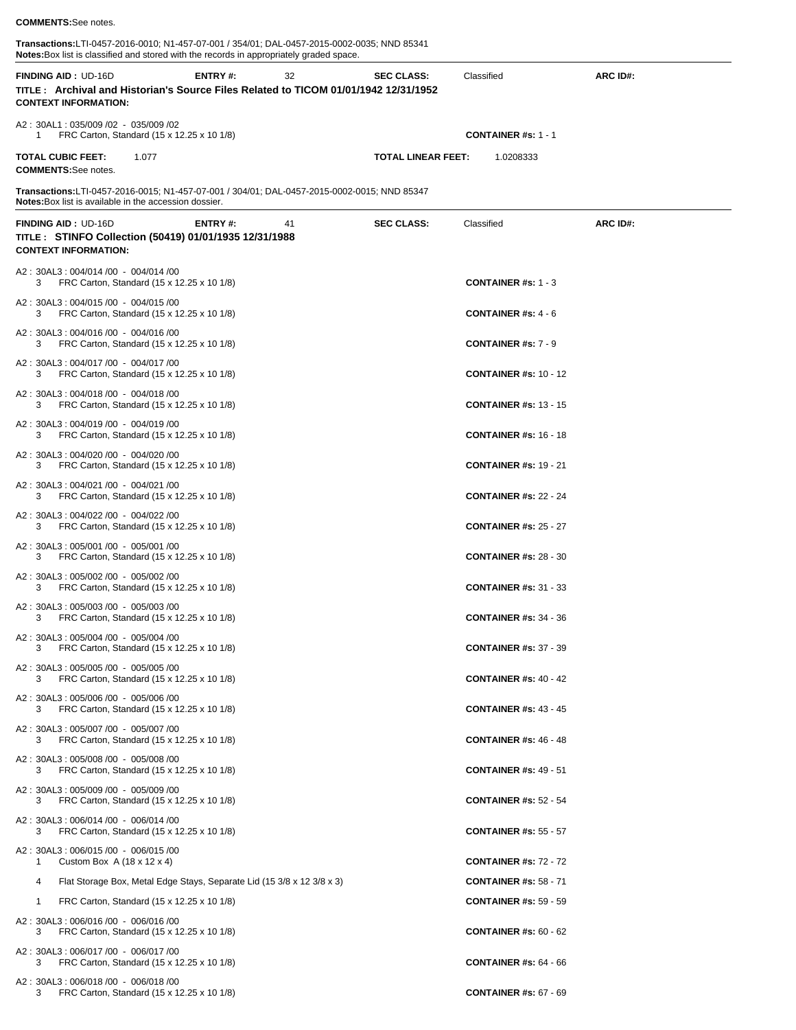**COMMENTS:** See notes.

**Transactions:** LTI-0457-2016-0010; N1-457-07-001 / 354/01; DAL-0457-2015-0002-0035; NND 85341
**Notes:** Box list is classified and stored with the records in appropriately graded space.

---

**FINDING AID :** UD-16D **ENTRY #:** 32 **SEC CLASS:** Classified **ARC ID#:**

**TITLE : Archival and Historian's Source Files Related to TICOM 01/01/1942 12/31/1952**

**CONTEXT INFORMATION:**

A2 : 30AL1 : 035/009 /02 - 035/009 /02
1 FRC Carton, Standard (15 x 12.25 x 10 1/8) **CONTAINER #s:** 1 - 1

**TOTAL CUBIC FEET:** 1.077 **TOTAL LINEAR FEET:** 1.0208333

**COMMENTS:** See notes.

**Transactions:** LTI-0457-2016-0015; N1-457-07-001 / 304/01; DAL-0457-2015-0002-0015; NND 85347
**Notes:** Box list is available in the accession dossier.

---

**FINDING AID :** UD-16D **ENTRY #:** 41 **SEC CLASS:** Classified **ARC ID#:**

**TITLE : STINFO Collection (50419) 01/01/1935 12/31/1988**

**CONTEXT INFORMATION:**

| Location | Qty | Container Type | Container #s |
|---|---|---|---|
| A2 : 30AL3 : 004/014 /00 - 004/014 /00 | 3 | FRC Carton, Standard (15 x 12.25 x 10 1/8) | **CONTAINER #s:** 1 - 3 |
| A2 : 30AL3 : 004/015 /00 - 004/015 /00 | 3 | FRC Carton, Standard (15 x 12.25 x 10 1/8) | **CONTAINER #s:** 4 - 6 |
| A2 : 30AL3 : 004/016 /00 - 004/016 /00 | 3 | FRC Carton, Standard (15 x 12.25 x 10 1/8) | **CONTAINER #s:** 7 - 9 |
| A2 : 30AL3 : 004/017 /00 - 004/017 /00 | 3 | FRC Carton, Standard (15 x 12.25 x 10 1/8) | **CONTAINER #s:** 10 - 12 |
| A2 : 30AL3 : 004/018 /00 - 004/018 /00 | 3 | FRC Carton, Standard (15 x 12.25 x 10 1/8) | **CONTAINER #s:** 13 - 15 |
| A2 : 30AL3 : 004/019 /00 - 004/019 /00 | 3 | FRC Carton, Standard (15 x 12.25 x 10 1/8) | **CONTAINER #s:** 16 - 18 |
| A2 : 30AL3 : 004/020 /00 - 004/020 /00 | 3 | FRC Carton, Standard (15 x 12.25 x 10 1/8) | **CONTAINER #s:** 19 - 21 |
| A2 : 30AL3 : 004/021 /00 - 004/021 /00 | 3 | FRC Carton, Standard (15 x 12.25 x 10 1/8) | **CONTAINER #s:** 22 - 24 |
| A2 : 30AL3 : 004/022 /00 - 004/022 /00 | 3 | FRC Carton, Standard (15 x 12.25 x 10 1/8) | **CONTAINER #s:** 25 - 27 |
| A2 : 30AL3 : 005/001 /00 - 005/001 /00 | 3 | FRC Carton, Standard (15 x 12.25 x 10 1/8) | **CONTAINER #s:** 28 - 30 |
| A2 : 30AL3 : 005/002 /00 - 005/002 /00 | 3 | FRC Carton, Standard (15 x 12.25 x 10 1/8) | **CONTAINER #s:** 31 - 33 |
| A2 : 30AL3 : 005/003 /00 - 005/003 /00 | 3 | FRC Carton, Standard (15 x 12.25 x 10 1/8) | **CONTAINER #s:** 34 - 36 |
| A2 : 30AL3 : 005/004 /00 - 005/004 /00 | 3 | FRC Carton, Standard (15 x 12.25 x 10 1/8) | **CONTAINER #s:** 37 - 39 |
| A2 : 30AL3 : 005/005 /00 - 005/005 /00 | 3 | FRC Carton, Standard (15 x 12.25 x 10 1/8) | **CONTAINER #s:** 40 - 42 |
| A2 : 30AL3 : 005/006 /00 - 005/006 /00 | 3 | FRC Carton, Standard (15 x 12.25 x 10 1/8) | **CONTAINER #s:** 43 - 45 |
| A2 : 30AL3 : 005/007 /00 - 005/007 /00 | 3 | FRC Carton, Standard (15 x 12.25 x 10 1/8) | **CONTAINER #s:** 46 - 48 |
| A2 : 30AL3 : 005/008 /00 - 005/008 /00 | 3 | FRC Carton, Standard (15 x 12.25 x 10 1/8) | **CONTAINER #s:** 49 - 51 |
| A2 : 30AL3 : 005/009 /00 - 005/009 /00 | 3 | FRC Carton, Standard (15 x 12.25 x 10 1/8) | **CONTAINER #s:** 52 - 54 |
| A2 : 30AL3 : 006/014 /00 - 006/014 /00 | 3 | FRC Carton, Standard (15 x 12.25 x 10 1/8) | **CONTAINER #s:** 55 - 57 |
| A2 : 30AL3 : 006/015 /00 - 006/015 /00 | 1 | Custom Box A (18 x 12 x 4) | **CONTAINER #s:** 72 - 72 |
| | 4 | Flat Storage Box, Metal Edge Stays, Separate Lid (15 3/8 x 12 3/8 x 3) | **CONTAINER #s:** 58 - 71 |
| | 1 | FRC Carton, Standard (15 x 12.25 x 10 1/8) | **CONTAINER #s:** 59 - 59 |
| A2 : 30AL3 : 006/016 /00 - 006/016 /00 | 3 | FRC Carton, Standard (15 x 12.25 x 10 1/8) | **CONTAINER #s:** 60 - 62 |
| A2 : 30AL3 : 006/017 /00 - 006/017 /00 | 3 | FRC Carton, Standard (15 x 12.25 x 10 1/8) | **CONTAINER #s:** 64 - 66 |
| A2 : 30AL3 : 006/018 /00 - 006/018 /00 | 3 | FRC Carton, Standard (15 x 12.25 x 10 1/8) | **CONTAINER #s:** 67 - 69 |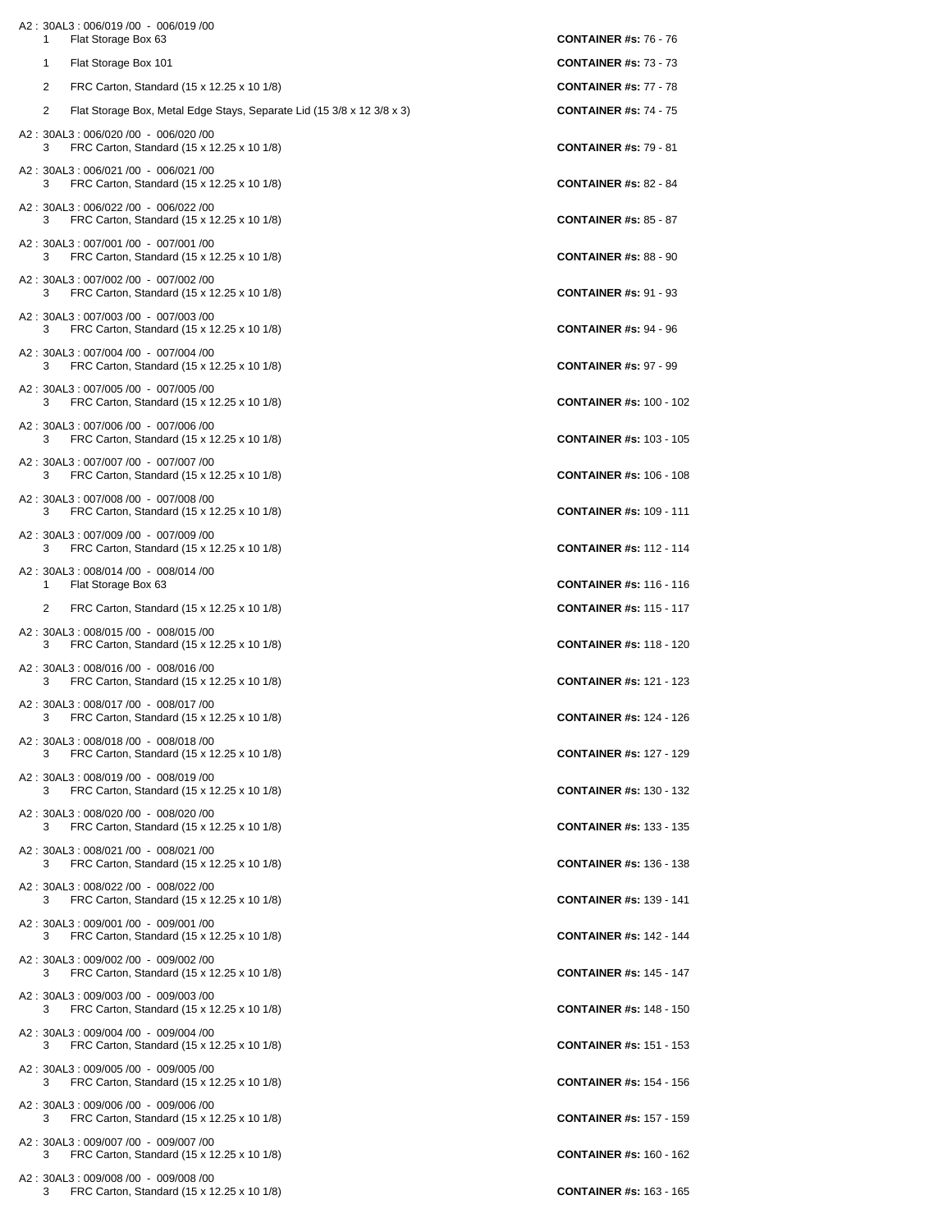A2 : 30AL3 : 006/019 /00 - 006/019 /00

| Qty | Description | Containers |
|---|---|---|
| 1 | Flat Storage Box 63 | **CONTAINER #s:** 76 - 76 |
| 1 | Flat Storage Box 101 | **CONTAINER #s:** 73 - 73 |
| 2 | FRC Carton, Standard (15 x 12.25 x 10 1/8) | **CONTAINER #s:** 77 - 78 |
| 2 | Flat Storage Box, Metal Edge Stays, Separate Lid (15 3/8 x 12 3/8 x 3) | **CONTAINER #s:** 74 - 75 |

A2 : 30AL3 : 006/020 /00 - 006/020 /00

| Qty | Description | Containers |
|---|---|---|
| 3 | FRC Carton, Standard (15 x 12.25 x 10 1/8) | **CONTAINER #s:** 79 - 81 |

A2 : 30AL3 : 006/021 /00 - 006/021 /00

| Qty | Description | Containers |
|---|---|---|
| 3 | FRC Carton, Standard (15 x 12.25 x 10 1/8) | **CONTAINER #s:** 82 - 84 |

A2 : 30AL3 : 006/022 /00 - 006/022 /00

| Qty | Description | Containers |
|---|---|---|
| 3 | FRC Carton, Standard (15 x 12.25 x 10 1/8) | **CONTAINER #s:** 85 - 87 |

A2 : 30AL3 : 007/001 /00 - 007/001 /00

| Qty | Description | Containers |
|---|---|---|
| 3 | FRC Carton, Standard (15 x 12.25 x 10 1/8) | **CONTAINER #s:** 88 - 90 |

A2 : 30AL3 : 007/002 /00 - 007/002 /00

| Qty | Description | Containers |
|---|---|---|
| 3 | FRC Carton, Standard (15 x 12.25 x 10 1/8) | **CONTAINER #s:** 91 - 93 |

A2 : 30AL3 : 007/003 /00 - 007/003 /00

| Qty | Description | Containers |
|---|---|---|
| 3 | FRC Carton, Standard (15 x 12.25 x 10 1/8) | **CONTAINER #s:** 94 - 96 |

A2 : 30AL3 : 007/004 /00 - 007/004 /00

| Qty | Description | Containers |
|---|---|---|
| 3 | FRC Carton, Standard (15 x 12.25 x 10 1/8) | **CONTAINER #s:** 97 - 99 |

A2 : 30AL3 : 007/005 /00 - 007/005 /00

| Qty | Description | Containers |
|---|---|---|
| 3 | FRC Carton, Standard (15 x 12.25 x 10 1/8) | **CONTAINER #s:** 100 - 102 |

A2 : 30AL3 : 007/006 /00 - 007/006 /00

| Qty | Description | Containers |
|---|---|---|
| 3 | FRC Carton, Standard (15 x 12.25 x 10 1/8) | **CONTAINER #s:** 103 - 105 |

A2 : 30AL3 : 007/007 /00 - 007/007 /00

| Qty | Description | Containers |
|---|---|---|
| 3 | FRC Carton, Standard (15 x 12.25 x 10 1/8) | **CONTAINER #s:** 106 - 108 |

A2 : 30AL3 : 007/008 /00 - 007/008 /00

| Qty | Description | Containers |
|---|---|---|
| 3 | FRC Carton, Standard (15 x 12.25 x 10 1/8) | **CONTAINER #s:** 109 - 111 |

A2 : 30AL3 : 007/009 /00 - 007/009 /00

| Qty | Description | Containers |
|---|---|---|
| 3 | FRC Carton, Standard (15 x 12.25 x 10 1/8) | **CONTAINER #s:** 112 - 114 |

A2 : 30AL3 : 008/014 /00 - 008/014 /00

| Qty | Description | Containers |
|---|---|---|
| 1 | Flat Storage Box 63 | **CONTAINER #s:** 116 - 116 |
| 2 | FRC Carton, Standard (15 x 12.25 x 10 1/8) | **CONTAINER #s:** 115 - 117 |

A2 : 30AL3 : 008/015 /00 - 008/015 /00

| Qty | Description | Containers |
|---|---|---|
| 3 | FRC Carton, Standard (15 x 12.25 x 10 1/8) | **CONTAINER #s:** 118 - 120 |

A2 : 30AL3 : 008/016 /00 - 008/016 /00

| Qty | Description | Containers |
|---|---|---|
| 3 | FRC Carton, Standard (15 x 12.25 x 10 1/8) | **CONTAINER #s:** 121 - 123 |

A2 : 30AL3 : 008/017 /00 - 008/017 /00

| Qty | Description | Containers |
|---|---|---|
| 3 | FRC Carton, Standard (15 x 12.25 x 10 1/8) | **CONTAINER #s:** 124 - 126 |

A2 : 30AL3 : 008/018 /00 - 008/018 /00

| Qty | Description | Containers |
|---|---|---|
| 3 | FRC Carton, Standard (15 x 12.25 x 10 1/8) | **CONTAINER #s:** 127 - 129 |

A2 : 30AL3 : 008/019 /00 - 008/019 /00

| Qty | Description | Containers |
|---|---|---|
| 3 | FRC Carton, Standard (15 x 12.25 x 10 1/8) | **CONTAINER #s:** 130 - 132 |

A2 : 30AL3 : 008/020 /00 - 008/020 /00

| Qty | Description | Containers |
|---|---|---|
| 3 | FRC Carton, Standard (15 x 12.25 x 10 1/8) | **CONTAINER #s:** 133 - 135 |

A2 : 30AL3 : 008/021 /00 - 008/021 /00

| Qty | Description | Containers |
|---|---|---|
| 3 | FRC Carton, Standard (15 x 12.25 x 10 1/8) | **CONTAINER #s:** 136 - 138 |

A2 : 30AL3 : 008/022 /00 - 008/022 /00

| Qty | Description | Containers |
|---|---|---|
| 3 | FRC Carton, Standard (15 x 12.25 x 10 1/8) | **CONTAINER #s:** 139 - 141 |

A2 : 30AL3 : 009/001 /00 - 009/001 /00

| Qty | Description | Containers |
|---|---|---|
| 3 | FRC Carton, Standard (15 x 12.25 x 10 1/8) | **CONTAINER #s:** 142 - 144 |

A2 : 30AL3 : 009/002 /00 - 009/002 /00

| Qty | Description | Containers |
|---|---|---|
| 3 | FRC Carton, Standard (15 x 12.25 x 10 1/8) | **CONTAINER #s:** 145 - 147 |

A2 : 30AL3 : 009/003 /00 - 009/003 /00

| Qty | Description | Containers |
|---|---|---|
| 3 | FRC Carton, Standard (15 x 12.25 x 10 1/8) | **CONTAINER #s:** 148 - 150 |

A2 : 30AL3 : 009/004 /00 - 009/004 /00

| Qty | Description | Containers |
|---|---|---|
| 3 | FRC Carton, Standard (15 x 12.25 x 10 1/8) | **CONTAINER #s:** 151 - 153 |

A2 : 30AL3 : 009/005 /00 - 009/005 /00

| Qty | Description | Containers |
|---|---|---|
| 3 | FRC Carton, Standard (15 x 12.25 x 10 1/8) | **CONTAINER #s:** 154 - 156 |

A2 : 30AL3 : 009/006 /00 - 009/006 /00

| Qty | Description | Containers |
|---|---|---|
| 3 | FRC Carton, Standard (15 x 12.25 x 10 1/8) | **CONTAINER #s:** 157 - 159 |

A2 : 30AL3 : 009/007 /00 - 009/007 /00

| Qty | Description | Containers |
|---|---|---|
| 3 | FRC Carton, Standard (15 x 12.25 x 10 1/8) | **CONTAINER #s:** 160 - 162 |

A2 : 30AL3 : 009/008 /00 - 009/008 /00

| Qty | Description | Containers |
|---|---|---|
| 3 | FRC Carton, Standard (15 x 12.25 x 10 1/8) | **CONTAINER #s:** 163 - 165 |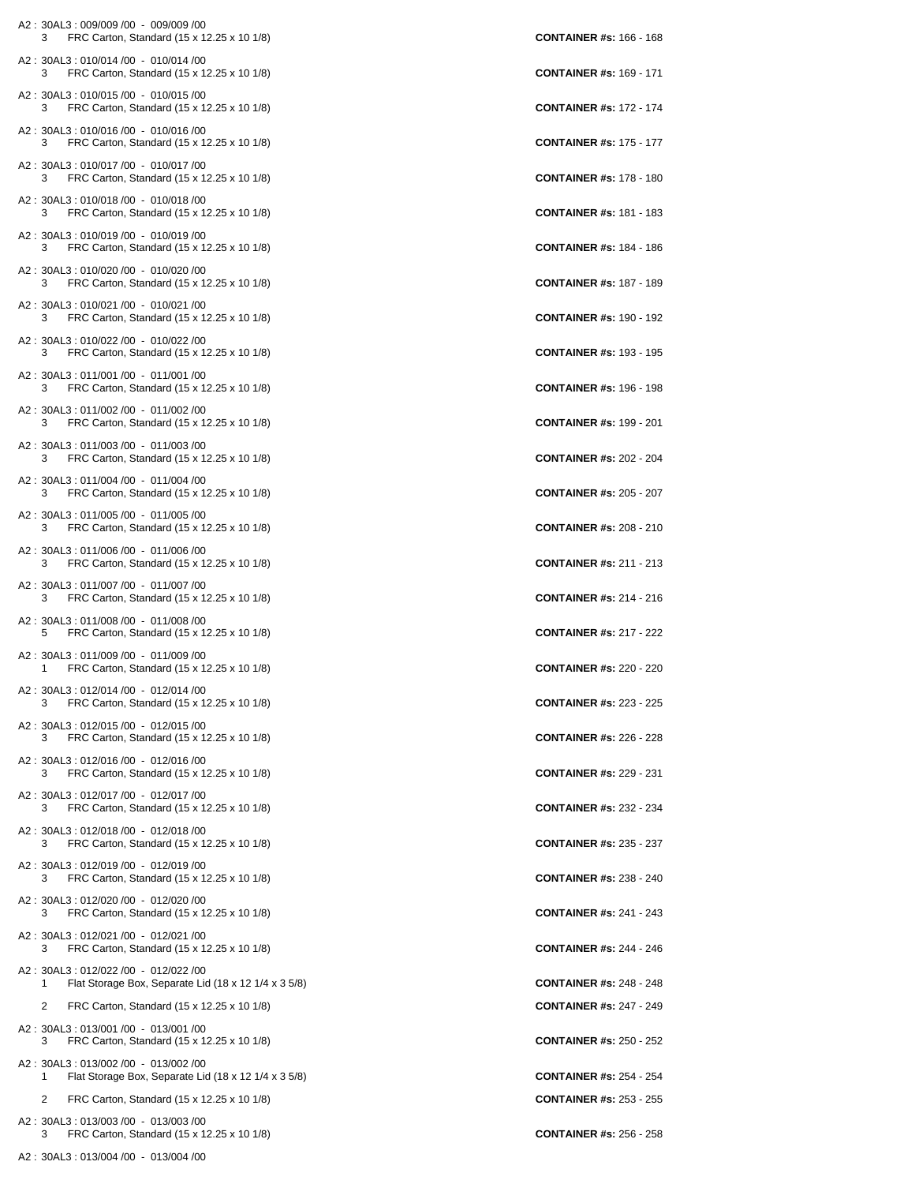A2 : 30AL3 : 009/009 /00 - 009/009 /00
3 FRC Carton, Standard (15 x 12.25 x 10 1/8) **CONTAINER #s:** 166 - 168

A2 : 30AL3 : 010/014 /00 - 010/014 /00
3 FRC Carton, Standard (15 x 12.25 x 10 1/8) **CONTAINER #s:** 169 - 171

A2 : 30AL3 : 010/015 /00 - 010/015 /00
3 FRC Carton, Standard (15 x 12.25 x 10 1/8) **CONTAINER #s:** 172 - 174

A2 : 30AL3 : 010/016 /00 - 010/016 /00
3 FRC Carton, Standard (15 x 12.25 x 10 1/8) **CONTAINER #s:** 175 - 177

A2 : 30AL3 : 010/017 /00 - 010/017 /00
3 FRC Carton, Standard (15 x 12.25 x 10 1/8) **CONTAINER #s:** 178 - 180

A2 : 30AL3 : 010/018 /00 - 010/018 /00
3 FRC Carton, Standard (15 x 12.25 x 10 1/8) **CONTAINER #s:** 181 - 183

A2 : 30AL3 : 010/019 /00 - 010/019 /00
3 FRC Carton, Standard (15 x 12.25 x 10 1/8) **CONTAINER #s:** 184 - 186

A2 : 30AL3 : 010/020 /00 - 010/020 /00
3 FRC Carton, Standard (15 x 12.25 x 10 1/8) **CONTAINER #s:** 187 - 189

A2 : 30AL3 : 010/021 /00 - 010/021 /00
3 FRC Carton, Standard (15 x 12.25 x 10 1/8) **CONTAINER #s:** 190 - 192

A2 : 30AL3 : 010/022 /00 - 010/022 /00
3 FRC Carton, Standard (15 x 12.25 x 10 1/8) **CONTAINER #s:** 193 - 195

A2 : 30AL3 : 011/001 /00 - 011/001 /00
3 FRC Carton, Standard (15 x 12.25 x 10 1/8) **CONTAINER #s:** 196 - 198

A2 : 30AL3 : 011/002 /00 - 011/002 /00
3 FRC Carton, Standard (15 x 12.25 x 10 1/8) **CONTAINER #s:** 199 - 201

A2 : 30AL3 : 011/003 /00 - 011/003 /00
3 FRC Carton, Standard (15 x 12.25 x 10 1/8) **CONTAINER #s:** 202 - 204

A2 : 30AL3 : 011/004 /00 - 011/004 /00
3 FRC Carton, Standard (15 x 12.25 x 10 1/8) **CONTAINER #s:** 205 - 207

A2 : 30AL3 : 011/005 /00 - 011/005 /00
3 FRC Carton, Standard (15 x 12.25 x 10 1/8) **CONTAINER #s:** 208 - 210

A2 : 30AL3 : 011/006 /00 - 011/006 /00
3 FRC Carton, Standard (15 x 12.25 x 10 1/8) **CONTAINER #s:** 211 - 213

A2 : 30AL3 : 011/007 /00 - 011/007 /00
3 FRC Carton, Standard (15 x 12.25 x 10 1/8) **CONTAINER #s:** 214 - 216

A2 : 30AL3 : 011/008 /00 - 011/008 /00
5 FRC Carton, Standard (15 x 12.25 x 10 1/8) **CONTAINER #s:** 217 - 222

A2 : 30AL3 : 011/009 /00 - 011/009 /00
1 FRC Carton, Standard (15 x 12.25 x 10 1/8) **CONTAINER #s:** 220 - 220

A2 : 30AL3 : 012/014 /00 - 012/014 /00
3 FRC Carton, Standard (15 x 12.25 x 10 1/8) **CONTAINER #s:** 223 - 225

A2 : 30AL3 : 012/015 /00 - 012/015 /00
3 FRC Carton, Standard (15 x 12.25 x 10 1/8) **CONTAINER #s:** 226 - 228

A2 : 30AL3 : 012/016 /00 - 012/016 /00
3 FRC Carton, Standard (15 x 12.25 x 10 1/8) **CONTAINER #s:** 229 - 231

A2 : 30AL3 : 012/017 /00 - 012/017 /00
3 FRC Carton, Standard (15 x 12.25 x 10 1/8) **CONTAINER #s:** 232 - 234

A2 : 30AL3 : 012/018 /00 - 012/018 /00
3 FRC Carton, Standard (15 x 12.25 x 10 1/8) **CONTAINER #s:** 235 - 237

A2 : 30AL3 : 012/019 /00 - 012/019 /00
3 FRC Carton, Standard (15 x 12.25 x 10 1/8) **CONTAINER #s:** 238 - 240

A2 : 30AL3 : 012/020 /00 - 012/020 /00
3 FRC Carton, Standard (15 x 12.25 x 10 1/8) **CONTAINER #s:** 241 - 243

A2 : 30AL3 : 012/021 /00 - 012/021 /00
3 FRC Carton, Standard (15 x 12.25 x 10 1/8) **CONTAINER #s:** 244 - 246

A2 : 30AL3 : 012/022 /00 - 012/022 /00
1 Flat Storage Box, Separate Lid (18 x 12 1/4 x 3 5/8) **CONTAINER #s:** 248 - 248

2 FRC Carton, Standard (15 x 12.25 x 10 1/8) **CONTAINER #s:** 247 - 249

A2 : 30AL3 : 013/001 /00 - 013/001 /00
3 FRC Carton, Standard (15 x 12.25 x 10 1/8) **CONTAINER #s:** 250 - 252

A2 : 30AL3 : 013/002 /00 - 013/002 /00
1 Flat Storage Box, Separate Lid (18 x 12 1/4 x 3 5/8) **CONTAINER #s:** 254 - 254

2 FRC Carton, Standard (15 x 12.25 x 10 1/8) **CONTAINER #s:** 253 - 255

A2 : 30AL3 : 013/003 /00 - 013/003 /00
3 FRC Carton, Standard (15 x 12.25 x 10 1/8) **CONTAINER #s:** 256 - 258

A2 : 30AL3 : 013/004 /00 - 013/004 /00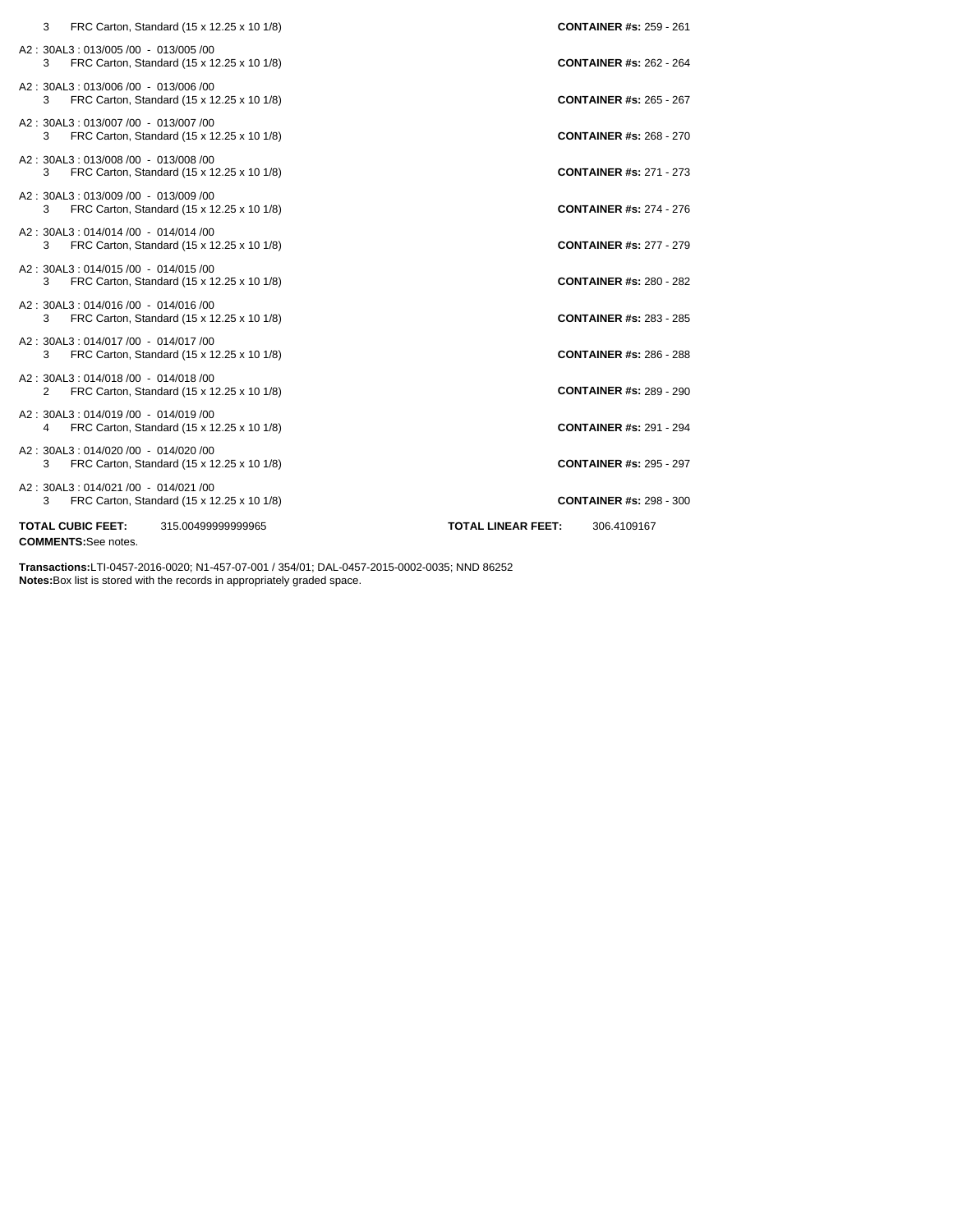3 FRC Carton, Standard (15 x 12.25 x 10 1/8) **CONTAINER #s:** 259 - 261

A2 : 30AL3 : 013/005 /00 - 013/005 /00
3 FRC Carton, Standard (15 x 12.25 x 10 1/8) **CONTAINER #s:** 262 - 264

A2 : 30AL3 : 013/006 /00 - 013/006 /00
3 FRC Carton, Standard (15 x 12.25 x 10 1/8) **CONTAINER #s:** 265 - 267

A2 : 30AL3 : 013/007 /00 - 013/007 /00
3 FRC Carton, Standard (15 x 12.25 x 10 1/8) **CONTAINER #s:** 268 - 270

A2 : 30AL3 : 013/008 /00 - 013/008 /00
3 FRC Carton, Standard (15 x 12.25 x 10 1/8) **CONTAINER #s:** 271 - 273

A2 : 30AL3 : 013/009 /00 - 013/009 /00
3 FRC Carton, Standard (15 x 12.25 x 10 1/8) **CONTAINER #s:** 274 - 276

A2 : 30AL3 : 014/014 /00 - 014/014 /00
3 FRC Carton, Standard (15 x 12.25 x 10 1/8) **CONTAINER #s:** 277 - 279

A2 : 30AL3 : 014/015 /00 - 014/015 /00
3 FRC Carton, Standard (15 x 12.25 x 10 1/8) **CONTAINER #s:** 280 - 282

A2 : 30AL3 : 014/016 /00 - 014/016 /00
3 FRC Carton, Standard (15 x 12.25 x 10 1/8) **CONTAINER #s:** 283 - 285

A2 : 30AL3 : 014/017 /00 - 014/017 /00
3 FRC Carton, Standard (15 x 12.25 x 10 1/8) **CONTAINER #s:** 286 - 288

A2 : 30AL3 : 014/018 /00 - 014/018 /00
2 FRC Carton, Standard (15 x 12.25 x 10 1/8) **CONTAINER #s:** 289 - 290

A2 : 30AL3 : 014/019 /00 - 014/019 /00
4 FRC Carton, Standard (15 x 12.25 x 10 1/8) **CONTAINER #s:** 291 - 294

A2 : 30AL3 : 014/020 /00 - 014/020 /00
3 FRC Carton, Standard (15 x 12.25 x 10 1/8) **CONTAINER #s:** 295 - 297

A2 : 30AL3 : 014/021 /00 - 014/021 /00
3 FRC Carton, Standard (15 x 12.25 x 10 1/8) **CONTAINER #s:** 298 - 300

**TOTAL CUBIC FEET:** 315.00499999999965 **TOTAL LINEAR FEET:** 306.4109167

**COMMENTS:** See notes.

**Transactions:** LTI-0457-2016-0020; N1-457-07-001 / 354/01; DAL-0457-2015-0002-0035; NND 86252

**Notes:** Box list is stored with the records in appropriately graded space.